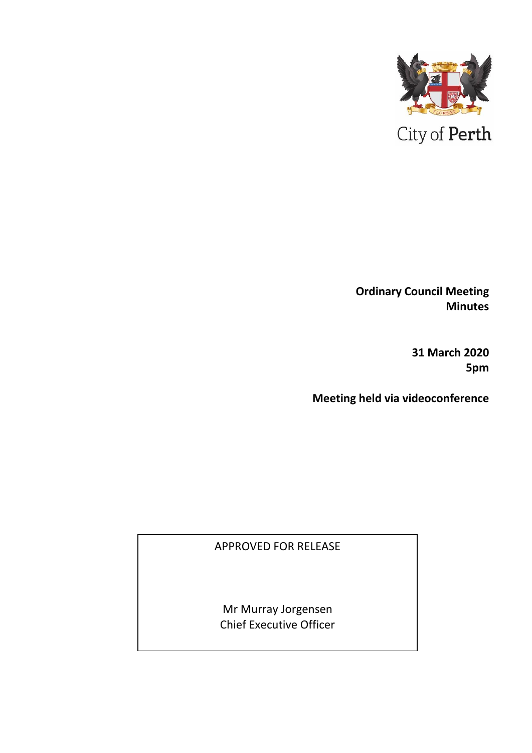City of Perth

**Ordinary Council Meeting Minutes**

**31 March 2020**
**5pm**

**Meeting held via videoconference**

APPROVED FOR RELEASE

Mr Murray Jorgensen
Chief Executive Officer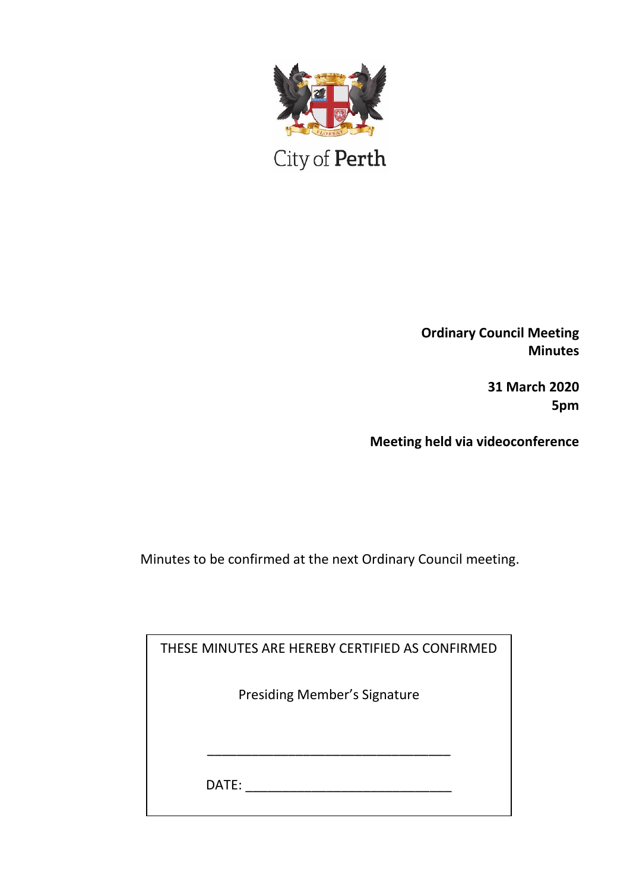City of Perth

**Ordinary Council Meeting**
**Minutes**

**31 March 2020**
**5pm**

**Meeting held via videoconference**

Minutes to be confirmed at the next Ordinary Council meeting.

| THESE MINUTES ARE HEREBY CERTIFIED AS CONFIRMED |
| --- |
| Presiding Member's Signature |
| _________________________________ |
| DATE: ____________________________ |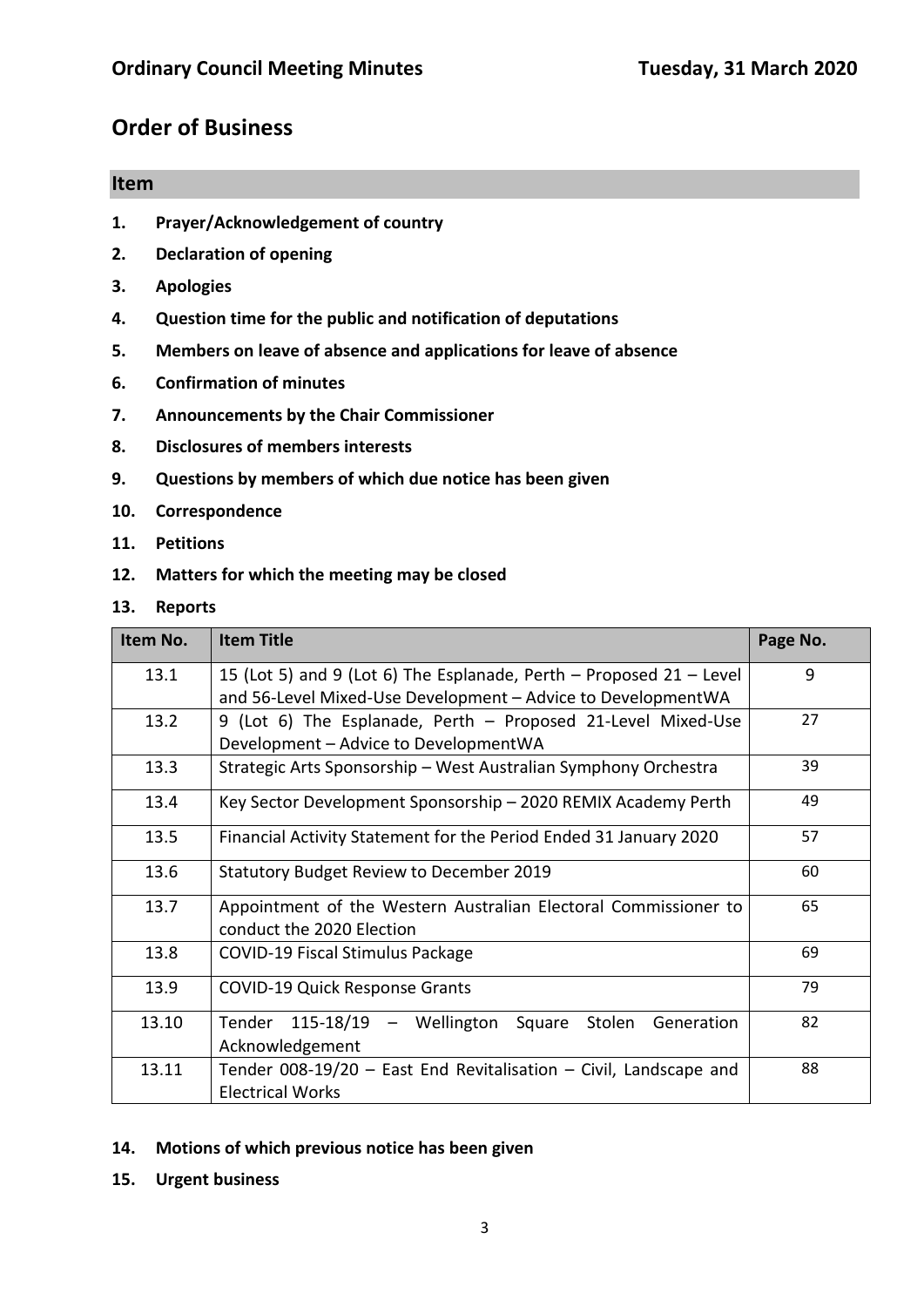# Order of Business

## Item

1. **Prayer/Acknowledgement of country**
2. **Declaration of opening**
3. **Apologies**
4. **Question time for the public and notification of deputations**
5. **Members on leave of absence and applications for leave of absence**
6. **Confirmation of minutes**
7. **Announcements by the Chair Commissioner**
8. **Disclosures of members interests**
9. **Questions by members of which due notice has been given**
10. **Correspondence**
11. **Petitions**
12. **Matters for which the meeting may be closed**
13. **Reports**

| Item No. | Item Title | Page No. |
|---|---|---|
| 13.1 | 15 (Lot 5) and 9 (Lot 6) The Esplanade, Perth – Proposed 21 – Level and 56-Level Mixed-Use Development – Advice to DevelopmentWA | 9 |
| 13.2 | 9 (Lot 6) The Esplanade, Perth – Proposed 21-Level Mixed-Use Development – Advice to DevelopmentWA | 27 |
| 13.3 | Strategic Arts Sponsorship – West Australian Symphony Orchestra | 39 |
| 13.4 | Key Sector Development Sponsorship – 2020 REMIX Academy Perth | 49 |
| 13.5 | Financial Activity Statement for the Period Ended 31 January 2020 | 57 |
| 13.6 | Statutory Budget Review to December 2019 | 60 |
| 13.7 | Appointment of the Western Australian Electoral Commissioner to conduct the 2020 Election | 65 |
| 13.8 | COVID-19 Fiscal Stimulus Package | 69 |
| 13.9 | COVID-19 Quick Response Grants | 79 |
| 13.10 | Tender 115-18/19 – Wellington Square Stolen Generation Acknowledgement | 82 |
| 13.11 | Tender 008-19/20 – East End Revitalisation – Civil, Landscape and Electrical Works | 88 |

14. **Motions of which previous notice has been given**
15. **Urgent business**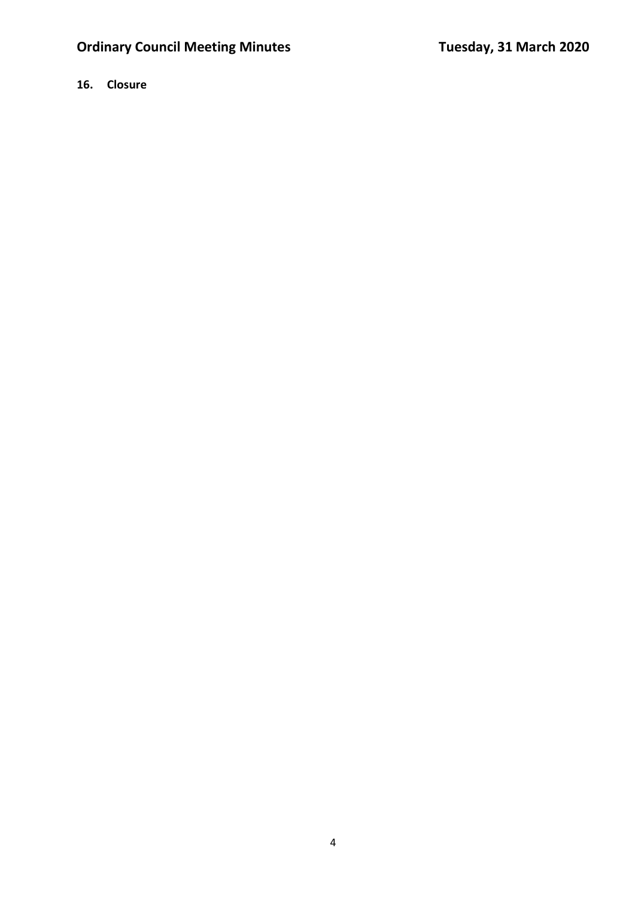## 16. Closure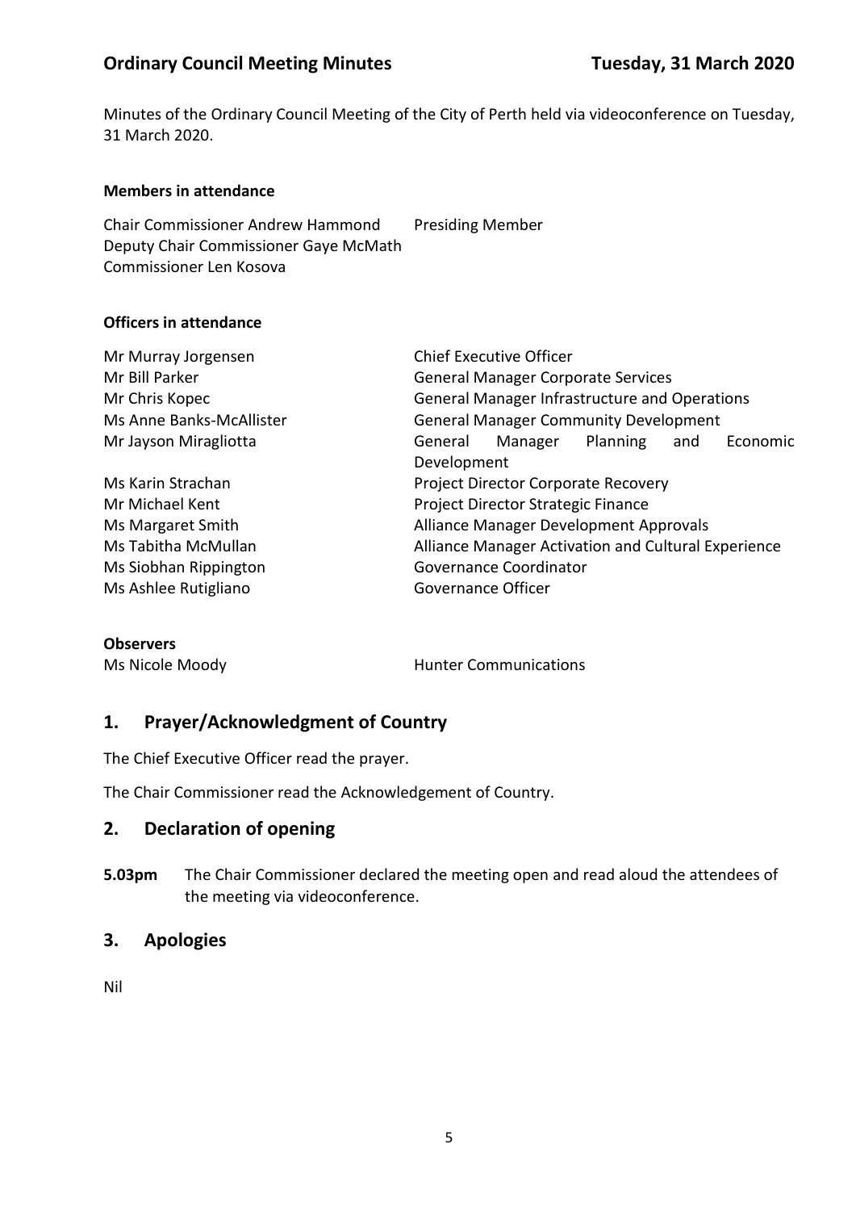Minutes of the Ordinary Council Meeting of the City of Perth held via videoconference on Tuesday, 31 March 2020.

**Members in attendance**

| | |
|---|---|
| Chair Commissioner Andrew Hammond | Presiding Member |
| Deputy Chair Commissioner Gaye McMath | |
| Commissioner Len Kosova | |

**Officers in attendance**

| | |
|---|---|
| Mr Murray Jorgensen | Chief Executive Officer |
| Mr Bill Parker | General Manager Corporate Services |
| Mr Chris Kopec | General Manager Infrastructure and Operations |
| Ms Anne Banks-McAllister | General Manager Community Development |
| Mr Jayson Miragliotta | General Manager Planning and Economic Development |
| Ms Karin Strachan | Project Director Corporate Recovery |
| Mr Michael Kent | Project Director Strategic Finance |
| Ms Margaret Smith | Alliance Manager Development Approvals |
| Ms Tabitha McMullan | Alliance Manager Activation and Cultural Experience |
| Ms Siobhan Rippington | Governance Coordinator |
| Ms Ashlee Rutigliano | Governance Officer |

**Observers**

| | |
|---|---|
| Ms Nicole Moody | Hunter Communications |

## 1. Prayer/Acknowledgment of Country

The Chief Executive Officer read the prayer.

The Chair Commissioner read the Acknowledgement of Country.

## 2. Declaration of opening

**5.03pm** The Chair Commissioner declared the meeting open and read aloud the attendees of the meeting via videoconference.

## 3. Apologies

Nil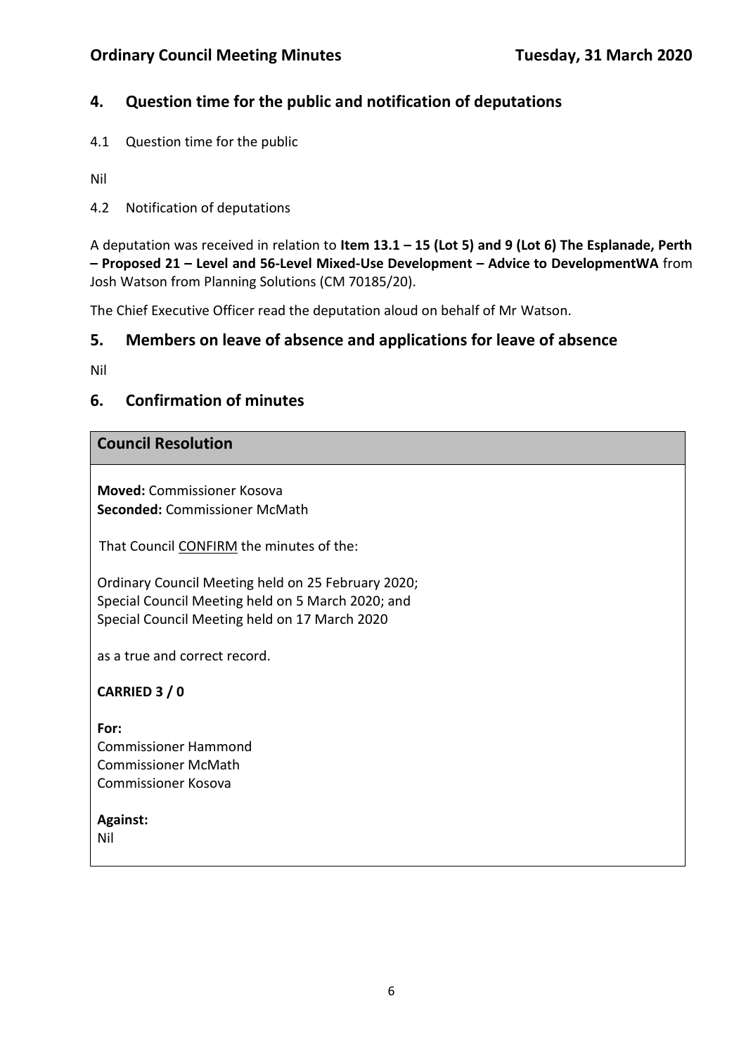## 4. Question time for the public and notification of deputations

4.1 Question time for the public

Nil

4.2 Notification of deputations

A deputation was received in relation to **Item 13.1 – 15 (Lot 5) and 9 (Lot 6) The Esplanade, Perth – Proposed 21 – Level and 56-Level Mixed-Use Development – Advice to DevelopmentWA** from Josh Watson from Planning Solutions (CM 70185/20).

The Chief Executive Officer read the deputation aloud on behalf of Mr Watson.

## 5. Members on leave of absence and applications for leave of absence

Nil

## 6. Confirmation of minutes

### Council Resolution

**Moved:** Commissioner Kosova
**Seconded:** Commissioner McMath

That Council CONFIRM the minutes of the:

Ordinary Council Meeting held on 25 February 2020;
Special Council Meeting held on 5 March 2020; and
Special Council Meeting held on 17 March 2020

as a true and correct record.

**CARRIED 3 / 0**

**For:**
Commissioner Hammond
Commissioner McMath
Commissioner Kosova

**Against:**
Nil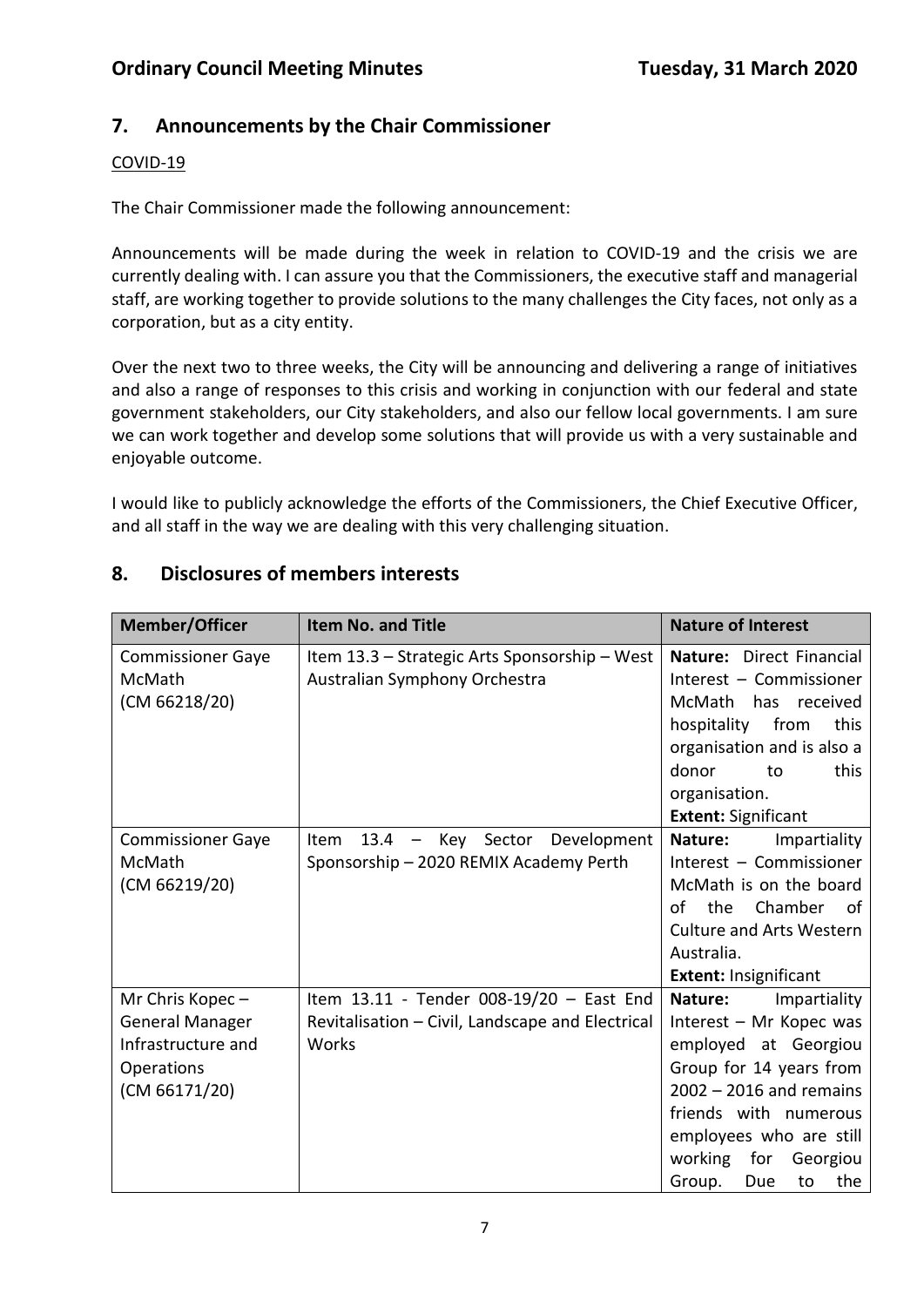## 7. Announcements by the Chair Commissioner

COVID-19

The Chair Commissioner made the following announcement:

Announcements will be made during the week in relation to COVID-19 and the crisis we are currently dealing with. I can assure you that the Commissioners, the executive staff and managerial staff, are working together to provide solutions to the many challenges the City faces, not only as a corporation, but as a city entity.

Over the next two to three weeks, the City will be announcing and delivering a range of initiatives and also a range of responses to this crisis and working in conjunction with our federal and state government stakeholders, our City stakeholders, and also our fellow local governments. I am sure we can work together and develop some solutions that will provide us with a very sustainable and enjoyable outcome.

I would like to publicly acknowledge the efforts of the Commissioners, the Chief Executive Officer, and all staff in the way we are dealing with this very challenging situation.

## 8. Disclosures of members interests

| Member/Officer | Item No. and Title | Nature of Interest |
|---|---|---|
| Commissioner Gaye McMath (CM 66218/20) | Item 13.3 – Strategic Arts Sponsorship – West Australian Symphony Orchestra | **Nature:** Direct Financial Interest – Commissioner McMath has received hospitality from this organisation and is also a donor to this organisation. **Extent:** Significant |
| Commissioner Gaye McMath (CM 66219/20) | Item 13.4 – Key Sector Development Sponsorship – 2020 REMIX Academy Perth | **Nature:** Impartiality Interest – Commissioner McMath is on the board of the Chamber of Culture and Arts Western Australia. **Extent:** Insignificant |
| Mr Chris Kopec – General Manager Infrastructure and Operations (CM 66171/20) | Item 13.11 - Tender 008-19/20 – East End Revitalisation – Civil, Landscape and Electrical Works | **Nature:** Impartiality Interest – Mr Kopec was employed at Georgiou Group for 14 years from 2002 – 2016 and remains friends with numerous employees who are still working for Georgiou Group. Due to the |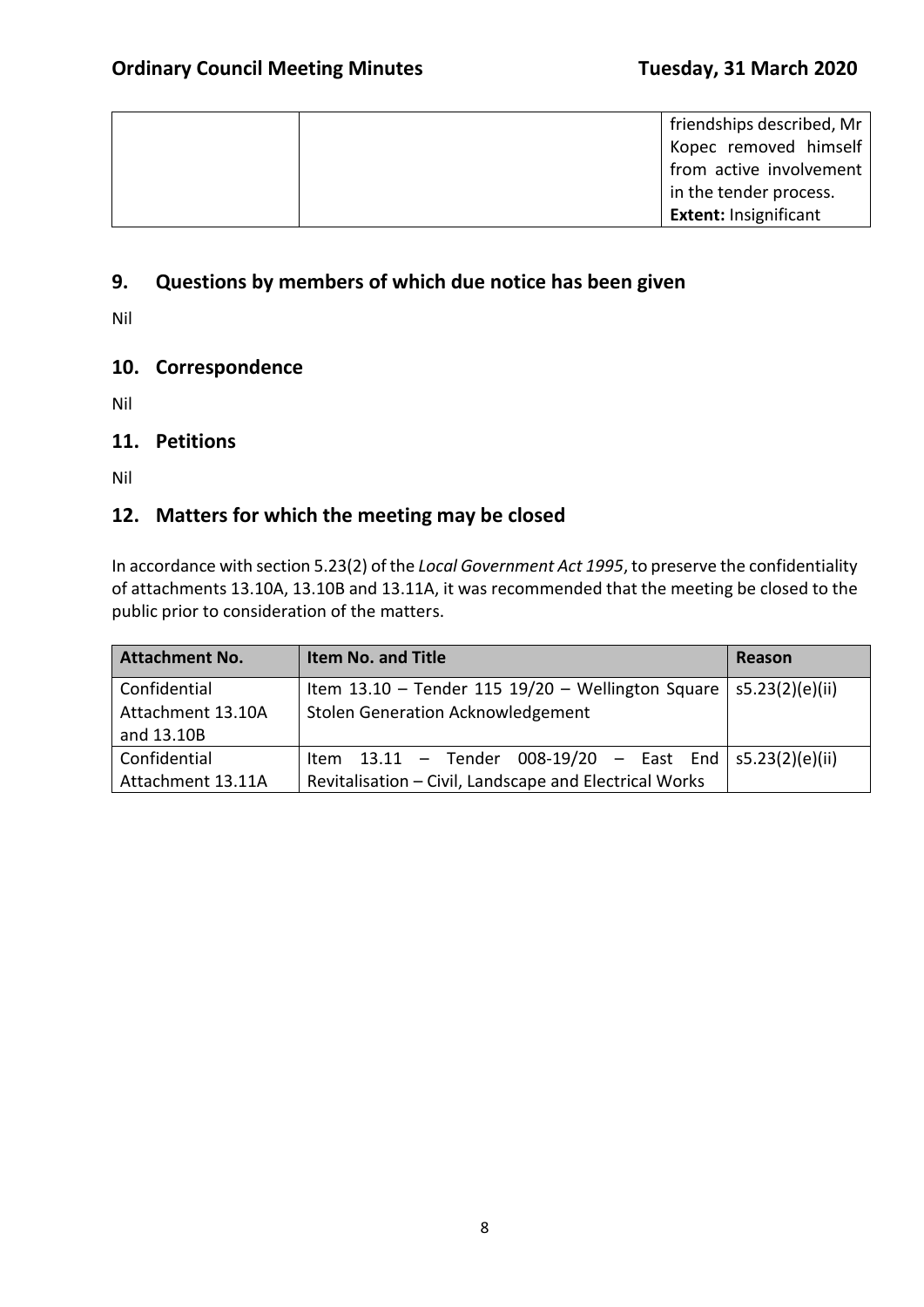| | | friendships described, Mr Kopec removed himself from active involvement in the tender process. **Extent:** Insignificant |
|---|---|---|

## 9. Questions by members of which due notice has been given

Nil

## 10. Correspondence

Nil

## 11. Petitions

Nil

## 12. Matters for which the meeting may be closed

In accordance with section 5.23(2) of the *Local Government Act 1995*, to preserve the confidentiality of attachments 13.10A, 13.10B and 13.11A, it was recommended that the meeting be closed to the public prior to consideration of the matters.

| Attachment No. | Item No. and Title | Reason |
|---|---|---|
| Confidential Attachment 13.10A and 13.10B | Item 13.10 – Tender 115 19/20 – Wellington Square Stolen Generation Acknowledgement | s5.23(2)(e)(ii) |
| Confidential Attachment 13.11A | Item 13.11 – Tender 008-19/20 – East End Revitalisation – Civil, Landscape and Electrical Works | s5.23(2)(e)(ii) |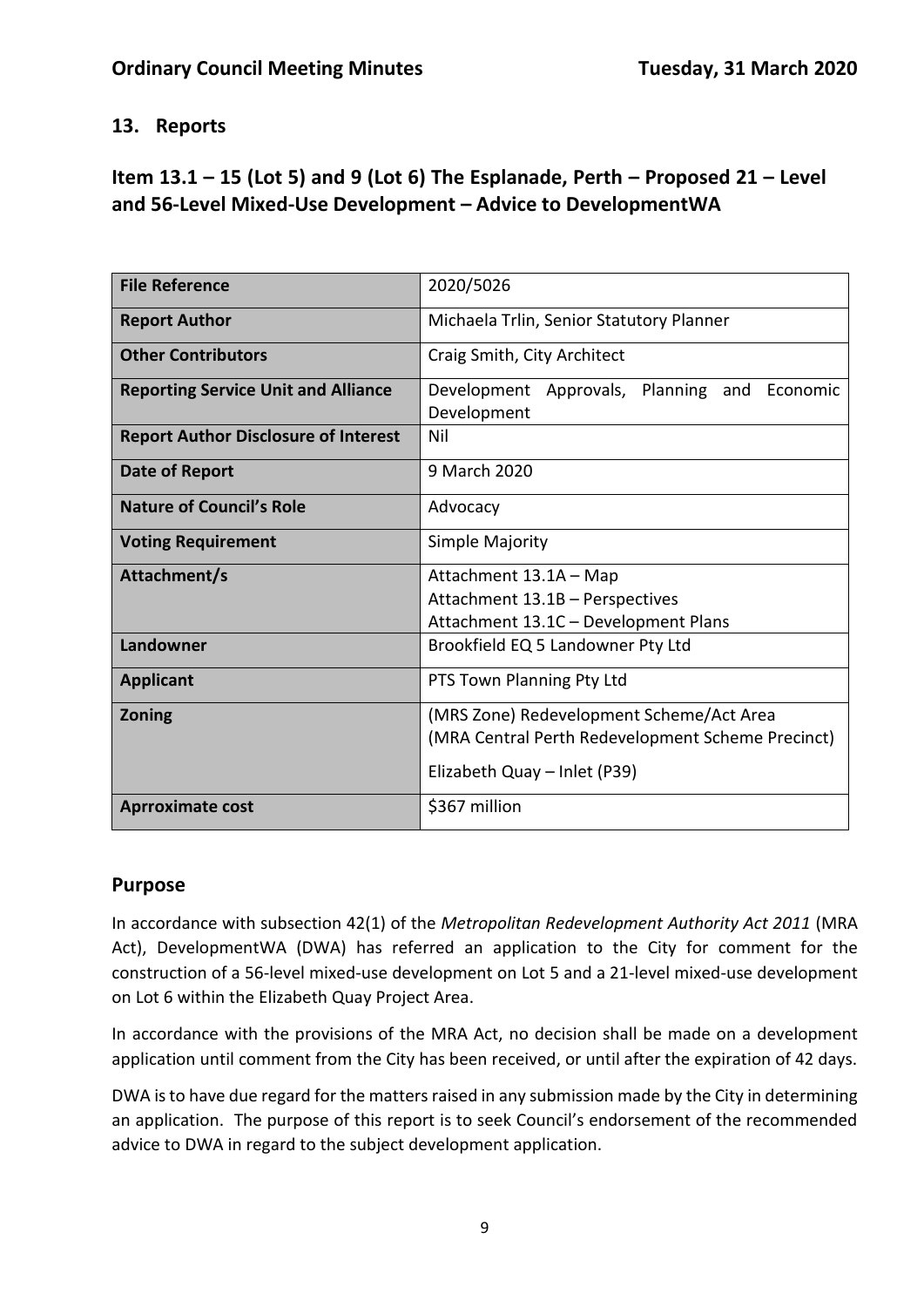## 13. Reports

## Item 13.1 – 15 (Lot 5) and 9 (Lot 6) The Esplanade, Perth – Proposed 21 – Level and 56-Level Mixed-Use Development – Advice to DevelopmentWA

| | |
|---|---|
| **File Reference** | 2020/5026 |
| **Report Author** | Michaela Trlin, Senior Statutory Planner |
| **Other Contributors** | Craig Smith, City Architect |
| **Reporting Service Unit and Alliance** | Development Approvals, Planning and Economic Development |
| **Report Author Disclosure of Interest** | Nil |
| **Date of Report** | 9 March 2020 |
| **Nature of Council's Role** | Advocacy |
| **Voting Requirement** | Simple Majority |
| **Attachment/s** | Attachment 13.1A – Map<br>Attachment 13.1B – Perspectives<br>Attachment 13.1C – Development Plans |
| **Landowner** | Brookfield EQ 5 Landowner Pty Ltd |
| **Applicant** | PTS Town Planning Pty Ltd |
| **Zoning** | (MRS Zone) Redevelopment Scheme/Act Area<br>(MRA Central Perth Redevelopment Scheme Precinct)<br>Elizabeth Quay – Inlet (P39) |
| **Aprroximate cost** | $367 million |

## Purpose

In accordance with subsection 42(1) of the *Metropolitan Redevelopment Authority Act 2011* (MRA Act), DevelopmentWA (DWA) has referred an application to the City for comment for the construction of a 56-level mixed-use development on Lot 5 and a 21-level mixed-use development on Lot 6 within the Elizabeth Quay Project Area.

In accordance with the provisions of the MRA Act, no decision shall be made on a development application until comment from the City has been received, or until after the expiration of 42 days.

DWA is to have due regard for the matters raised in any submission made by the City in determining an application. The purpose of this report is to seek Council's endorsement of the recommended advice to DWA in regard to the subject development application.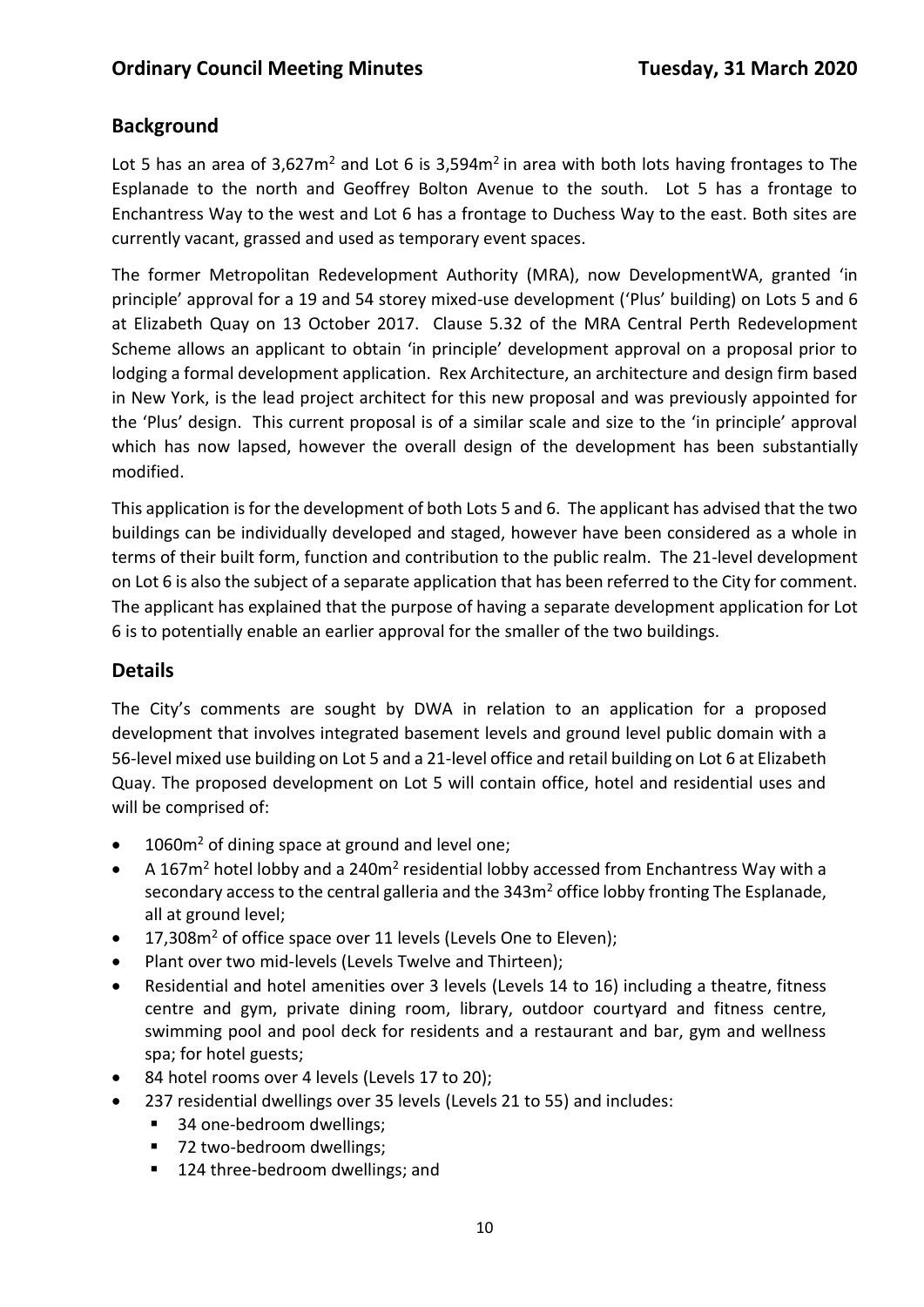## Background

Lot 5 has an area of 3,627m$^2$ and Lot 6 is 3,594m$^2$ in area with both lots having frontages to The Esplanade to the north and Geoffrey Bolton Avenue to the south. Lot 5 has a frontage to Enchantress Way to the west and Lot 6 has a frontage to Duchess Way to the east. Both sites are currently vacant, grassed and used as temporary event spaces.

The former Metropolitan Redevelopment Authority (MRA), now DevelopmentWA, granted 'in principle' approval for a 19 and 54 storey mixed-use development ('Plus' building) on Lots 5 and 6 at Elizabeth Quay on 13 October 2017. Clause 5.32 of the MRA Central Perth Redevelopment Scheme allows an applicant to obtain 'in principle' development approval on a proposal prior to lodging a formal development application. Rex Architecture, an architecture and design firm based in New York, is the lead project architect for this new proposal and was previously appointed for the 'Plus' design. This current proposal is of a similar scale and size to the 'in principle' approval which has now lapsed, however the overall design of the development has been substantially modified.

This application is for the development of both Lots 5 and 6. The applicant has advised that the two buildings can be individually developed and staged, however have been considered as a whole in terms of their built form, function and contribution to the public realm. The 21-level development on Lot 6 is also the subject of a separate application that has been referred to the City for comment. The applicant has explained that the purpose of having a separate development application for Lot 6 is to potentially enable an earlier approval for the smaller of the two buildings.

## Details

The City's comments are sought by DWA in relation to an application for a proposed development that involves integrated basement levels and ground level public domain with a 56-level mixed use building on Lot 5 and a 21-level office and retail building on Lot 6 at Elizabeth Quay. The proposed development on Lot 5 will contain office, hotel and residential uses and will be comprised of:

- 1060m$^2$ of dining space at ground and level one;
- A 167m$^2$ hotel lobby and a 240m$^2$ residential lobby accessed from Enchantress Way with a secondary access to the central galleria and the 343m$^2$ office lobby fronting The Esplanade, all at ground level;
- 17,308m$^2$ of office space over 11 levels (Levels One to Eleven);
- Plant over two mid-levels (Levels Twelve and Thirteen);
- Residential and hotel amenities over 3 levels (Levels 14 to 16) including a theatre, fitness centre and gym, private dining room, library, outdoor courtyard and fitness centre, swimming pool and pool deck for residents and a restaurant and bar, gym and wellness spa; for hotel guests;
- 84 hotel rooms over 4 levels (Levels 17 to 20);
- 237 residential dwellings over 35 levels (Levels 21 to 55) and includes:
  - 34 one-bedroom dwellings;
  - 72 two-bedroom dwellings;
  - 124 three-bedroom dwellings; and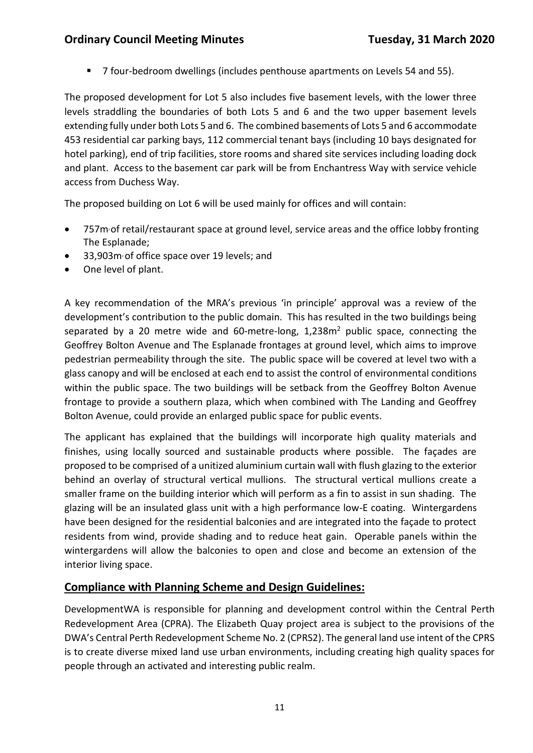- 7 four-bedroom dwellings (includes penthouse apartments on Levels 54 and 55).

The proposed development for Lot 5 also includes five basement levels, with the lower three levels straddling the boundaries of both Lots 5 and 6 and the two upper basement levels extending fully under both Lots 5 and 6. The combined basements of Lots 5 and 6 accommodate 453 residential car parking bays, 112 commercial tenant bays (including 10 bays designated for hotel parking), end of trip facilities, store rooms and shared site services including loading dock and plant. Access to the basement car park will be from Enchantress Way with service vehicle access from Duchess Way.

The proposed building on Lot 6 will be used mainly for offices and will contain:

- 757m² of retail/restaurant space at ground level, service areas and the office lobby fronting The Esplanade;
- 33,903m² of office space over 19 levels; and
- One level of plant.

A key recommendation of the MRA's previous 'in principle' approval was a review of the development's contribution to the public domain. This has resulted in the two buildings being separated by a 20 metre wide and 60-metre-long, 1,238m² public space, connecting the Geoffrey Bolton Avenue and The Esplanade frontages at ground level, which aims to improve pedestrian permeability through the site. The public space will be covered at level two with a glass canopy and will be enclosed at each end to assist the control of environmental conditions within the public space. The two buildings will be setback from the Geoffrey Bolton Avenue frontage to provide a southern plaza, which when combined with The Landing and Geoffrey Bolton Avenue, could provide an enlarged public space for public events.

The applicant has explained that the buildings will incorporate high quality materials and finishes, using locally sourced and sustainable products where possible. The façades are proposed to be comprised of a unitized aluminium curtain wall with flush glazing to the exterior behind an overlay of structural vertical mullions. The structural vertical mullions create a smaller frame on the building interior which will perform as a fin to assist in sun shading. The glazing will be an insulated glass unit with a high performance low-E coating. Wintergardens have been designed for the residential balconies and are integrated into the façade to protect residents from wind, provide shading and to reduce heat gain. Operable panels within the wintergardens will allow the balconies to open and close and become an extension of the interior living space.

## Compliance with Planning Scheme and Design Guidelines:

DevelopmentWA is responsible for planning and development control within the Central Perth Redevelopment Area (CPRA). The Elizabeth Quay project area is subject to the provisions of the DWA's Central Perth Redevelopment Scheme No. 2 (CPRS2). The general land use intent of the CPRS is to create diverse mixed land use urban environments, including creating high quality spaces for people through an activated and interesting public realm.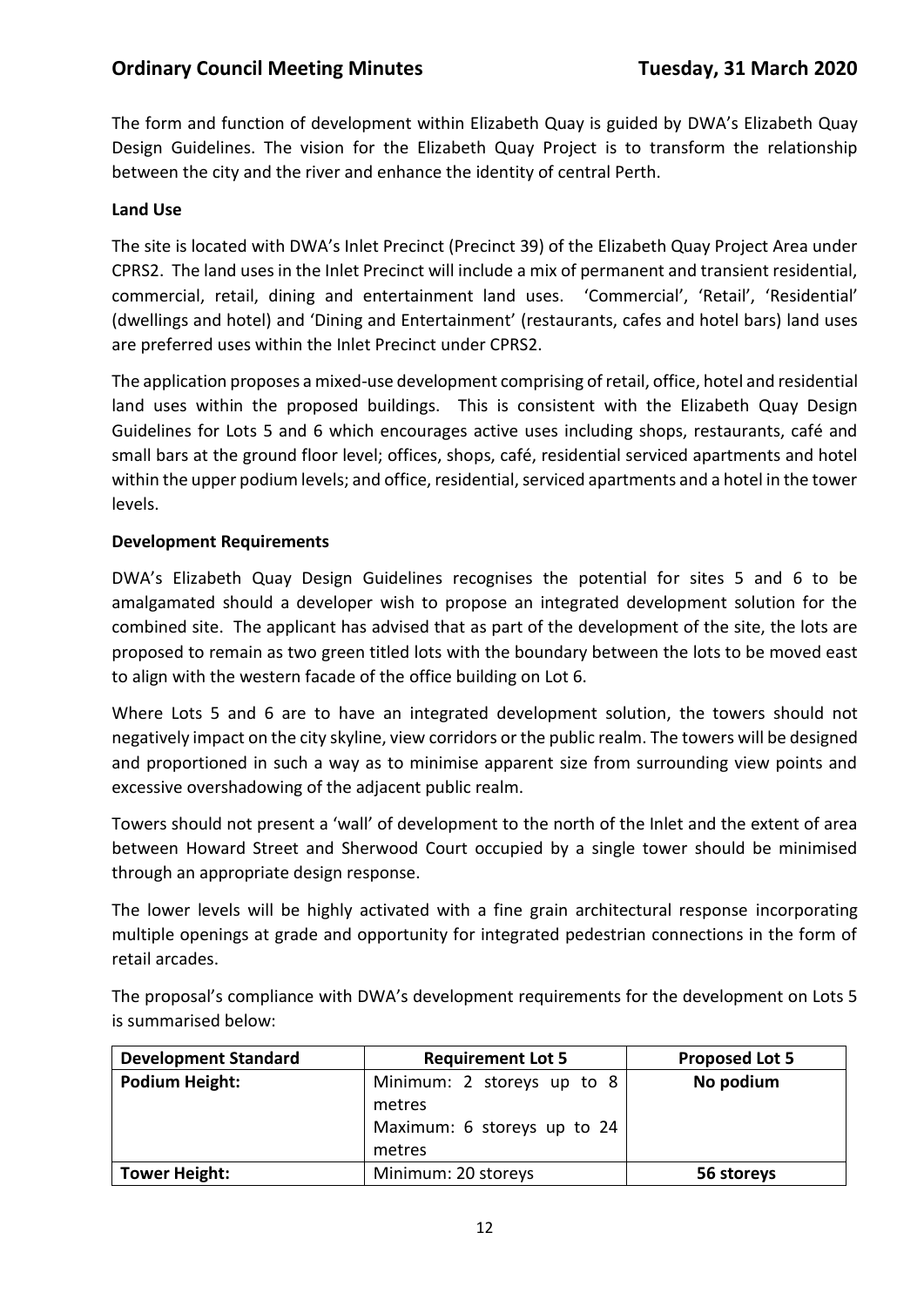The form and function of development within Elizabeth Quay is guided by DWA's Elizabeth Quay Design Guidelines. The vision for the Elizabeth Quay Project is to transform the relationship between the city and the river and enhance the identity of central Perth.

**Land Use**

The site is located with DWA's Inlet Precinct (Precinct 39) of the Elizabeth Quay Project Area under CPRS2. The land uses in the Inlet Precinct will include a mix of permanent and transient residential, commercial, retail, dining and entertainment land uses. 'Commercial', 'Retail', 'Residential' (dwellings and hotel) and 'Dining and Entertainment' (restaurants, cafes and hotel bars) land uses are preferred uses within the Inlet Precinct under CPRS2.

The application proposes a mixed-use development comprising of retail, office, hotel and residential land uses within the proposed buildings. This is consistent with the Elizabeth Quay Design Guidelines for Lots 5 and 6 which encourages active uses including shops, restaurants, café and small bars at the ground floor level; offices, shops, café, residential serviced apartments and hotel within the upper podium levels; and office, residential, serviced apartments and a hotel in the tower levels.

**Development Requirements**

DWA's Elizabeth Quay Design Guidelines recognises the potential for sites 5 and 6 to be amalgamated should a developer wish to propose an integrated development solution for the combined site. The applicant has advised that as part of the development of the site, the lots are proposed to remain as two green titled lots with the boundary between the lots to be moved east to align with the western facade of the office building on Lot 6.

Where Lots 5 and 6 are to have an integrated development solution, the towers should not negatively impact on the city skyline, view corridors or the public realm. The towers will be designed and proportioned in such a way as to minimise apparent size from surrounding view points and excessive overshadowing of the adjacent public realm.

Towers should not present a 'wall' of development to the north of the Inlet and the extent of area between Howard Street and Sherwood Court occupied by a single tower should be minimised through an appropriate design response.

The lower levels will be highly activated with a fine grain architectural response incorporating multiple openings at grade and opportunity for integrated pedestrian connections in the form of retail arcades.

The proposal's compliance with DWA's development requirements for the development on Lots 5 is summarised below:

| Development Standard | Requirement Lot 5 | Proposed Lot 5 |
|---|---|---|
| **Podium Height:** | Minimum: 2 storeys up to 8 metres<br>Maximum: 6 storeys up to 24 metres | **No podium** |
| **Tower Height:** | Minimum: 20 storeys | **56 storeys** |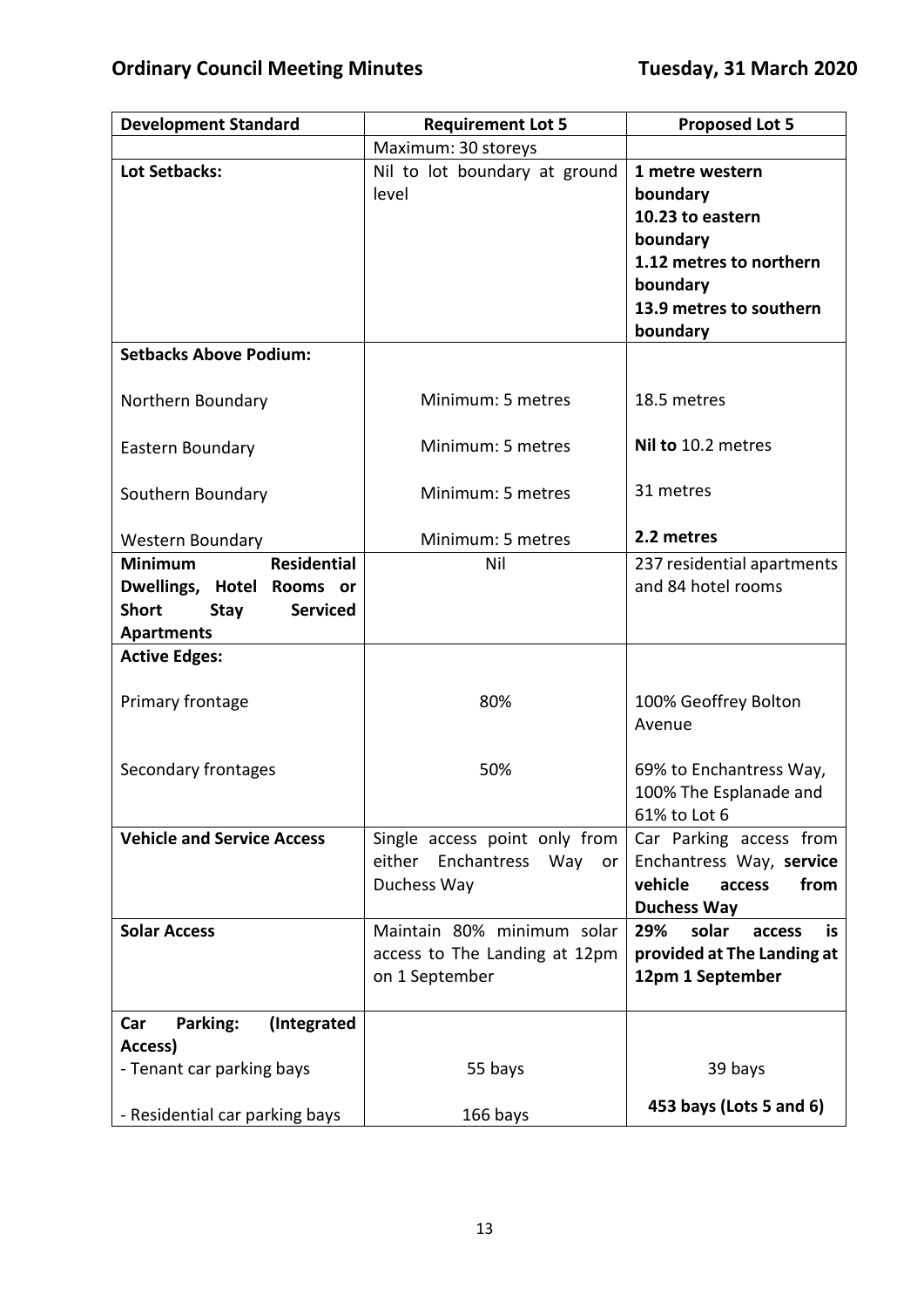| Development Standard | Requirement Lot 5 | Proposed Lot 5 |
| --- | --- | --- |
| | Maximum: 30 storeys | |
| **Lot Setbacks:** | Nil to lot boundary at ground level | **1 metre western boundary**<br>**10.23 to eastern boundary**<br>**1.12 metres to northern boundary**<br>**13.9 metres to southern boundary** |
| **Setbacks Above Podium:** | | |
| Northern Boundary | Minimum: 5 metres | 18.5 metres |
| Eastern Boundary | Minimum: 5 metres | **Nil to** 10.2 metres |
| Southern Boundary | Minimum: 5 metres | 31 metres |
| Western Boundary | Minimum: 5 metres | **2.2 metres** |
| **Minimum Residential Dwellings, Hotel Rooms or Short Stay Serviced Apartments** | Nil | 237 residential apartments and 84 hotel rooms |
| **Active Edges:** | | |
| Primary frontage | 80% | 100% Geoffrey Bolton Avenue |
| Secondary frontages | 50% | 69% to Enchantress Way, 100% The Esplanade and 61% to Lot 6 |
| **Vehicle and Service Access** | Single access point only from either Enchantress Way or Duchess Way | Car Parking access from Enchantress Way, **service vehicle access from Duchess Way** |
| **Solar Access** | Maintain 80% minimum solar access to The Landing at 12pm on 1 September | **29% solar access is provided at The Landing at 12pm 1 September** |
| **Car Parking: (Integrated Access)** | | |
| - Tenant car parking bays | 55 bays | 39 bays |
| - Residential car parking bays | 166 bays | **453 bays (Lots 5 and 6)** |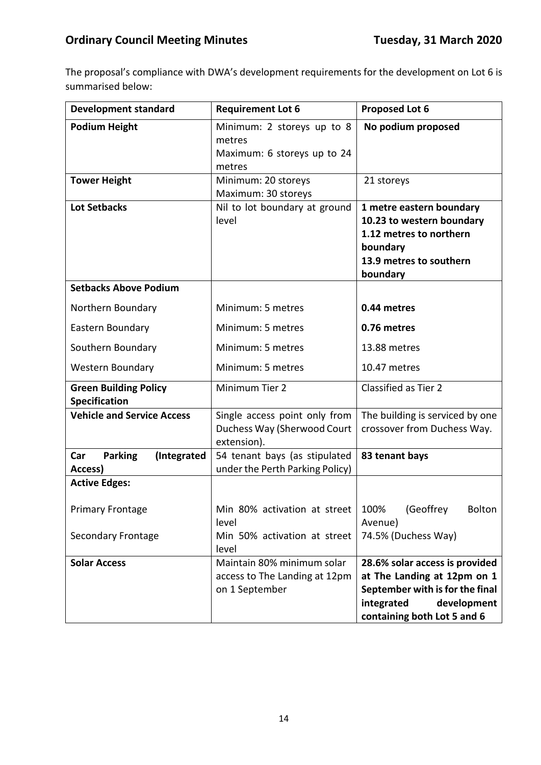The proposal's compliance with DWA's development requirements for the development on Lot 6 is summarised below:

| Development standard | Requirement Lot 6 | Proposed Lot 6 |
|---|---|---|
| **Podium Height** | Minimum: 2 storeys up to 8 metres<br>Maximum: 6 storeys up to 24 metres | **No podium proposed** |
| **Tower Height** | Minimum: 20 storeys<br>Maximum: 30 storeys | 21 storeys |
| **Lot Setbacks** | Nil to lot boundary at ground level | **1 metre eastern boundary<br>10.23 to western boundary<br>1.12 metres to northern boundary<br>13.9 metres to southern boundary** |
| **Setbacks Above Podium** | | |
| Northern Boundary | Minimum: 5 metres | **0.44 metres** |
| Eastern Boundary | Minimum: 5 metres | **0.76 metres** |
| Southern Boundary | Minimum: 5 metres | 13.88 metres |
| Western Boundary | Minimum: 5 metres | 10.47 metres |
| **Green Building Policy Specification** | Minimum Tier 2 | Classified as Tier 2 |
| **Vehicle and Service Access** | Single access point only from Duchess Way (Sherwood Court extension). | The building is serviced by one crossover from Duchess Way. |
| **Car Parking (Integrated Access)** | 54 tenant bays (as stipulated under the Perth Parking Policy) | **83 tenant bays** |
| **Active Edges:** | | |
| Primary Frontage | Min 80% activation at street level | 100% (Geoffrey Bolton Avenue) |
| Secondary Frontage | Min 50% activation at street level | 74.5% (Duchess Way) |
| **Solar Access** | Maintain 80% minimum solar access to The Landing at 12pm on 1 September | **28.6% solar access is provided at The Landing at 12pm on 1 September with is for the final integrated development containing both Lot 5 and 6** |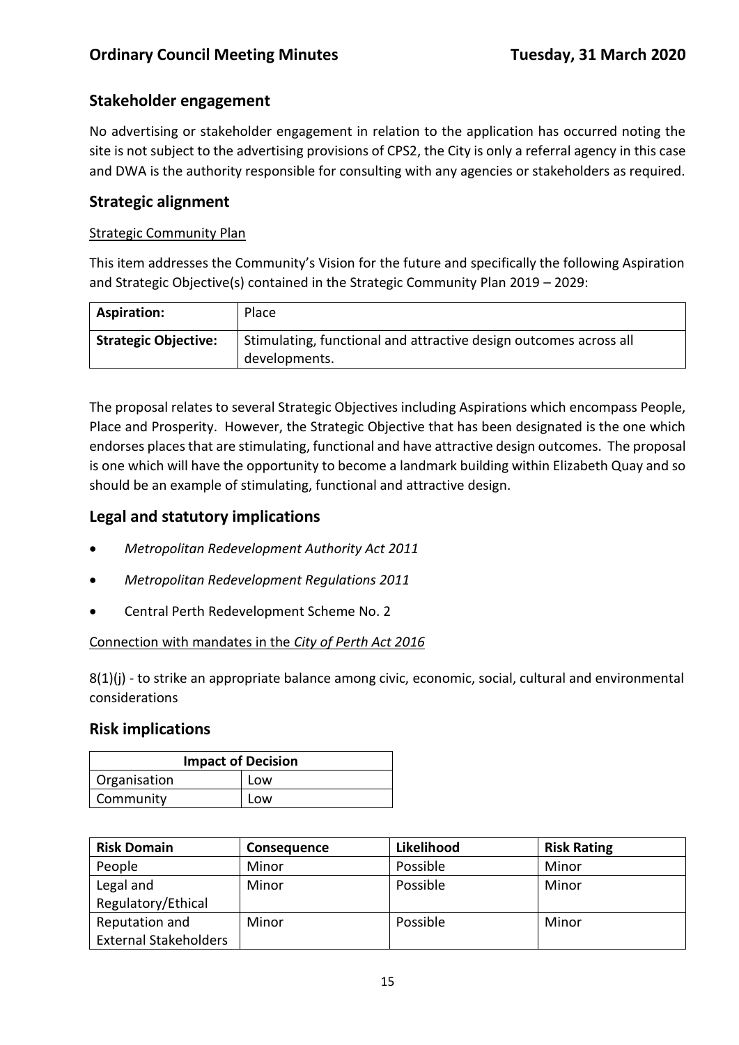## Stakeholder engagement

No advertising or stakeholder engagement in relation to the application has occurred noting the site is not subject to the advertising provisions of CPS2, the City is only a referral agency in this case and DWA is the authority responsible for consulting with any agencies or stakeholders as required.

## Strategic alignment

<u>Strategic Community Plan</u>

This item addresses the Community's Vision for the future and specifically the following Aspiration and Strategic Objective(s) contained in the Strategic Community Plan 2019 – 2029:

| **Aspiration:** | Place |
|---|---|
| **Strategic Objective:** | Stimulating, functional and attractive design outcomes across all developments. |

The proposal relates to several Strategic Objectives including Aspirations which encompass People, Place and Prosperity. However, the Strategic Objective that has been designated is the one which endorses places that are stimulating, functional and have attractive design outcomes. The proposal is one which will have the opportunity to become a landmark building within Elizabeth Quay and so should be an example of stimulating, functional and attractive design.

## Legal and statutory implications

- *Metropolitan Redevelopment Authority Act 2011*
- *Metropolitan Redevelopment Regulations 2011*
- Central Perth Redevelopment Scheme No. 2

<u>Connection with mandates in the *City of Perth Act 2016*</u>

8(1)(j) - to strike an appropriate balance among civic, economic, social, cultural and environmental considerations

## Risk implications

| **Impact of Decision** | |
|---|---|
| Organisation | Low |
| Community | Low |

| **Risk Domain** | **Consequence** | **Likelihood** | **Risk Rating** |
|---|---|---|---|
| People | Minor | Possible | Minor |
| Legal and Regulatory/Ethical | Minor | Possible | Minor |
| Reputation and External Stakeholders | Minor | Possible | Minor |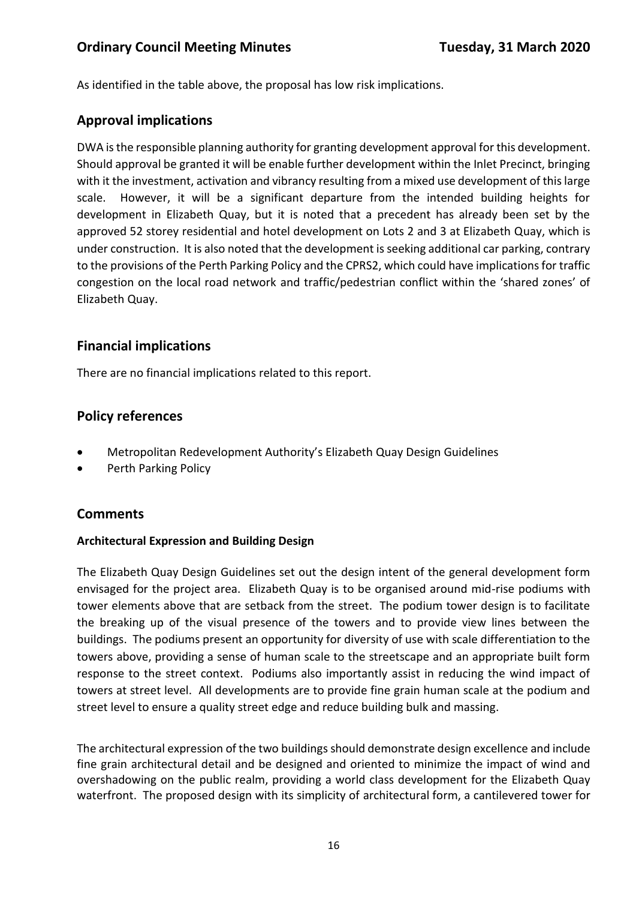As identified in the table above, the proposal has low risk implications.

## Approval implications

DWA is the responsible planning authority for granting development approval for this development. Should approval be granted it will be enable further development within the Inlet Precinct, bringing with it the investment, activation and vibrancy resulting from a mixed use development of this large scale. However, it will be a significant departure from the intended building heights for development in Elizabeth Quay, but it is noted that a precedent has already been set by the approved 52 storey residential and hotel development on Lots 2 and 3 at Elizabeth Quay, which is under construction. It is also noted that the development is seeking additional car parking, contrary to the provisions of the Perth Parking Policy and the CPRS2, which could have implications for traffic congestion on the local road network and traffic/pedestrian conflict within the 'shared zones' of Elizabeth Quay.

## Financial implications

There are no financial implications related to this report.

## Policy references

- Metropolitan Redevelopment Authority's Elizabeth Quay Design Guidelines
- Perth Parking Policy

## Comments

**Architectural Expression and Building Design**

The Elizabeth Quay Design Guidelines set out the design intent of the general development form envisaged for the project area. Elizabeth Quay is to be organised around mid-rise podiums with tower elements above that are setback from the street. The podium tower design is to facilitate the breaking up of the visual presence of the towers and to provide view lines between the buildings. The podiums present an opportunity for diversity of use with scale differentiation to the towers above, providing a sense of human scale to the streetscape and an appropriate built form response to the street context. Podiums also importantly assist in reducing the wind impact of towers at street level. All developments are to provide fine grain human scale at the podium and street level to ensure a quality street edge and reduce building bulk and massing.

The architectural expression of the two buildings should demonstrate design excellence and include fine grain architectural detail and be designed and oriented to minimize the impact of wind and overshadowing on the public realm, providing a world class development for the Elizabeth Quay waterfront. The proposed design with its simplicity of architectural form, a cantilevered tower for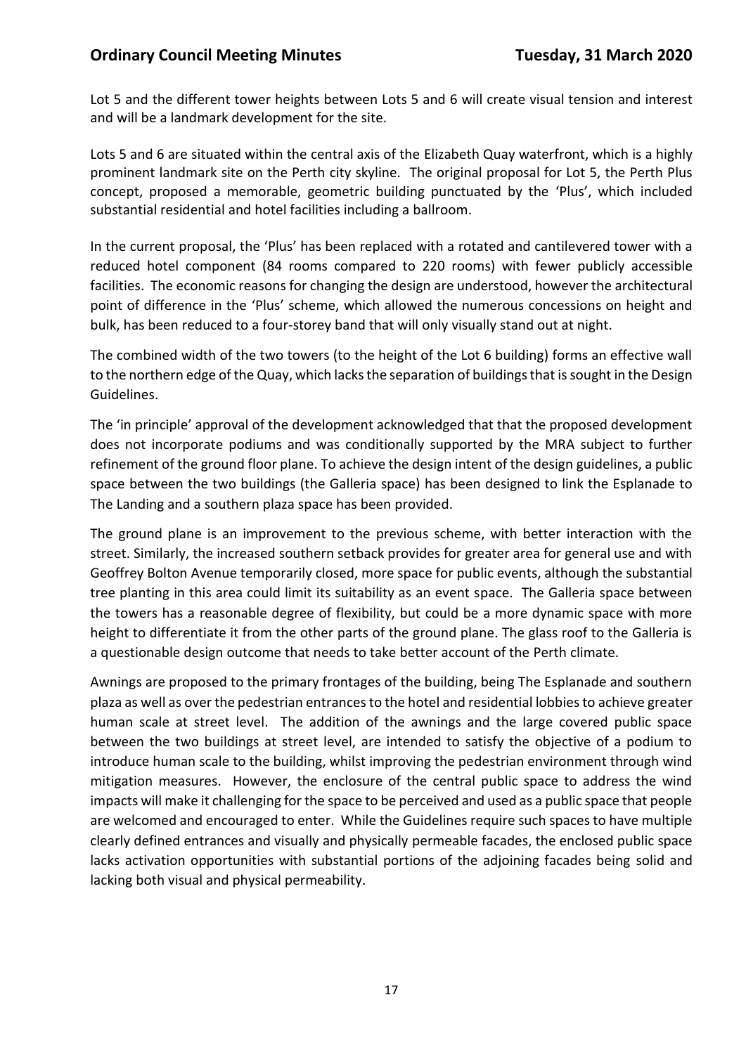Lot 5 and the different tower heights between Lots 5 and 6 will create visual tension and interest and will be a landmark development for the site.

Lots 5 and 6 are situated within the central axis of the Elizabeth Quay waterfront, which is a highly prominent landmark site on the Perth city skyline. The original proposal for Lot 5, the Perth Plus concept, proposed a memorable, geometric building punctuated by the 'Plus', which included substantial residential and hotel facilities including a ballroom.

In the current proposal, the 'Plus' has been replaced with a rotated and cantilevered tower with a reduced hotel component (84 rooms compared to 220 rooms) with fewer publicly accessible facilities. The economic reasons for changing the design are understood, however the architectural point of difference in the 'Plus' scheme, which allowed the numerous concessions on height and bulk, has been reduced to a four-storey band that will only visually stand out at night.

The combined width of the two towers (to the height of the Lot 6 building) forms an effective wall to the northern edge of the Quay, which lacks the separation of buildings that is sought in the Design Guidelines.

The 'in principle' approval of the development acknowledged that that the proposed development does not incorporate podiums and was conditionally supported by the MRA subject to further refinement of the ground floor plane. To achieve the design intent of the design guidelines, a public space between the two buildings (the Galleria space) has been designed to link the Esplanade to The Landing and a southern plaza space has been provided.

The ground plane is an improvement to the previous scheme, with better interaction with the street. Similarly, the increased southern setback provides for greater area for general use and with Geoffrey Bolton Avenue temporarily closed, more space for public events, although the substantial tree planting in this area could limit its suitability as an event space. The Galleria space between the towers has a reasonable degree of flexibility, but could be a more dynamic space with more height to differentiate it from the other parts of the ground plane. The glass roof to the Galleria is a questionable design outcome that needs to take better account of the Perth climate.

Awnings are proposed to the primary frontages of the building, being The Esplanade and southern plaza as well as over the pedestrian entrances to the hotel and residential lobbies to achieve greater human scale at street level. The addition of the awnings and the large covered public space between the two buildings at street level, are intended to satisfy the objective of a podium to introduce human scale to the building, whilst improving the pedestrian environment through wind mitigation measures. However, the enclosure of the central public space to address the wind impacts will make it challenging for the space to be perceived and used as a public space that people are welcomed and encouraged to enter. While the Guidelines require such spaces to have multiple clearly defined entrances and visually and physically permeable facades, the enclosed public space lacks activation opportunities with substantial portions of the adjoining facades being solid and lacking both visual and physical permeability.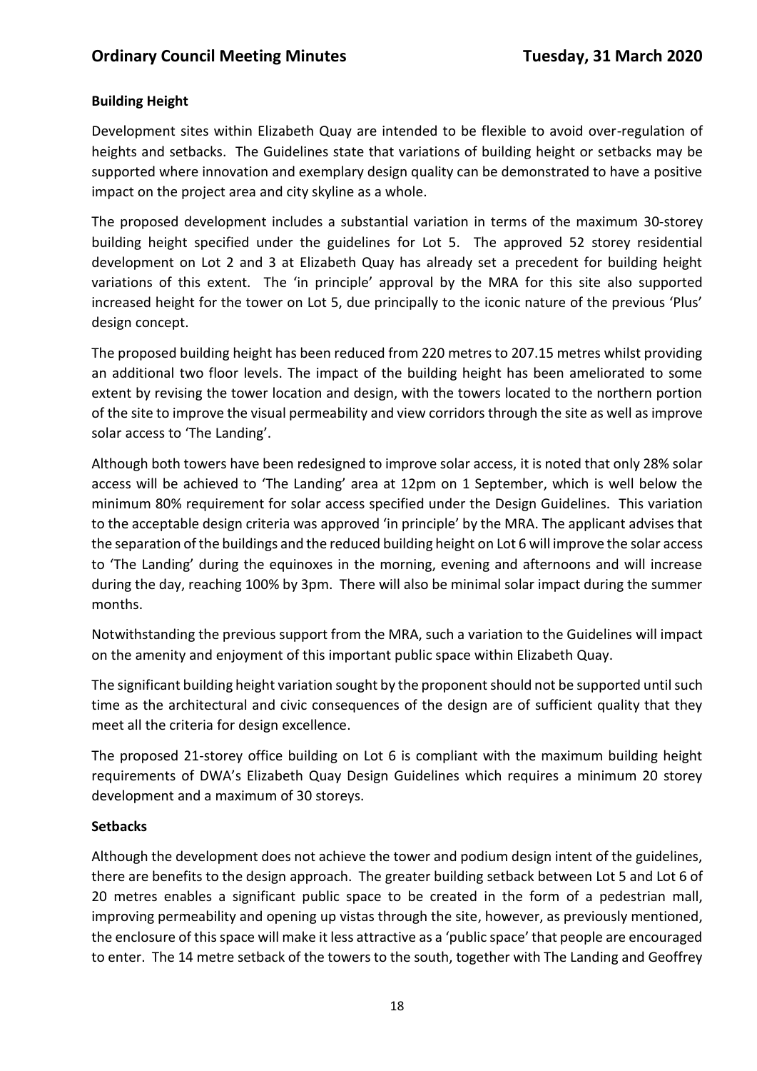**Building Height**

Development sites within Elizabeth Quay are intended to be flexible to avoid over-regulation of heights and setbacks. The Guidelines state that variations of building height or setbacks may be supported where innovation and exemplary design quality can be demonstrated to have a positive impact on the project area and city skyline as a whole.

The proposed development includes a substantial variation in terms of the maximum 30-storey building height specified under the guidelines for Lot 5. The approved 52 storey residential development on Lot 2 and 3 at Elizabeth Quay has already set a precedent for building height variations of this extent. The 'in principle' approval by the MRA for this site also supported increased height for the tower on Lot 5, due principally to the iconic nature of the previous 'Plus' design concept.

The proposed building height has been reduced from 220 metres to 207.15 metres whilst providing an additional two floor levels. The impact of the building height has been ameliorated to some extent by revising the tower location and design, with the towers located to the northern portion of the site to improve the visual permeability and view corridors through the site as well as improve solar access to 'The Landing'.

Although both towers have been redesigned to improve solar access, it is noted that only 28% solar access will be achieved to 'The Landing' area at 12pm on 1 September, which is well below the minimum 80% requirement for solar access specified under the Design Guidelines. This variation to the acceptable design criteria was approved 'in principle' by the MRA. The applicant advises that the separation of the buildings and the reduced building height on Lot 6 will improve the solar access to 'The Landing' during the equinoxes in the morning, evening and afternoons and will increase during the day, reaching 100% by 3pm. There will also be minimal solar impact during the summer months.

Notwithstanding the previous support from the MRA, such a variation to the Guidelines will impact on the amenity and enjoyment of this important public space within Elizabeth Quay.

The significant building height variation sought by the proponent should not be supported until such time as the architectural and civic consequences of the design are of sufficient quality that they meet all the criteria for design excellence.

The proposed 21-storey office building on Lot 6 is compliant with the maximum building height requirements of DWA's Elizabeth Quay Design Guidelines which requires a minimum 20 storey development and a maximum of 30 storeys.

**Setbacks**

Although the development does not achieve the tower and podium design intent of the guidelines, there are benefits to the design approach. The greater building setback between Lot 5 and Lot 6 of 20 metres enables a significant public space to be created in the form of a pedestrian mall, improving permeability and opening up vistas through the site, however, as previously mentioned, the enclosure of this space will make it less attractive as a 'public space' that people are encouraged to enter. The 14 metre setback of the towers to the south, together with The Landing and Geoffrey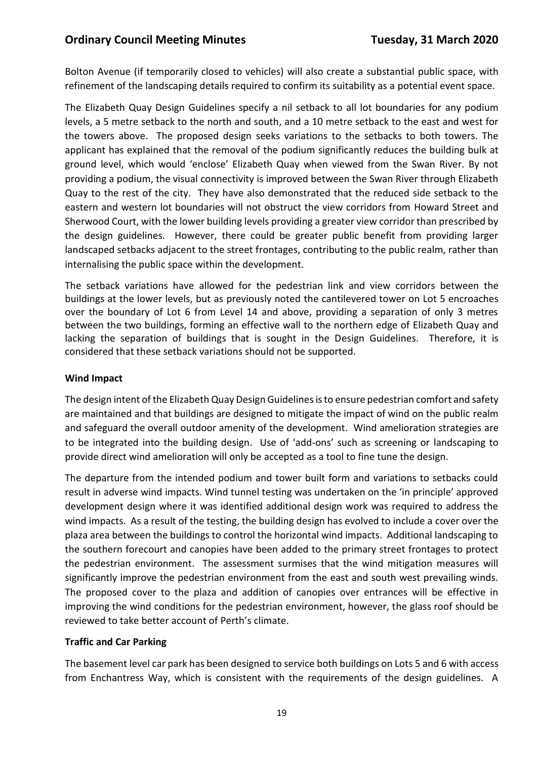Bolton Avenue (if temporarily closed to vehicles) will also create a substantial public space, with refinement of the landscaping details required to confirm its suitability as a potential event space.

The Elizabeth Quay Design Guidelines specify a nil setback to all lot boundaries for any podium levels, a 5 metre setback to the north and south, and a 10 metre setback to the east and west for the towers above. The proposed design seeks variations to the setbacks to both towers. The applicant has explained that the removal of the podium significantly reduces the building bulk at ground level, which would 'enclose' Elizabeth Quay when viewed from the Swan River. By not providing a podium, the visual connectivity is improved between the Swan River through Elizabeth Quay to the rest of the city. They have also demonstrated that the reduced side setback to the eastern and western lot boundaries will not obstruct the view corridors from Howard Street and Sherwood Court, with the lower building levels providing a greater view corridor than prescribed by the design guidelines. However, there could be greater public benefit from providing larger landscaped setbacks adjacent to the street frontages, contributing to the public realm, rather than internalising the public space within the development.

The setback variations have allowed for the pedestrian link and view corridors between the buildings at the lower levels, but as previously noted the cantilevered tower on Lot 5 encroaches over the boundary of Lot 6 from Level 14 and above, providing a separation of only 3 metres between the two buildings, forming an effective wall to the northern edge of Elizabeth Quay and lacking the separation of buildings that is sought in the Design Guidelines. Therefore, it is considered that these setback variations should not be supported.

**Wind Impact**

The design intent of the Elizabeth Quay Design Guidelines is to ensure pedestrian comfort and safety are maintained and that buildings are designed to mitigate the impact of wind on the public realm and safeguard the overall outdoor amenity of the development. Wind amelioration strategies are to be integrated into the building design. Use of 'add-ons' such as screening or landscaping to provide direct wind amelioration will only be accepted as a tool to fine tune the design.

The departure from the intended podium and tower built form and variations to setbacks could result in adverse wind impacts. Wind tunnel testing was undertaken on the 'in principle' approved development design where it was identified additional design work was required to address the wind impacts. As a result of the testing, the building design has evolved to include a cover over the plaza area between the buildings to control the horizontal wind impacts. Additional landscaping to the southern forecourt and canopies have been added to the primary street frontages to protect the pedestrian environment. The assessment surmises that the wind mitigation measures will significantly improve the pedestrian environment from the east and south west prevailing winds. The proposed cover to the plaza and addition of canopies over entrances will be effective in improving the wind conditions for the pedestrian environment, however, the glass roof should be reviewed to take better account of Perth's climate.

**Traffic and Car Parking**

The basement level car park has been designed to service both buildings on Lots 5 and 6 with access from Enchantress Way, which is consistent with the requirements of the design guidelines. A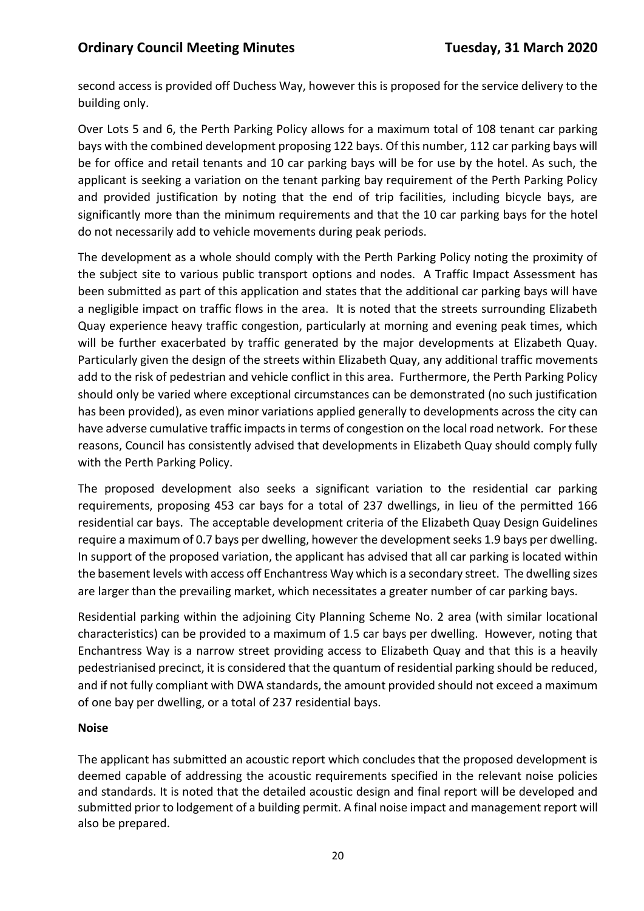second access is provided off Duchess Way, however this is proposed for the service delivery to the building only.

Over Lots 5 and 6, the Perth Parking Policy allows for a maximum total of 108 tenant car parking bays with the combined development proposing 122 bays. Of this number, 112 car parking bays will be for office and retail tenants and 10 car parking bays will be for use by the hotel. As such, the applicant is seeking a variation on the tenant parking bay requirement of the Perth Parking Policy and provided justification by noting that the end of trip facilities, including bicycle bays, are significantly more than the minimum requirements and that the 10 car parking bays for the hotel do not necessarily add to vehicle movements during peak periods.

The development as a whole should comply with the Perth Parking Policy noting the proximity of the subject site to various public transport options and nodes. A Traffic Impact Assessment has been submitted as part of this application and states that the additional car parking bays will have a negligible impact on traffic flows in the area. It is noted that the streets surrounding Elizabeth Quay experience heavy traffic congestion, particularly at morning and evening peak times, which will be further exacerbated by traffic generated by the major developments at Elizabeth Quay. Particularly given the design of the streets within Elizabeth Quay, any additional traffic movements add to the risk of pedestrian and vehicle conflict in this area. Furthermore, the Perth Parking Policy should only be varied where exceptional circumstances can be demonstrated (no such justification has been provided), as even minor variations applied generally to developments across the city can have adverse cumulative traffic impacts in terms of congestion on the local road network. For these reasons, Council has consistently advised that developments in Elizabeth Quay should comply fully with the Perth Parking Policy.

The proposed development also seeks a significant variation to the residential car parking requirements, proposing 453 car bays for a total of 237 dwellings, in lieu of the permitted 166 residential car bays. The acceptable development criteria of the Elizabeth Quay Design Guidelines require a maximum of 0.7 bays per dwelling, however the development seeks 1.9 bays per dwelling. In support of the proposed variation, the applicant has advised that all car parking is located within the basement levels with access off Enchantress Way which is a secondary street. The dwelling sizes are larger than the prevailing market, which necessitates a greater number of car parking bays.

Residential parking within the adjoining City Planning Scheme No. 2 area (with similar locational characteristics) can be provided to a maximum of 1.5 car bays per dwelling. However, noting that Enchantress Way is a narrow street providing access to Elizabeth Quay and that this is a heavily pedestrianised precinct, it is considered that the quantum of residential parking should be reduced, and if not fully compliant with DWA standards, the amount provided should not exceed a maximum of one bay per dwelling, or a total of 237 residential bays.

**Noise**

The applicant has submitted an acoustic report which concludes that the proposed development is deemed capable of addressing the acoustic requirements specified in the relevant noise policies and standards. It is noted that the detailed acoustic design and final report will be developed and submitted prior to lodgement of a building permit. A final noise impact and management report will also be prepared.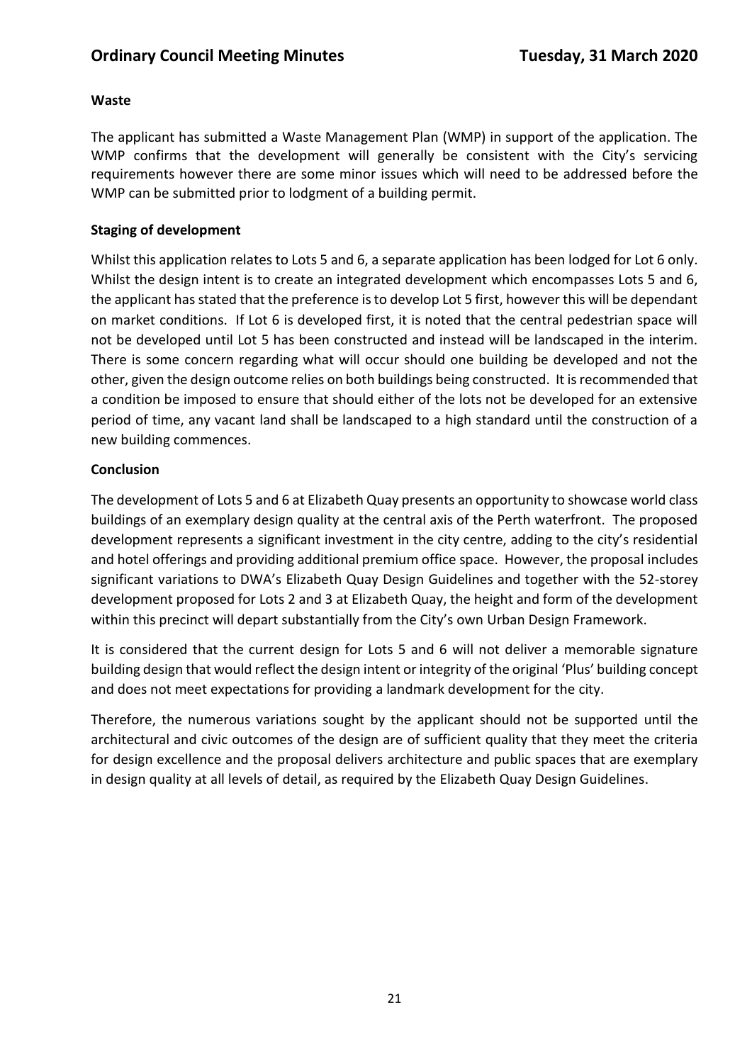**Waste**

The applicant has submitted a Waste Management Plan (WMP) in support of the application. The WMP confirms that the development will generally be consistent with the City's servicing requirements however there are some minor issues which will need to be addressed before the WMP can be submitted prior to lodgment of a building permit.

**Staging of development**

Whilst this application relates to Lots 5 and 6, a separate application has been lodged for Lot 6 only. Whilst the design intent is to create an integrated development which encompasses Lots 5 and 6, the applicant has stated that the preference is to develop Lot 5 first, however this will be dependant on market conditions. If Lot 6 is developed first, it is noted that the central pedestrian space will not be developed until Lot 5 has been constructed and instead will be landscaped in the interim. There is some concern regarding what will occur should one building be developed and not the other, given the design outcome relies on both buildings being constructed. It is recommended that a condition be imposed to ensure that should either of the lots not be developed for an extensive period of time, any vacant land shall be landscaped to a high standard until the construction of a new building commences.

**Conclusion**

The development of Lots 5 and 6 at Elizabeth Quay presents an opportunity to showcase world class buildings of an exemplary design quality at the central axis of the Perth waterfront. The proposed development represents a significant investment in the city centre, adding to the city's residential and hotel offerings and providing additional premium office space. However, the proposal includes significant variations to DWA's Elizabeth Quay Design Guidelines and together with the 52-storey development proposed for Lots 2 and 3 at Elizabeth Quay, the height and form of the development within this precinct will depart substantially from the City's own Urban Design Framework.

It is considered that the current design for Lots 5 and 6 will not deliver a memorable signature building design that would reflect the design intent or integrity of the original 'Plus' building concept and does not meet expectations for providing a landmark development for the city.

Therefore, the numerous variations sought by the applicant should not be supported until the architectural and civic outcomes of the design are of sufficient quality that they meet the criteria for design excellence and the proposal delivers architecture and public spaces that are exemplary in design quality at all levels of detail, as required by the Elizabeth Quay Design Guidelines.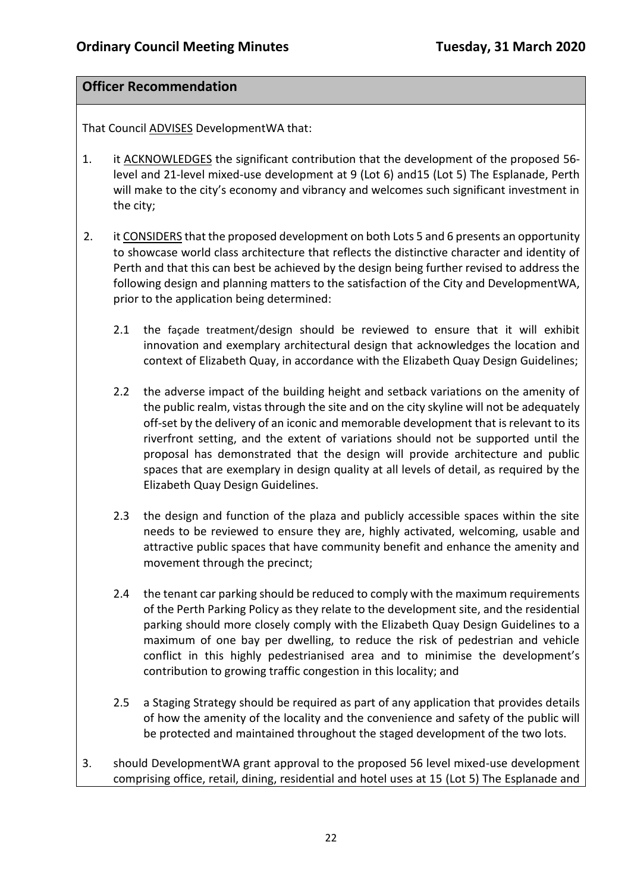## Officer Recommendation

That Council <u>ADVISES</u> DevelopmentWA that:

1. it <u>ACKNOWLEDGES</u> the significant contribution that the development of the proposed 56-level and 21-level mixed-use development at 9 (Lot 6) and15 (Lot 5) The Esplanade, Perth will make to the city's economy and vibrancy and welcomes such significant investment in the city;

2. it <u>CONSIDERS</u> that the proposed development on both Lots 5 and 6 presents an opportunity to showcase world class architecture that reflects the distinctive character and identity of Perth and that this can best be achieved by the design being further revised to address the following design and planning matters to the satisfaction of the City and DevelopmentWA, prior to the application being determined:

   2.1 the façade treatment/design should be reviewed to ensure that it will exhibit innovation and exemplary architectural design that acknowledges the location and context of Elizabeth Quay, in accordance with the Elizabeth Quay Design Guidelines;

   2.2 the adverse impact of the building height and setback variations on the amenity of the public realm, vistas through the site and on the city skyline will not be adequately off-set by the delivery of an iconic and memorable development that is relevant to its riverfront setting, and the extent of variations should not be supported until the proposal has demonstrated that the design will provide architecture and public spaces that are exemplary in design quality at all levels of detail, as required by the Elizabeth Quay Design Guidelines.

   2.3 the design and function of the plaza and publicly accessible spaces within the site needs to be reviewed to ensure they are, highly activated, welcoming, usable and attractive public spaces that have community benefit and enhance the amenity and movement through the precinct;

   2.4 the tenant car parking should be reduced to comply with the maximum requirements of the Perth Parking Policy as they relate to the development site, and the residential parking should more closely comply with the Elizabeth Quay Design Guidelines to a maximum of one bay per dwelling, to reduce the risk of pedestrian and vehicle conflict in this highly pedestrianised area and to minimise the development's contribution to growing traffic congestion in this locality; and

   2.5 a Staging Strategy should be required as part of any application that provides details of how the amenity of the locality and the convenience and safety of the public will be protected and maintained throughout the staged development of the two lots.

3. should DevelopmentWA grant approval to the proposed 56 level mixed-use development comprising office, retail, dining, residential and hotel uses at 15 (Lot 5) The Esplanade and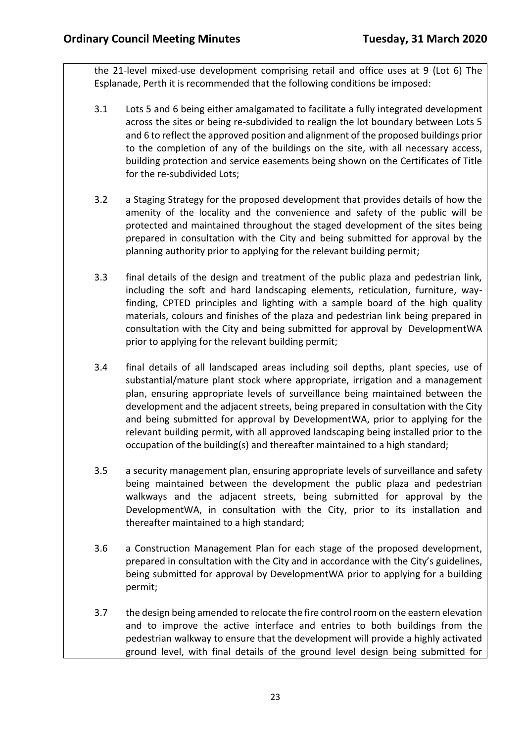the 21-level mixed-use development comprising retail and office uses at 9 (Lot 6) The Esplanade, Perth it is recommended that the following conditions be imposed:

3.1 Lots 5 and 6 being either amalgamated to facilitate a fully integrated development across the sites or being re-subdivided to realign the lot boundary between Lots 5 and 6 to reflect the approved position and alignment of the proposed buildings prior to the completion of any of the buildings on the site, with all necessary access, building protection and service easements being shown on the Certificates of Title for the re-subdivided Lots;

3.2 a Staging Strategy for the proposed development that provides details of how the amenity of the locality and the convenience and safety of the public will be protected and maintained throughout the staged development of the sites being prepared in consultation with the City and being submitted for approval by the planning authority prior to applying for the relevant building permit;

3.3 final details of the design and treatment of the public plaza and pedestrian link, including the soft and hard landscaping elements, reticulation, furniture, way-finding, CPTED principles and lighting with a sample board of the high quality materials, colours and finishes of the plaza and pedestrian link being prepared in consultation with the City and being submitted for approval by DevelopmentWA prior to applying for the relevant building permit;

3.4 final details of all landscaped areas including soil depths, plant species, use of substantial/mature plant stock where appropriate, irrigation and a management plan, ensuring appropriate levels of surveillance being maintained between the development and the adjacent streets, being prepared in consultation with the City and being submitted for approval by DevelopmentWA, prior to applying for the relevant building permit, with all approved landscaping being installed prior to the occupation of the building(s) and thereafter maintained to a high standard;

3.5 a security management plan, ensuring appropriate levels of surveillance and safety being maintained between the development the public plaza and pedestrian walkways and the adjacent streets, being submitted for approval by the DevelopmentWA, in consultation with the City, prior to its installation and thereafter maintained to a high standard;

3.6 a Construction Management Plan for each stage of the proposed development, prepared in consultation with the City and in accordance with the City's guidelines, being submitted for approval by DevelopmentWA prior to applying for a building permit;

3.7 the design being amended to relocate the fire control room on the eastern elevation and to improve the active interface and entries to both buildings from the pedestrian walkway to ensure that the development will provide a highly activated ground level, with final details of the ground level design being submitted for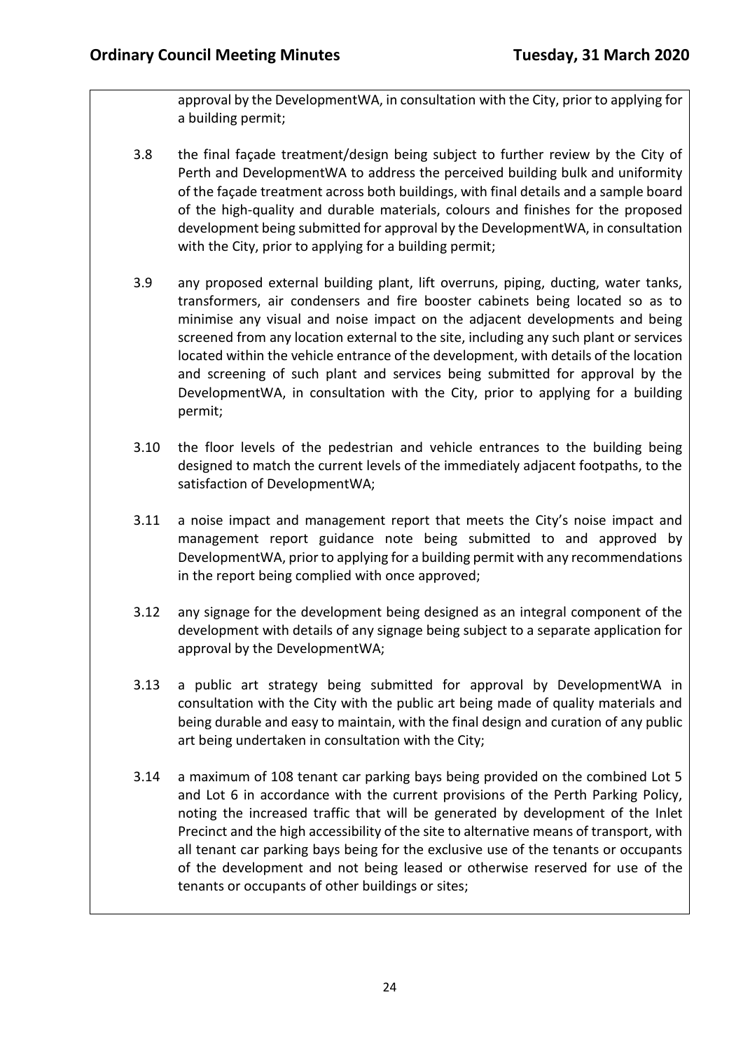approval by the DevelopmentWA, in consultation with the City, prior to applying for a building permit;

3.8 the final façade treatment/design being subject to further review by the City of Perth and DevelopmentWA to address the perceived building bulk and uniformity of the façade treatment across both buildings, with final details and a sample board of the high-quality and durable materials, colours and finishes for the proposed development being submitted for approval by the DevelopmentWA, in consultation with the City, prior to applying for a building permit;

3.9 any proposed external building plant, lift overruns, piping, ducting, water tanks, transformers, air condensers and fire booster cabinets being located so as to minimise any visual and noise impact on the adjacent developments and being screened from any location external to the site, including any such plant or services located within the vehicle entrance of the development, with details of the location and screening of such plant and services being submitted for approval by the DevelopmentWA, in consultation with the City, prior to applying for a building permit;

3.10 the floor levels of the pedestrian and vehicle entrances to the building being designed to match the current levels of the immediately adjacent footpaths, to the satisfaction of DevelopmentWA;

3.11 a noise impact and management report that meets the City's noise impact and management report guidance note being submitted to and approved by DevelopmentWA, prior to applying for a building permit with any recommendations in the report being complied with once approved;

3.12 any signage for the development being designed as an integral component of the development with details of any signage being subject to a separate application for approval by the DevelopmentWA;

3.13 a public art strategy being submitted for approval by DevelopmentWA in consultation with the City with the public art being made of quality materials and being durable and easy to maintain, with the final design and curation of any public art being undertaken in consultation with the City;

3.14 a maximum of 108 tenant car parking bays being provided on the combined Lot 5 and Lot 6 in accordance with the current provisions of the Perth Parking Policy, noting the increased traffic that will be generated by development of the Inlet Precinct and the high accessibility of the site to alternative means of transport, with all tenant car parking bays being for the exclusive use of the tenants or occupants of the development and not being leased or otherwise reserved for use of the tenants or occupants of other buildings or sites;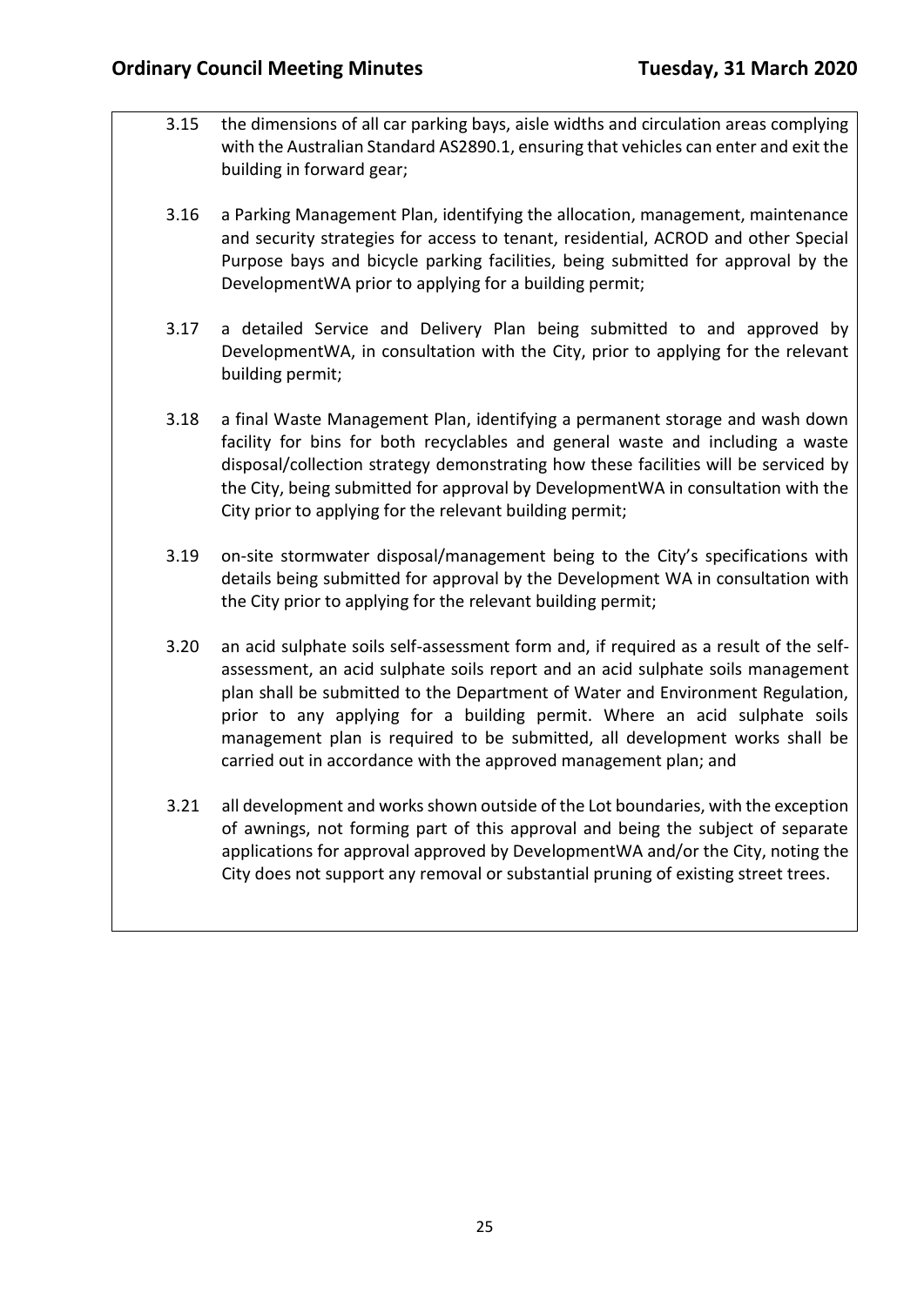3.15 the dimensions of all car parking bays, aisle widths and circulation areas complying with the Australian Standard AS2890.1, ensuring that vehicles can enter and exit the building in forward gear;

3.16 a Parking Management Plan, identifying the allocation, management, maintenance and security strategies for access to tenant, residential, ACROD and other Special Purpose bays and bicycle parking facilities, being submitted for approval by the DevelopmentWA prior to applying for a building permit;

3.17 a detailed Service and Delivery Plan being submitted to and approved by DevelopmentWA, in consultation with the City, prior to applying for the relevant building permit;

3.18 a final Waste Management Plan, identifying a permanent storage and wash down facility for bins for both recyclables and general waste and including a waste disposal/collection strategy demonstrating how these facilities will be serviced by the City, being submitted for approval by DevelopmentWA in consultation with the City prior to applying for the relevant building permit;

3.19 on-site stormwater disposal/management being to the City's specifications with details being submitted for approval by the Development WA in consultation with the City prior to applying for the relevant building permit;

3.20 an acid sulphate soils self-assessment form and, if required as a result of the self-assessment, an acid sulphate soils report and an acid sulphate soils management plan shall be submitted to the Department of Water and Environment Regulation, prior to any applying for a building permit. Where an acid sulphate soils management plan is required to be submitted, all development works shall be carried out in accordance with the approved management plan; and

3.21 all development and works shown outside of the Lot boundaries, with the exception of awnings, not forming part of this approval and being the subject of separate applications for approval approved by DevelopmentWA and/or the City, noting the City does not support any removal or substantial pruning of existing street trees.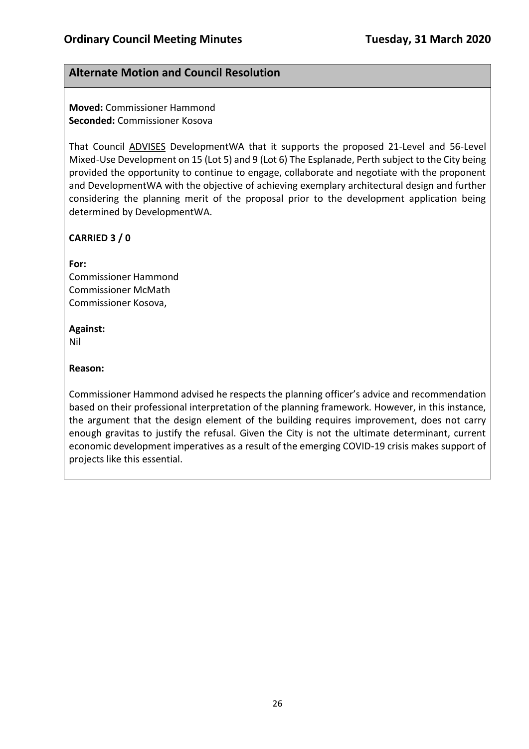## Alternate Motion and Council Resolution

**Moved:** Commissioner Hammond
**Seconded:** Commissioner Kosova

That Council ADVISES DevelopmentWA that it supports the proposed 21-Level and 56-Level Mixed-Use Development on 15 (Lot 5) and 9 (Lot 6) The Esplanade, Perth subject to the City being provided the opportunity to continue to engage, collaborate and negotiate with the proponent and DevelopmentWA with the objective of achieving exemplary architectural design and further considering the planning merit of the proposal prior to the development application being determined by DevelopmentWA.

**CARRIED 3 / 0**

**For:**
Commissioner Hammond
Commissioner McMath
Commissioner Kosova,

**Against:**
Nil

**Reason:**

Commissioner Hammond advised he respects the planning officer's advice and recommendation based on their professional interpretation of the planning framework. However, in this instance, the argument that the design element of the building requires improvement, does not carry enough gravitas to justify the refusal. Given the City is not the ultimate determinant, current economic development imperatives as a result of the emerging COVID-19 crisis makes support of projects like this essential.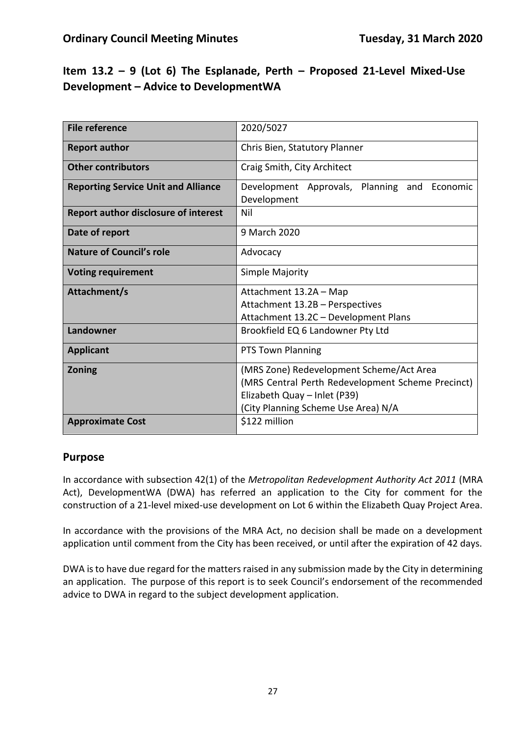# Item 13.2 – 9 (Lot 6) The Esplanade, Perth – Proposed 21-Level Mixed-Use Development – Advice to DevelopmentWA

| File reference | 2020/5027 |
|---|---|
| **Report author** | Chris Bien, Statutory Planner |
| **Other contributors** | Craig Smith, City Architect |
| **Reporting Service Unit and Alliance** | Development Approvals, Planning and Economic Development |
| **Report author disclosure of interest** | Nil |
| **Date of report** | 9 March 2020 |
| **Nature of Council's role** | Advocacy |
| **Voting requirement** | Simple Majority |
| **Attachment/s** | Attachment 13.2A – Map<br>Attachment 13.2B – Perspectives<br>Attachment 13.2C – Development Plans |
| **Landowner** | Brookfield EQ 6 Landowner Pty Ltd |
| **Applicant** | PTS Town Planning |
| **Zoning** | (MRS Zone) Redevelopment Scheme/Act Area<br>(MRS Central Perth Redevelopment Scheme Precinct) Elizabeth Quay – Inlet (P39)<br>(City Planning Scheme Use Area) N/A |
| **Approximate Cost** | $122 million |

## Purpose

In accordance with subsection 42(1) of the *Metropolitan Redevelopment Authority Act 2011* (MRA Act), DevelopmentWA (DWA) has referred an application to the City for comment for the construction of a 21-level mixed-use development on Lot 6 within the Elizabeth Quay Project Area.

In accordance with the provisions of the MRA Act, no decision shall be made on a development application until comment from the City has been received, or until after the expiration of 42 days.

DWA is to have due regard for the matters raised in any submission made by the City in determining an application. The purpose of this report is to seek Council's endorsement of the recommended advice to DWA in regard to the subject development application.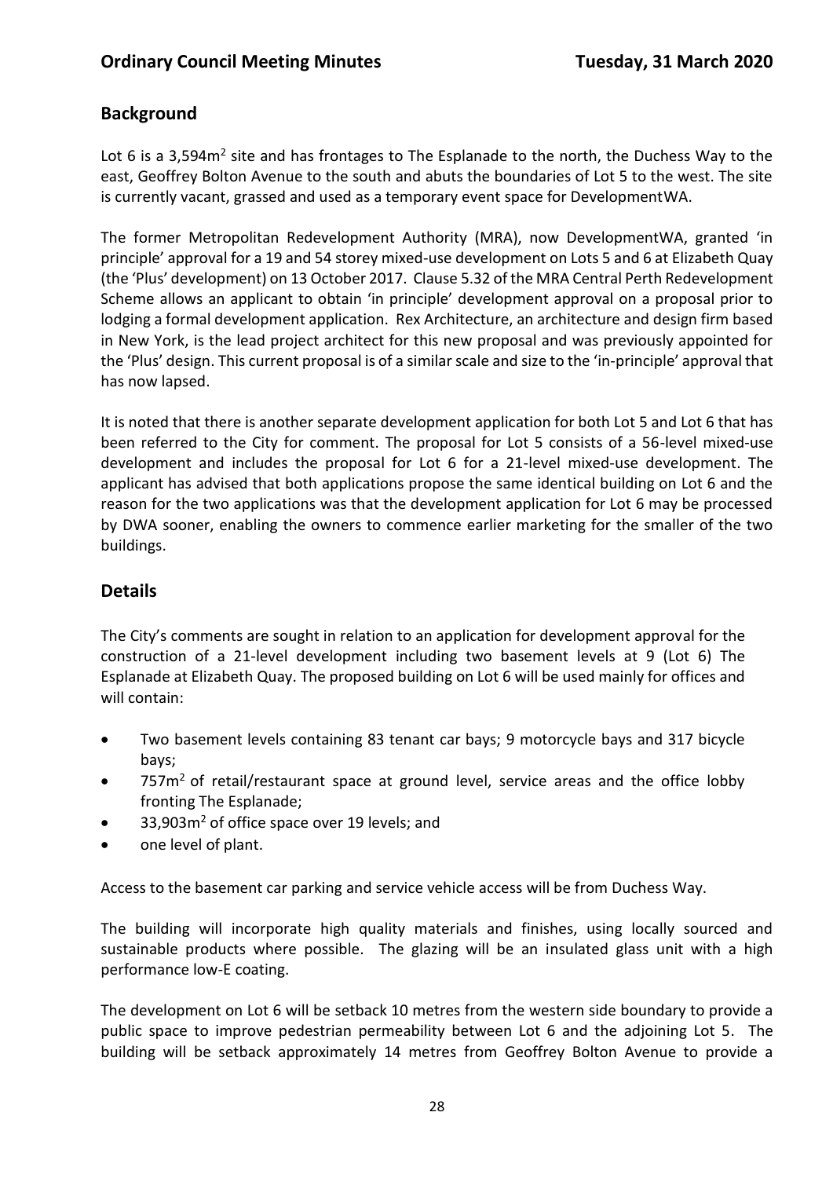## Background

Lot 6 is a 3,594m$^2$ site and has frontages to The Esplanade to the north, the Duchess Way to the east, Geoffrey Bolton Avenue to the south and abuts the boundaries of Lot 5 to the west. The site is currently vacant, grassed and used as a temporary event space for DevelopmentWA.

The former Metropolitan Redevelopment Authority (MRA), now DevelopmentWA, granted 'in principle' approval for a 19 and 54 storey mixed-use development on Lots 5 and 6 at Elizabeth Quay (the 'Plus' development) on 13 October 2017. Clause 5.32 of the MRA Central Perth Redevelopment Scheme allows an applicant to obtain 'in principle' development approval on a proposal prior to lodging a formal development application. Rex Architecture, an architecture and design firm based in New York, is the lead project architect for this new proposal and was previously appointed for the 'Plus' design. This current proposal is of a similar scale and size to the 'in-principle' approval that has now lapsed.

It is noted that there is another separate development application for both Lot 5 and Lot 6 that has been referred to the City for comment. The proposal for Lot 5 consists of a 56-level mixed-use development and includes the proposal for Lot 6 for a 21-level mixed-use development. The applicant has advised that both applications propose the same identical building on Lot 6 and the reason for the two applications was that the development application for Lot 6 may be processed by DWA sooner, enabling the owners to commence earlier marketing for the smaller of the two buildings.

## Details

The City's comments are sought in relation to an application for development approval for the construction of a 21-level development including two basement levels at 9 (Lot 6) The Esplanade at Elizabeth Quay. The proposed building on Lot 6 will be used mainly for offices and will contain:

- Two basement levels containing 83 tenant car bays; 9 motorcycle bays and 317 bicycle bays;
- 757m$^2$ of retail/restaurant space at ground level, service areas and the office lobby fronting The Esplanade;
- 33,903m$^2$ of office space over 19 levels; and
- one level of plant.

Access to the basement car parking and service vehicle access will be from Duchess Way.

The building will incorporate high quality materials and finishes, using locally sourced and sustainable products where possible. The glazing will be an insulated glass unit with a high performance low-E coating.

The development on Lot 6 will be setback 10 metres from the western side boundary to provide a public space to improve pedestrian permeability between Lot 6 and the adjoining Lot 5. The building will be setback approximately 14 metres from Geoffrey Bolton Avenue to provide a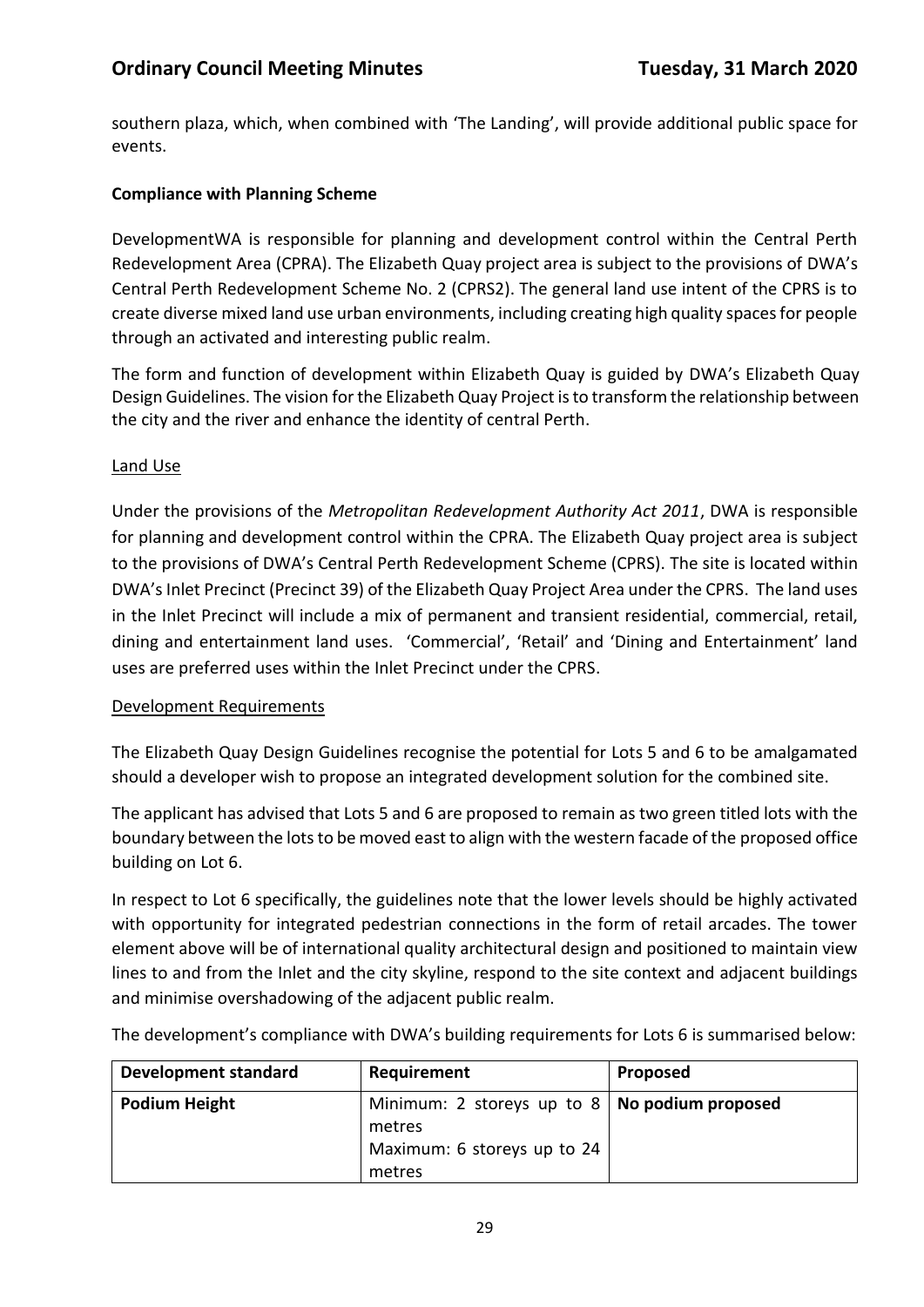southern plaza, which, when combined with 'The Landing', will provide additional public space for events.

**Compliance with Planning Scheme**

DevelopmentWA is responsible for planning and development control within the Central Perth Redevelopment Area (CPRA). The Elizabeth Quay project area is subject to the provisions of DWA's Central Perth Redevelopment Scheme No. 2 (CPRS2). The general land use intent of the CPRS is to create diverse mixed land use urban environments, including creating high quality spaces for people through an activated and interesting public realm.

The form and function of development within Elizabeth Quay is guided by DWA's Elizabeth Quay Design Guidelines. The vision for the Elizabeth Quay Project is to transform the relationship between the city and the river and enhance the identity of central Perth.

<u>Land Use</u>

Under the provisions of the *Metropolitan Redevelopment Authority Act 2011*, DWA is responsible for planning and development control within the CPRA. The Elizabeth Quay project area is subject to the provisions of DWA's Central Perth Redevelopment Scheme (CPRS). The site is located within DWA's Inlet Precinct (Precinct 39) of the Elizabeth Quay Project Area under the CPRS. The land uses in the Inlet Precinct will include a mix of permanent and transient residential, commercial, retail, dining and entertainment land uses. 'Commercial', 'Retail' and 'Dining and Entertainment' land uses are preferred uses within the Inlet Precinct under the CPRS.

<u>Development Requirements</u>

The Elizabeth Quay Design Guidelines recognise the potential for Lots 5 and 6 to be amalgamated should a developer wish to propose an integrated development solution for the combined site.

The applicant has advised that Lots 5 and 6 are proposed to remain as two green titled lots with the boundary between the lots to be moved east to align with the western facade of the proposed office building on Lot 6.

In respect to Lot 6 specifically, the guidelines note that the lower levels should be highly activated with opportunity for integrated pedestrian connections in the form of retail arcades. The tower element above will be of international quality architectural design and positioned to maintain view lines to and from the Inlet and the city skyline, respond to the site context and adjacent buildings and minimise overshadowing of the adjacent public realm.

The development's compliance with DWA's building requirements for Lots 6 is summarised below:

| Development standard | Requirement | Proposed |
|---|---|---|
| **Podium Height** | Minimum: 2 storeys up to 8 metres<br>Maximum: 6 storeys up to 24 metres | **No podium proposed** |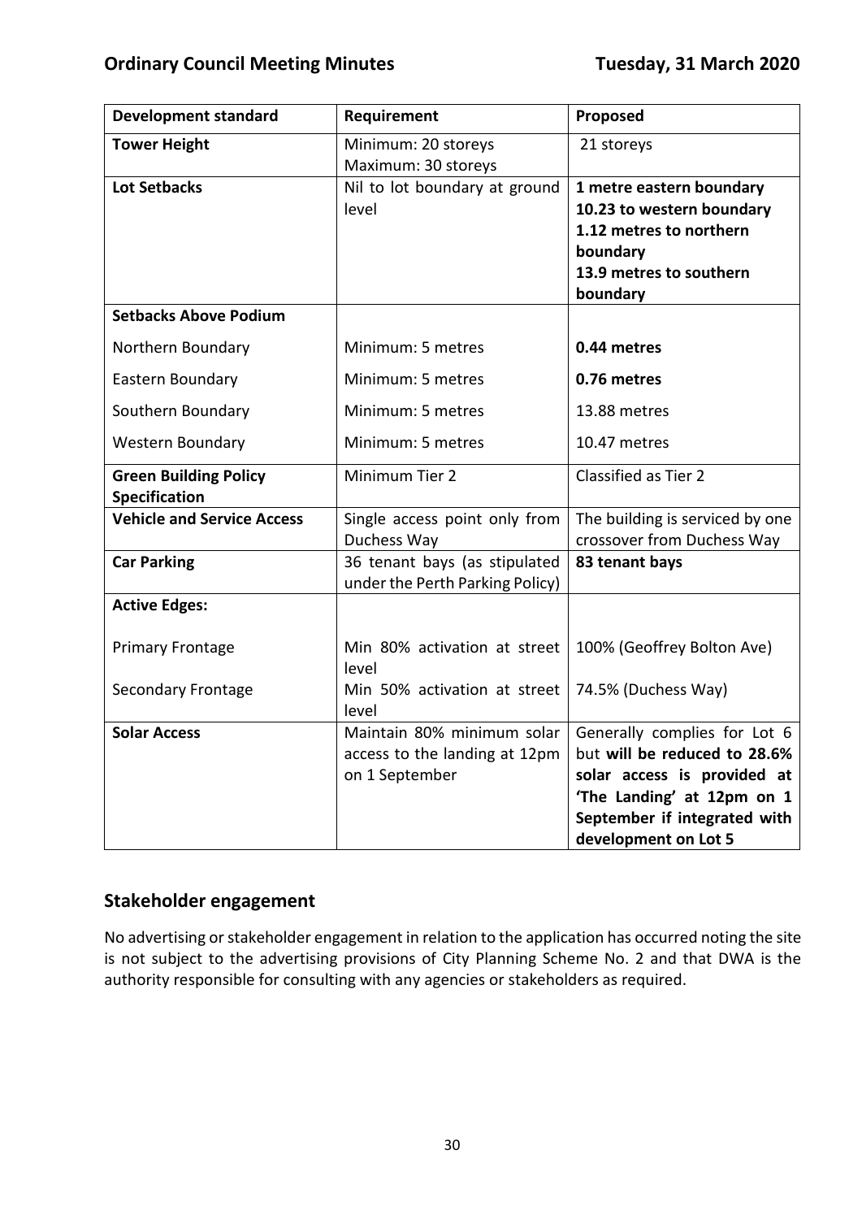| Development standard | Requirement | Proposed |
|---|---|---|
| **Tower Height** | Minimum: 20 storeys<br>Maximum: 30 storeys | 21 storeys |
| **Lot Setbacks** | Nil to lot boundary at ground level | **1 metre eastern boundary**<br>**10.23 to western boundary**<br>**1.12 metres to northern boundary**<br>**13.9 metres to southern boundary** |
| **Setbacks Above Podium** | | |
| Northern Boundary | Minimum: 5 metres | **0.44 metres** |
| Eastern Boundary | Minimum: 5 metres | **0.76 metres** |
| Southern Boundary | Minimum: 5 metres | 13.88 metres |
| Western Boundary | Minimum: 5 metres | 10.47 metres |
| **Green Building Policy Specification** | Minimum Tier 2 | Classified as Tier 2 |
| **Vehicle and Service Access** | Single access point only from Duchess Way | The building is serviced by one crossover from Duchess Way |
| **Car Parking** | 36 tenant bays (as stipulated under the Perth Parking Policy) | **83 tenant bays** |
| **Active Edges:** | | |
| Primary Frontage | Min 80% activation at street level | 100% (Geoffrey Bolton Ave) |
| Secondary Frontage | Min 50% activation at street level | 74.5% (Duchess Way) |
| **Solar Access** | Maintain 80% minimum solar access to the landing at 12pm on 1 September | Generally complies for Lot 6 but **will be reduced to 28.6% solar access is provided at 'The Landing' at 12pm on 1 September if integrated with development on Lot 5** |

## Stakeholder engagement

No advertising or stakeholder engagement in relation to the application has occurred noting the site is not subject to the advertising provisions of City Planning Scheme No. 2 and that DWA is the authority responsible for consulting with any agencies or stakeholders as required.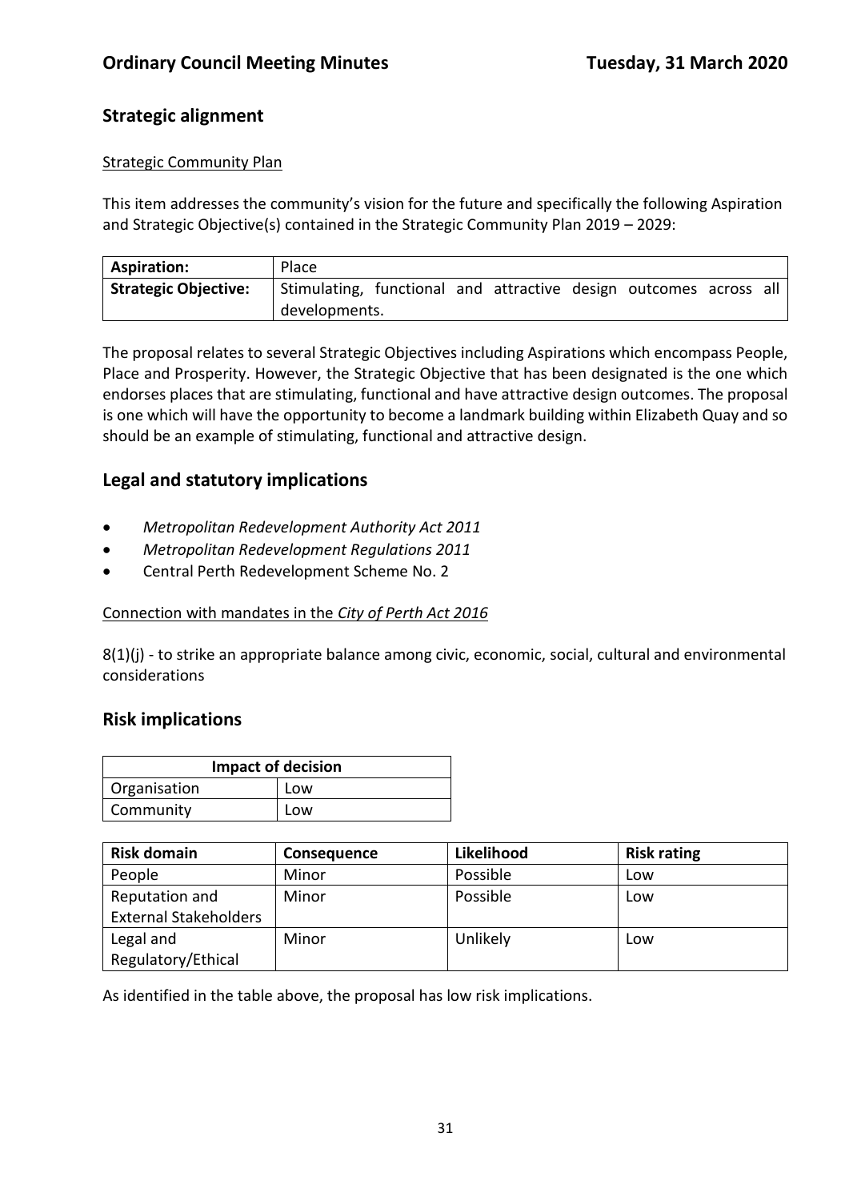## Strategic alignment

Strategic Community Plan

This item addresses the community's vision for the future and specifically the following Aspiration and Strategic Objective(s) contained in the Strategic Community Plan 2019 – 2029:

| **Aspiration:** | Place |
|---|---|
| **Strategic Objective:** | Stimulating, functional and attractive design outcomes across all developments. |

The proposal relates to several Strategic Objectives including Aspirations which encompass People, Place and Prosperity. However, the Strategic Objective that has been designated is the one which endorses places that are stimulating, functional and have attractive design outcomes. The proposal is one which will have the opportunity to become a landmark building within Elizabeth Quay and so should be an example of stimulating, functional and attractive design.

## Legal and statutory implications

- *Metropolitan Redevelopment Authority Act 2011*
- *Metropolitan Redevelopment Regulations 2011*
- Central Perth Redevelopment Scheme No. 2

Connection with mandates in the *City of Perth Act 2016*

8(1)(j) - to strike an appropriate balance among civic, economic, social, cultural and environmental considerations

## Risk implications

| **Impact of decision** | |
|---|---|
| Organisation | Low |
| Community | Low |

| **Risk domain** | **Consequence** | **Likelihood** | **Risk rating** |
|---|---|---|---|
| People | Minor | Possible | Low |
| Reputation and External Stakeholders | Minor | Possible | Low |
| Legal and Regulatory/Ethical | Minor | Unlikely | Low |

As identified in the table above, the proposal has low risk implications.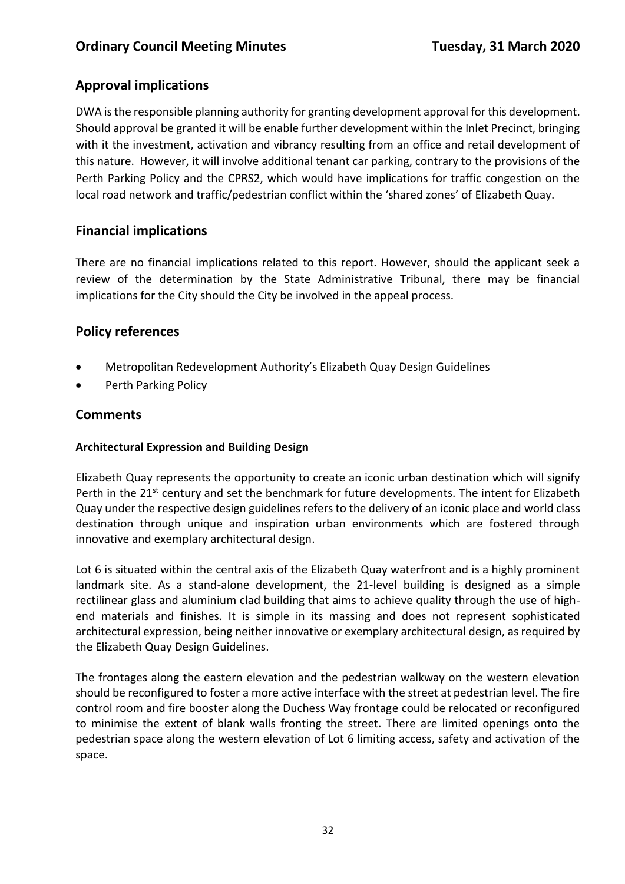## Approval implications

DWA is the responsible planning authority for granting development approval for this development. Should approval be granted it will be enable further development within the Inlet Precinct, bringing with it the investment, activation and vibrancy resulting from an office and retail development of this nature. However, it will involve additional tenant car parking, contrary to the provisions of the Perth Parking Policy and the CPRS2, which would have implications for traffic congestion on the local road network and traffic/pedestrian conflict within the 'shared zones' of Elizabeth Quay.

## Financial implications

There are no financial implications related to this report. However, should the applicant seek a review of the determination by the State Administrative Tribunal, there may be financial implications for the City should the City be involved in the appeal process.

## Policy references

- Metropolitan Redevelopment Authority's Elizabeth Quay Design Guidelines
- Perth Parking Policy

## Comments

### Architectural Expression and Building Design

Elizabeth Quay represents the opportunity to create an iconic urban destination which will signify Perth in the 21st century and set the benchmark for future developments. The intent for Elizabeth Quay under the respective design guidelines refers to the delivery of an iconic place and world class destination through unique and inspiration urban environments which are fostered through innovative and exemplary architectural design.

Lot 6 is situated within the central axis of the Elizabeth Quay waterfront and is a highly prominent landmark site. As a stand-alone development, the 21-level building is designed as a simple rectilinear glass and aluminium clad building that aims to achieve quality through the use of high-end materials and finishes. It is simple in its massing and does not represent sophisticated architectural expression, being neither innovative or exemplary architectural design, as required by the Elizabeth Quay Design Guidelines.

The frontages along the eastern elevation and the pedestrian walkway on the western elevation should be reconfigured to foster a more active interface with the street at pedestrian level. The fire control room and fire booster along the Duchess Way frontage could be relocated or reconfigured to minimise the extent of blank walls fronting the street. There are limited openings onto the pedestrian space along the western elevation of Lot 6 limiting access, safety and activation of the space.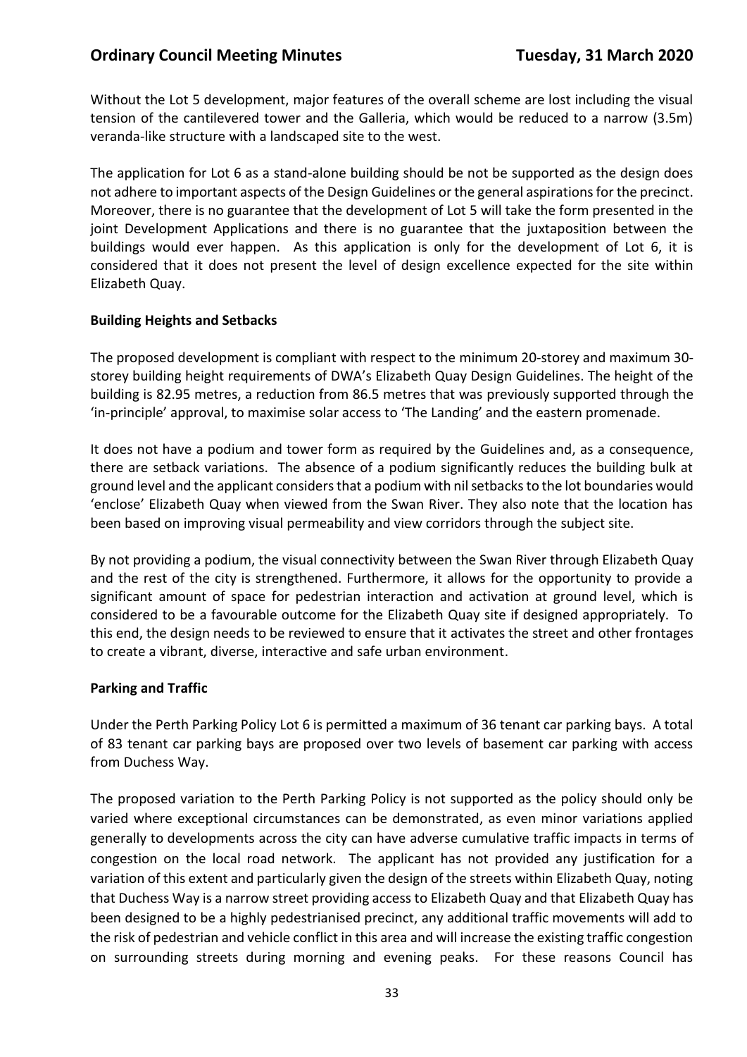Without the Lot 5 development, major features of the overall scheme are lost including the visual tension of the cantilevered tower and the Galleria, which would be reduced to a narrow (3.5m) veranda-like structure with a landscaped site to the west.

The application for Lot 6 as a stand-alone building should be not be supported as the design does not adhere to important aspects of the Design Guidelines or the general aspirations for the precinct. Moreover, there is no guarantee that the development of Lot 5 will take the form presented in the joint Development Applications and there is no guarantee that the juxtaposition between the buildings would ever happen. As this application is only for the development of Lot 6, it is considered that it does not present the level of design excellence expected for the site within Elizabeth Quay.

**Building Heights and Setbacks**

The proposed development is compliant with respect to the minimum 20-storey and maximum 30-storey building height requirements of DWA's Elizabeth Quay Design Guidelines. The height of the building is 82.95 metres, a reduction from 86.5 metres that was previously supported through the 'in-principle' approval, to maximise solar access to 'The Landing' and the eastern promenade.

It does not have a podium and tower form as required by the Guidelines and, as a consequence, there are setback variations. The absence of a podium significantly reduces the building bulk at ground level and the applicant considers that a podium with nil setbacks to the lot boundaries would 'enclose' Elizabeth Quay when viewed from the Swan River. They also note that the location has been based on improving visual permeability and view corridors through the subject site.

By not providing a podium, the visual connectivity between the Swan River through Elizabeth Quay and the rest of the city is strengthened. Furthermore, it allows for the opportunity to provide a significant amount of space for pedestrian interaction and activation at ground level, which is considered to be a favourable outcome for the Elizabeth Quay site if designed appropriately. To this end, the design needs to be reviewed to ensure that it activates the street and other frontages to create a vibrant, diverse, interactive and safe urban environment.

**Parking and Traffic**

Under the Perth Parking Policy Lot 6 is permitted a maximum of 36 tenant car parking bays. A total of 83 tenant car parking bays are proposed over two levels of basement car parking with access from Duchess Way.

The proposed variation to the Perth Parking Policy is not supported as the policy should only be varied where exceptional circumstances can be demonstrated, as even minor variations applied generally to developments across the city can have adverse cumulative traffic impacts in terms of congestion on the local road network. The applicant has not provided any justification for a variation of this extent and particularly given the design of the streets within Elizabeth Quay, noting that Duchess Way is a narrow street providing access to Elizabeth Quay and that Elizabeth Quay has been designed to be a highly pedestrianised precinct, any additional traffic movements will add to the risk of pedestrian and vehicle conflict in this area and will increase the existing traffic congestion on surrounding streets during morning and evening peaks. For these reasons Council has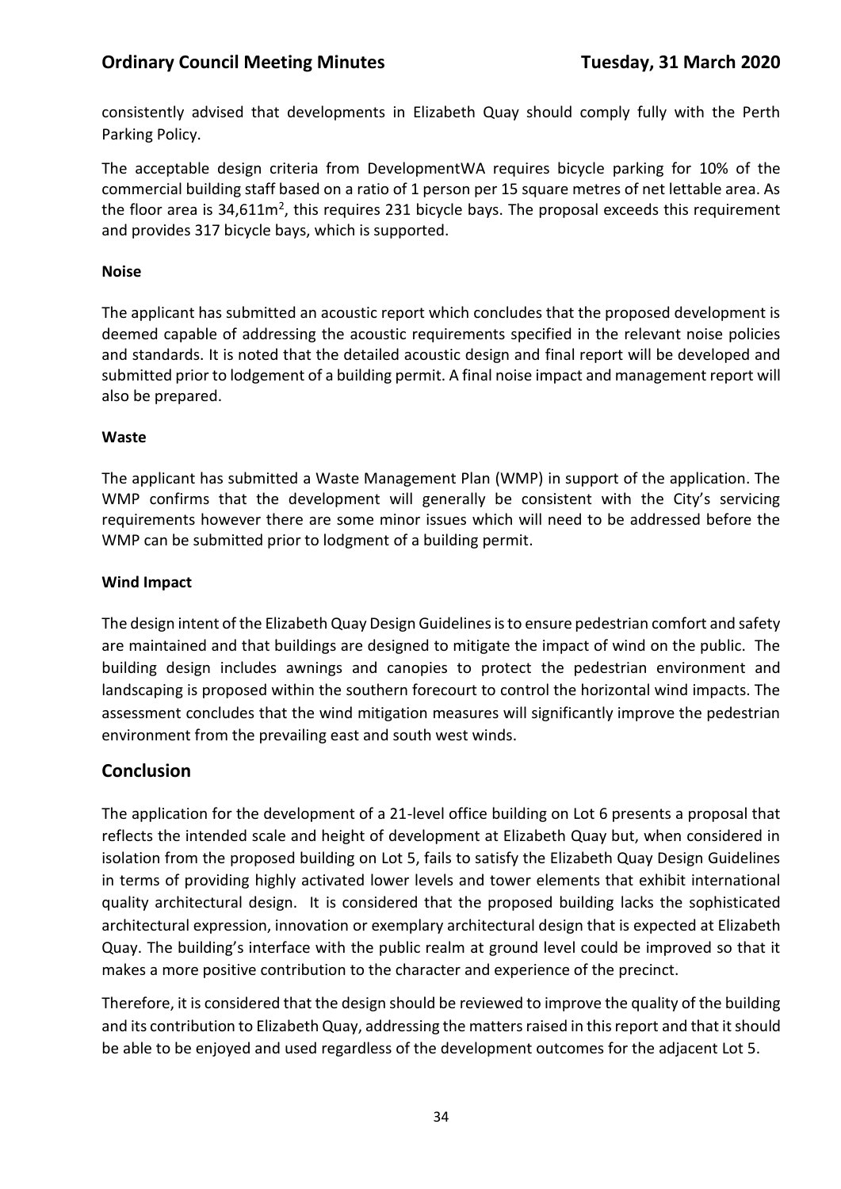consistently advised that developments in Elizabeth Quay should comply fully with the Perth Parking Policy.

The acceptable design criteria from DevelopmentWA requires bicycle parking for 10% of the commercial building staff based on a ratio of 1 person per 15 square metres of net lettable area. As the floor area is 34,611m$^2$, this requires 231 bicycle bays. The proposal exceeds this requirement and provides 317 bicycle bays, which is supported.

**Noise**

The applicant has submitted an acoustic report which concludes that the proposed development is deemed capable of addressing the acoustic requirements specified in the relevant noise policies and standards. It is noted that the detailed acoustic design and final report will be developed and submitted prior to lodgement of a building permit. A final noise impact and management report will also be prepared.

**Waste**

The applicant has submitted a Waste Management Plan (WMP) in support of the application. The WMP confirms that the development will generally be consistent with the City's servicing requirements however there are some minor issues which will need to be addressed before the WMP can be submitted prior to lodgment of a building permit.

**Wind Impact**

The design intent of the Elizabeth Quay Design Guidelines is to ensure pedestrian comfort and safety are maintained and that buildings are designed to mitigate the impact of wind on the public. The building design includes awnings and canopies to protect the pedestrian environment and landscaping is proposed within the southern forecourt to control the horizontal wind impacts. The assessment concludes that the wind mitigation measures will significantly improve the pedestrian environment from the prevailing east and south west winds.

## Conclusion

The application for the development of a 21-level office building on Lot 6 presents a proposal that reflects the intended scale and height of development at Elizabeth Quay but, when considered in isolation from the proposed building on Lot 5, fails to satisfy the Elizabeth Quay Design Guidelines in terms of providing highly activated lower levels and tower elements that exhibit international quality architectural design. It is considered that the proposed building lacks the sophisticated architectural expression, innovation or exemplary architectural design that is expected at Elizabeth Quay. The building's interface with the public realm at ground level could be improved so that it makes a more positive contribution to the character and experience of the precinct.

Therefore, it is considered that the design should be reviewed to improve the quality of the building and its contribution to Elizabeth Quay, addressing the matters raised in this report and that it should be able to be enjoyed and used regardless of the development outcomes for the adjacent Lot 5.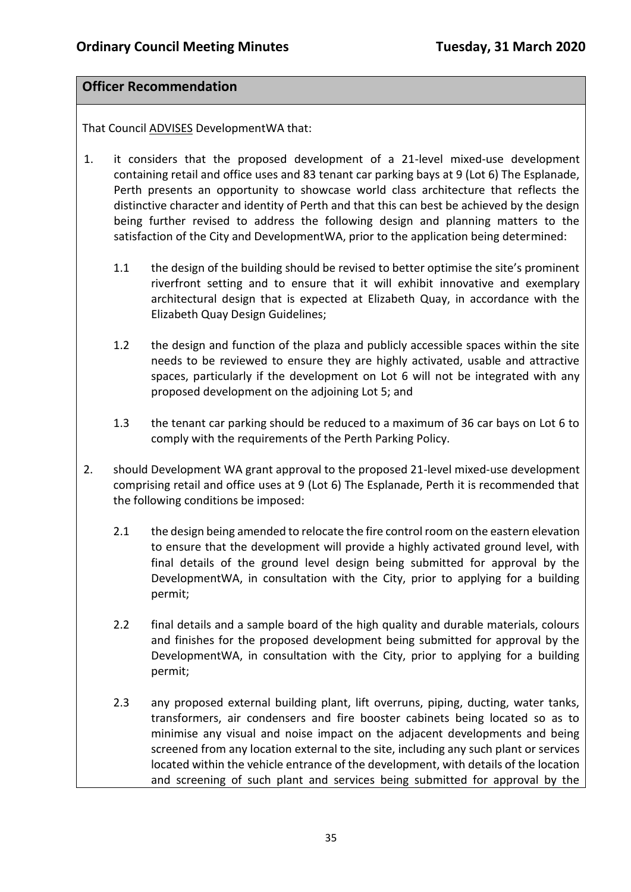## Officer Recommendation

That Council ADVISES DevelopmentWA that:

1. it considers that the proposed development of a 21-level mixed-use development containing retail and office uses and 83 tenant car parking bays at 9 (Lot 6) The Esplanade, Perth presents an opportunity to showcase world class architecture that reflects the distinctive character and identity of Perth and that this can best be achieved by the design being further revised to address the following design and planning matters to the satisfaction of the City and DevelopmentWA, prior to the application being determined:

   1.1 the design of the building should be revised to better optimise the site's prominent riverfront setting and to ensure that it will exhibit innovative and exemplary architectural design that is expected at Elizabeth Quay, in accordance with the Elizabeth Quay Design Guidelines;

   1.2 the design and function of the plaza and publicly accessible spaces within the site needs to be reviewed to ensure they are highly activated, usable and attractive spaces, particularly if the development on Lot 6 will not be integrated with any proposed development on the adjoining Lot 5; and

   1.3 the tenant car parking should be reduced to a maximum of 36 car bays on Lot 6 to comply with the requirements of the Perth Parking Policy.

2. should Development WA grant approval to the proposed 21-level mixed-use development comprising retail and office uses at 9 (Lot 6) The Esplanade, Perth it is recommended that the following conditions be imposed:

   2.1 the design being amended to relocate the fire control room on the eastern elevation to ensure that the development will provide a highly activated ground level, with final details of the ground level design being submitted for approval by the DevelopmentWA, in consultation with the City, prior to applying for a building permit;

   2.2 final details and a sample board of the high quality and durable materials, colours and finishes for the proposed development being submitted for approval by the DevelopmentWA, in consultation with the City, prior to applying for a building permit;

   2.3 any proposed external building plant, lift overruns, piping, ducting, water tanks, transformers, air condensers and fire booster cabinets being located so as to minimise any visual and noise impact on the adjacent developments and being screened from any location external to the site, including any such plant or services located within the vehicle entrance of the development, with details of the location and screening of such plant and services being submitted for approval by the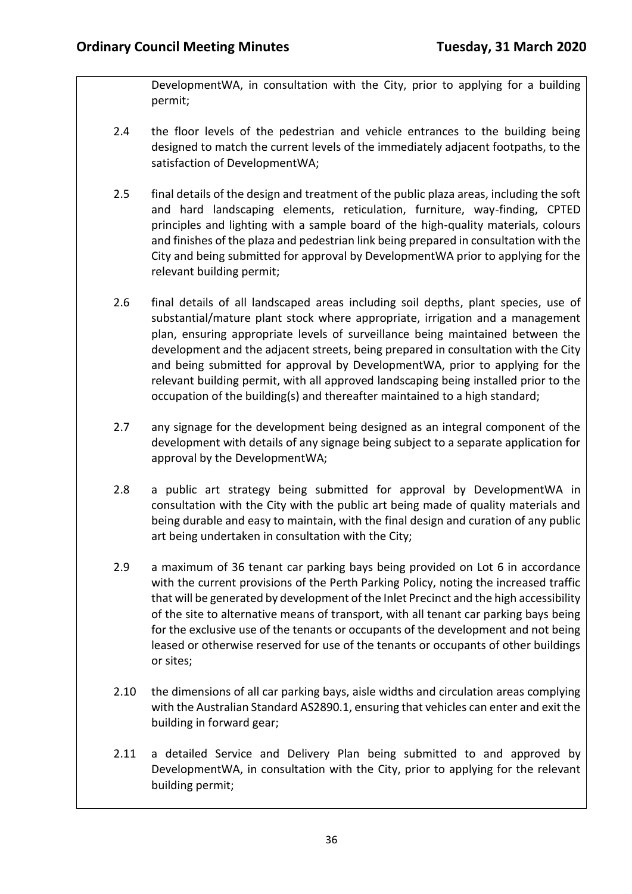DevelopmentWA, in consultation with the City, prior to applying for a building permit;

2.4 the floor levels of the pedestrian and vehicle entrances to the building being designed to match the current levels of the immediately adjacent footpaths, to the satisfaction of DevelopmentWA;

2.5 final details of the design and treatment of the public plaza areas, including the soft and hard landscaping elements, reticulation, furniture, way-finding, CPTED principles and lighting with a sample board of the high-quality materials, colours and finishes of the plaza and pedestrian link being prepared in consultation with the City and being submitted for approval by DevelopmentWA prior to applying for the relevant building permit;

2.6 final details of all landscaped areas including soil depths, plant species, use of substantial/mature plant stock where appropriate, irrigation and a management plan, ensuring appropriate levels of surveillance being maintained between the development and the adjacent streets, being prepared in consultation with the City and being submitted for approval by DevelopmentWA, prior to applying for the relevant building permit, with all approved landscaping being installed prior to the occupation of the building(s) and thereafter maintained to a high standard;

2.7 any signage for the development being designed as an integral component of the development with details of any signage being subject to a separate application for approval by the DevelopmentWA;

2.8 a public art strategy being submitted for approval by DevelopmentWA in consultation with the City with the public art being made of quality materials and being durable and easy to maintain, with the final design and curation of any public art being undertaken in consultation with the City;

2.9 a maximum of 36 tenant car parking bays being provided on Lot 6 in accordance with the current provisions of the Perth Parking Policy, noting the increased traffic that will be generated by development of the Inlet Precinct and the high accessibility of the site to alternative means of transport, with all tenant car parking bays being for the exclusive use of the tenants or occupants of the development and not being leased or otherwise reserved for use of the tenants or occupants of other buildings or sites;

2.10 the dimensions of all car parking bays, aisle widths and circulation areas complying with the Australian Standard AS2890.1, ensuring that vehicles can enter and exit the building in forward gear;

2.11 a detailed Service and Delivery Plan being submitted to and approved by DevelopmentWA, in consultation with the City, prior to applying for the relevant building permit;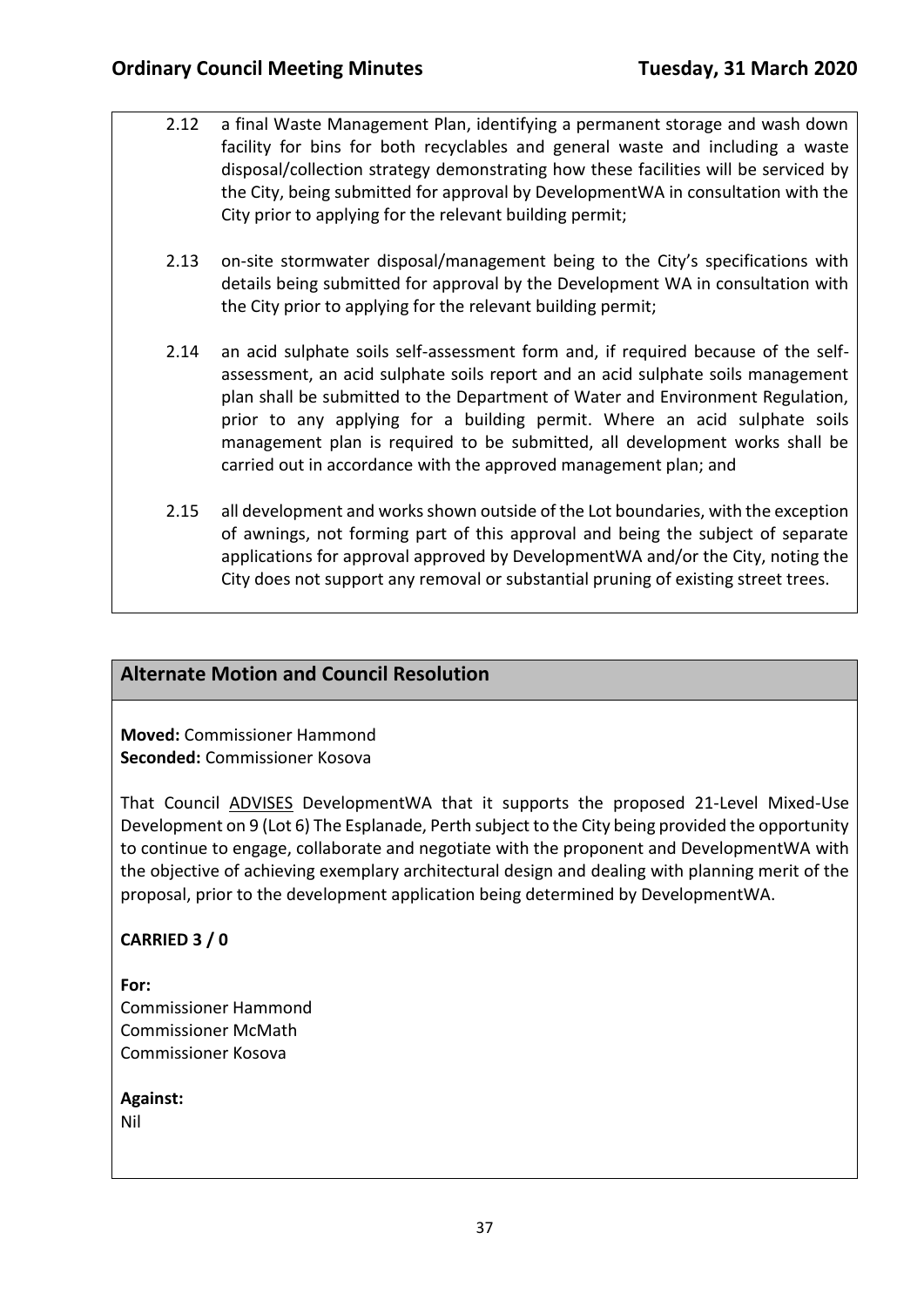2.12 a final Waste Management Plan, identifying a permanent storage and wash down facility for bins for both recyclables and general waste and including a waste disposal/collection strategy demonstrating how these facilities will be serviced by the City, being submitted for approval by DevelopmentWA in consultation with the City prior to applying for the relevant building permit;

2.13 on-site stormwater disposal/management being to the City's specifications with details being submitted for approval by the Development WA in consultation with the City prior to applying for the relevant building permit;

2.14 an acid sulphate soils self-assessment form and, if required because of the self-assessment, an acid sulphate soils report and an acid sulphate soils management plan shall be submitted to the Department of Water and Environment Regulation, prior to any applying for a building permit. Where an acid sulphate soils management plan is required to be submitted, all development works shall be carried out in accordance with the approved management plan; and

2.15 all development and works shown outside of the Lot boundaries, with the exception of awnings, not forming part of this approval and being the subject of separate applications for approval approved by DevelopmentWA and/or the City, noting the City does not support any removal or substantial pruning of existing street trees.

## Alternate Motion and Council Resolution

**Moved:** Commissioner Hammond
**Seconded:** Commissioner Kosova

That Council ADVISES DevelopmentWA that it supports the proposed 21-Level Mixed-Use Development on 9 (Lot 6) The Esplanade, Perth subject to the City being provided the opportunity to continue to engage, collaborate and negotiate with the proponent and DevelopmentWA with the objective of achieving exemplary architectural design and dealing with planning merit of the proposal, prior to the development application being determined by DevelopmentWA.

**CARRIED 3 / 0**

**For:**
Commissioner Hammond
Commissioner McMath
Commissioner Kosova

**Against:**
Nil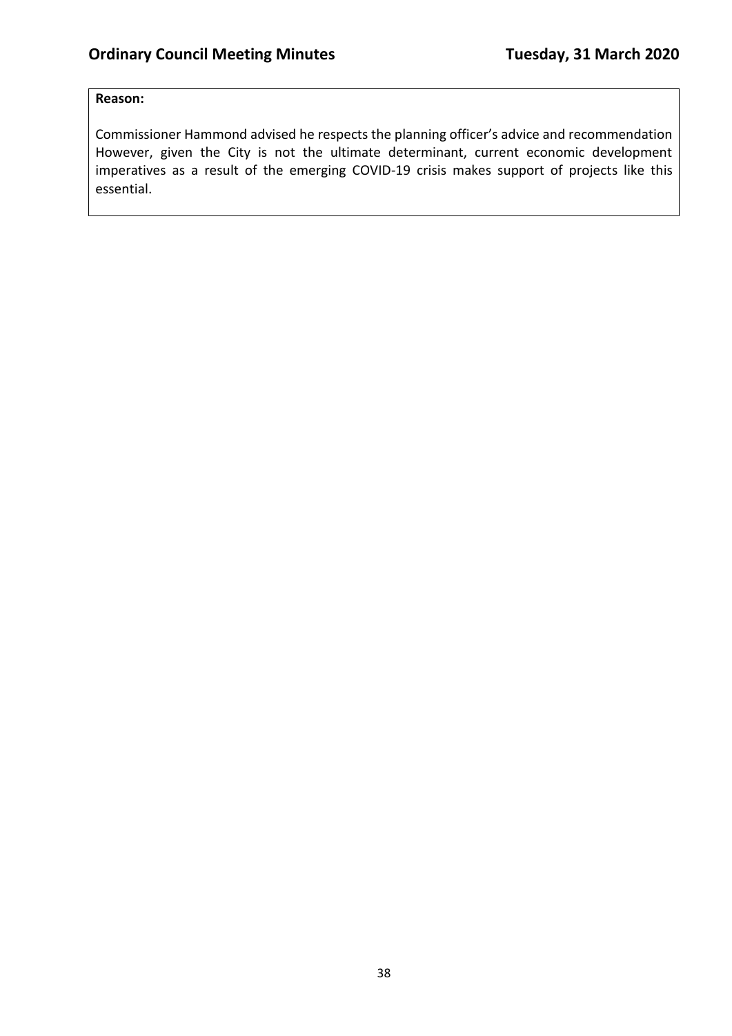**Reason:**

Commissioner Hammond advised he respects the planning officer's advice and recommendation However, given the City is not the ultimate determinant, current economic development imperatives as a result of the emerging COVID-19 crisis makes support of projects like this essential.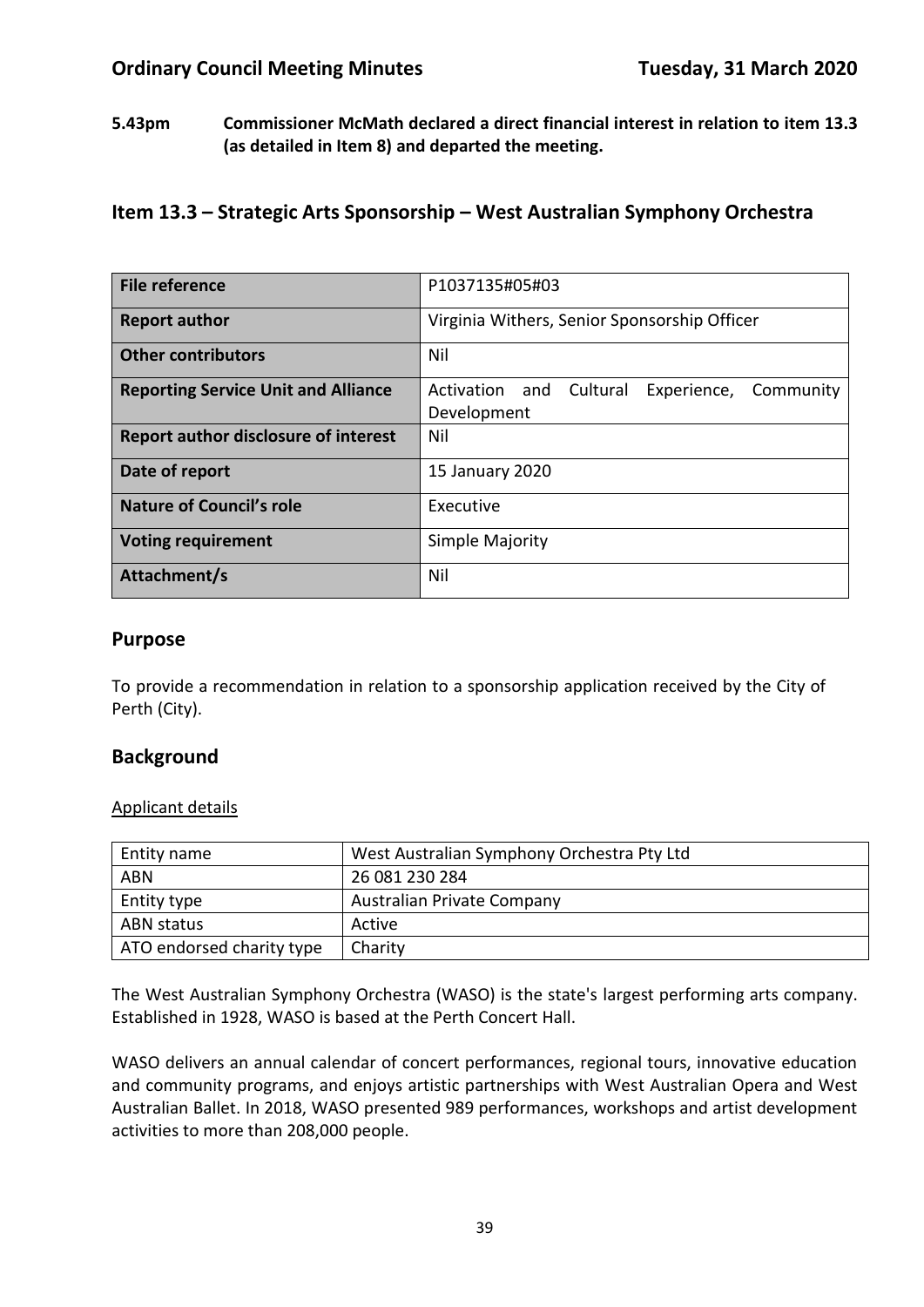**5.43pm Commissioner McMath declared a direct financial interest in relation to item 13.3 (as detailed in Item 8) and departed the meeting.**

## Item 13.3 – Strategic Arts Sponsorship – West Australian Symphony Orchestra

| | |
|---|---|
| **File reference** | P1037135#05#03 |
| **Report author** | Virginia Withers, Senior Sponsorship Officer |
| **Other contributors** | Nil |
| **Reporting Service Unit and Alliance** | Activation and Cultural Experience, Community Development |
| **Report author disclosure of interest** | Nil |
| **Date of report** | 15 January 2020 |
| **Nature of Council's role** | Executive |
| **Voting requirement** | Simple Majority |
| **Attachment/s** | Nil |

## Purpose

To provide a recommendation in relation to a sponsorship application received by the City of Perth (City).

## Background

Applicant details

| | |
|---|---|
| Entity name | West Australian Symphony Orchestra Pty Ltd |
| ABN | 26 081 230 284 |
| Entity type | Australian Private Company |
| ABN status | Active |
| ATO endorsed charity type | Charity |

The West Australian Symphony Orchestra (WASO) is the state's largest performing arts company. Established in 1928, WASO is based at the Perth Concert Hall.

WASO delivers an annual calendar of concert performances, regional tours, innovative education and community programs, and enjoys artistic partnerships with West Australian Opera and West Australian Ballet. In 2018, WASO presented 989 performances, workshops and artist development activities to more than 208,000 people.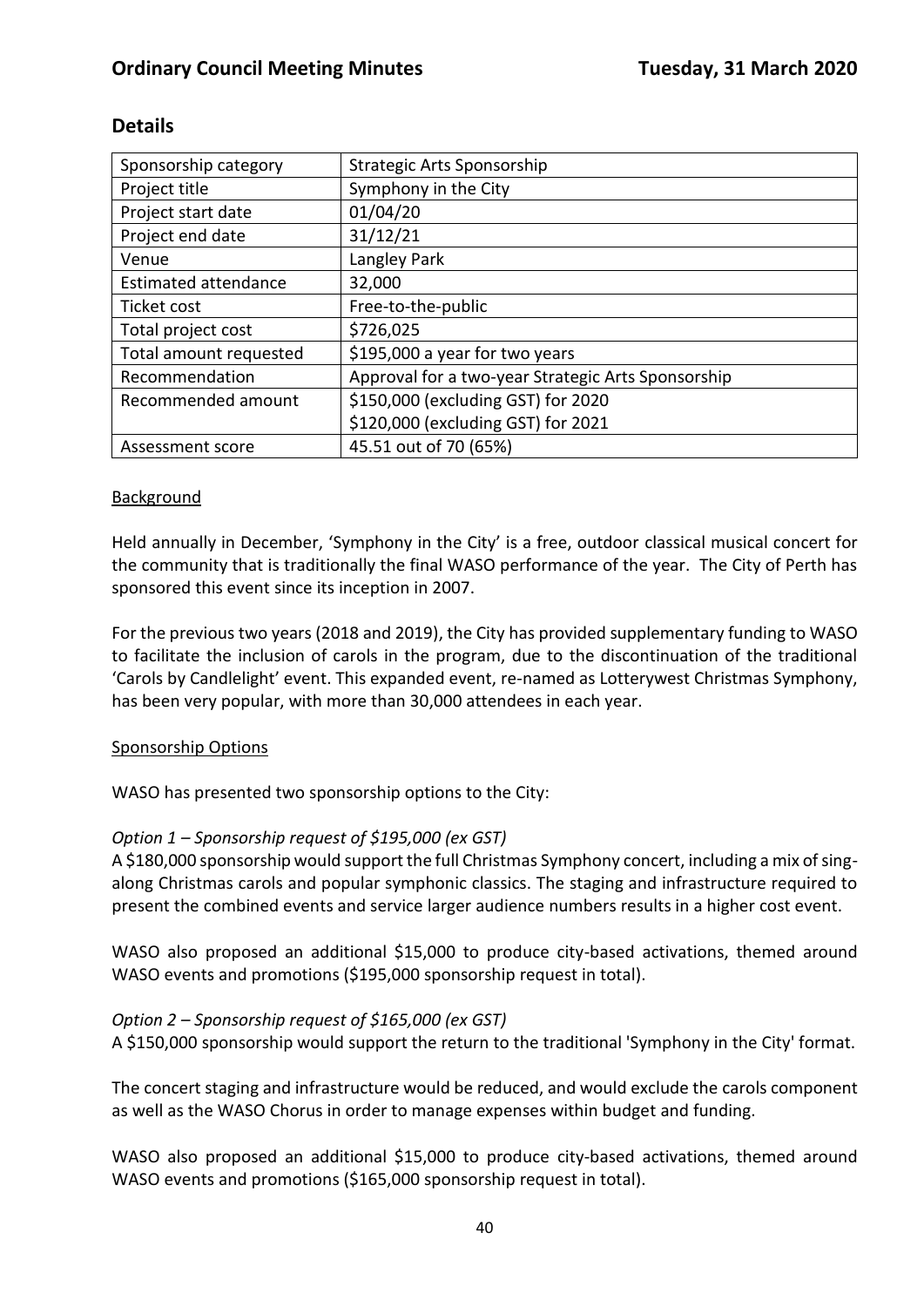## Details

| Sponsorship category | Strategic Arts Sponsorship |
|---|---|
| Project title | Symphony in the City |
| Project start date | 01/04/20 |
| Project end date | 31/12/21 |
| Venue | Langley Park |
| Estimated attendance | 32,000 |
| Ticket cost | Free-to-the-public |
| Total project cost | $726,025 |
| Total amount requested | $195,000 a year for two years |
| Recommendation | Approval for a two-year Strategic Arts Sponsorship |
| Recommended amount | $150,000 (excluding GST) for 2020<br>$120,000 (excluding GST) for 2021 |
| Assessment score | 45.51 out of 70 (65%) |

<u>Background</u>

Held annually in December, 'Symphony in the City' is a free, outdoor classical musical concert for the community that is traditionally the final WASO performance of the year. The City of Perth has sponsored this event since its inception in 2007.

For the previous two years (2018 and 2019), the City has provided supplementary funding to WASO to facilitate the inclusion of carols in the program, due to the discontinuation of the traditional 'Carols by Candlelight' event. This expanded event, re-named as Lotterywest Christmas Symphony, has been very popular, with more than 30,000 attendees in each year.

<u>Sponsorship Options</u>

WASO has presented two sponsorship options to the City:

*Option 1 – Sponsorship request of $195,000 (ex GST)*

A $180,000 sponsorship would support the full Christmas Symphony concert, including a mix of sing-along Christmas carols and popular symphonic classics. The staging and infrastructure required to present the combined events and service larger audience numbers results in a higher cost event.

WASO also proposed an additional $15,000 to produce city-based activations, themed around WASO events and promotions ($195,000 sponsorship request in total).

*Option 2 – Sponsorship request of $165,000 (ex GST)*

A $150,000 sponsorship would support the return to the traditional 'Symphony in the City' format.

The concert staging and infrastructure would be reduced, and would exclude the carols component as well as the WASO Chorus in order to manage expenses within budget and funding.

WASO also proposed an additional $15,000 to produce city-based activations, themed around WASO events and promotions ($165,000 sponsorship request in total).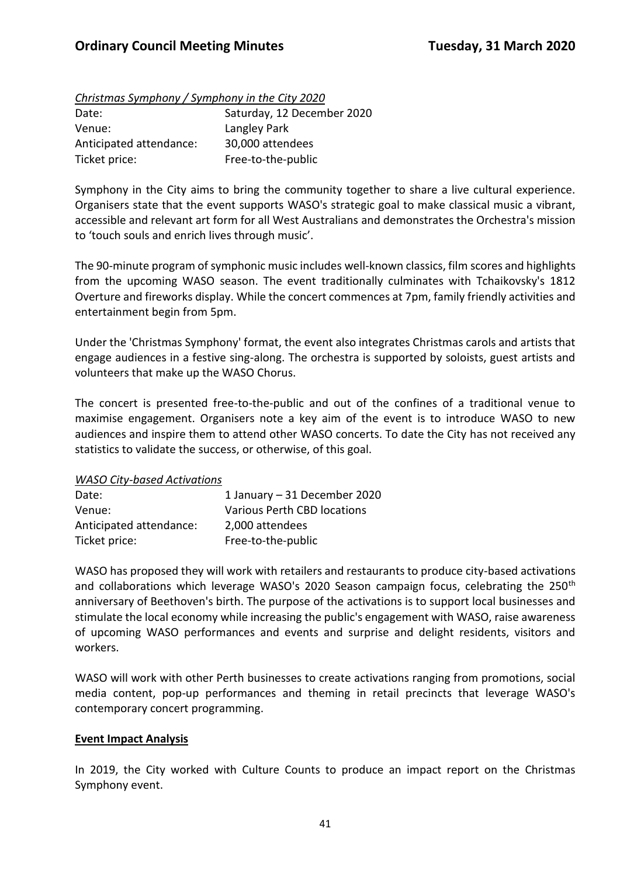*Christmas Symphony / Symphony in the City 2020*

| | |
|---|---|
| Date: | Saturday, 12 December 2020 |
| Venue: | Langley Park |
| Anticipated attendance: | 30,000 attendees |
| Ticket price: | Free-to-the-public |

Symphony in the City aims to bring the community together to share a live cultural experience. Organisers state that the event supports WASO's strategic goal to make classical music a vibrant, accessible and relevant art form for all West Australians and demonstrates the Orchestra's mission to 'touch souls and enrich lives through music'.

The 90-minute program of symphonic music includes well-known classics, film scores and highlights from the upcoming WASO season. The event traditionally culminates with Tchaikovsky's 1812 Overture and fireworks display. While the concert commences at 7pm, family friendly activities and entertainment begin from 5pm.

Under the 'Christmas Symphony' format, the event also integrates Christmas carols and artists that engage audiences in a festive sing-along. The orchestra is supported by soloists, guest artists and volunteers that make up the WASO Chorus.

The concert is presented free-to-the-public and out of the confines of a traditional venue to maximise engagement. Organisers note a key aim of the event is to introduce WASO to new audiences and inspire them to attend other WASO concerts. To date the City has not received any statistics to validate the success, or otherwise, of this goal.

*WASO City-based Activations*

| | |
|---|---|
| Date: | 1 January – 31 December 2020 |
| Venue: | Various Perth CBD locations |
| Anticipated attendance: | 2,000 attendees |
| Ticket price: | Free-to-the-public |

WASO has proposed they will work with retailers and restaurants to produce city-based activations and collaborations which leverage WASO's 2020 Season campaign focus, celebrating the 250th anniversary of Beethoven's birth. The purpose of the activations is to support local businesses and stimulate the local economy while increasing the public's engagement with WASO, raise awareness of upcoming WASO performances and events and surprise and delight residents, visitors and workers.

WASO will work with other Perth businesses to create activations ranging from promotions, social media content, pop-up performances and theming in retail precincts that leverage WASO's contemporary concert programming.

**Event Impact Analysis**

In 2019, the City worked with Culture Counts to produce an impact report on the Christmas Symphony event.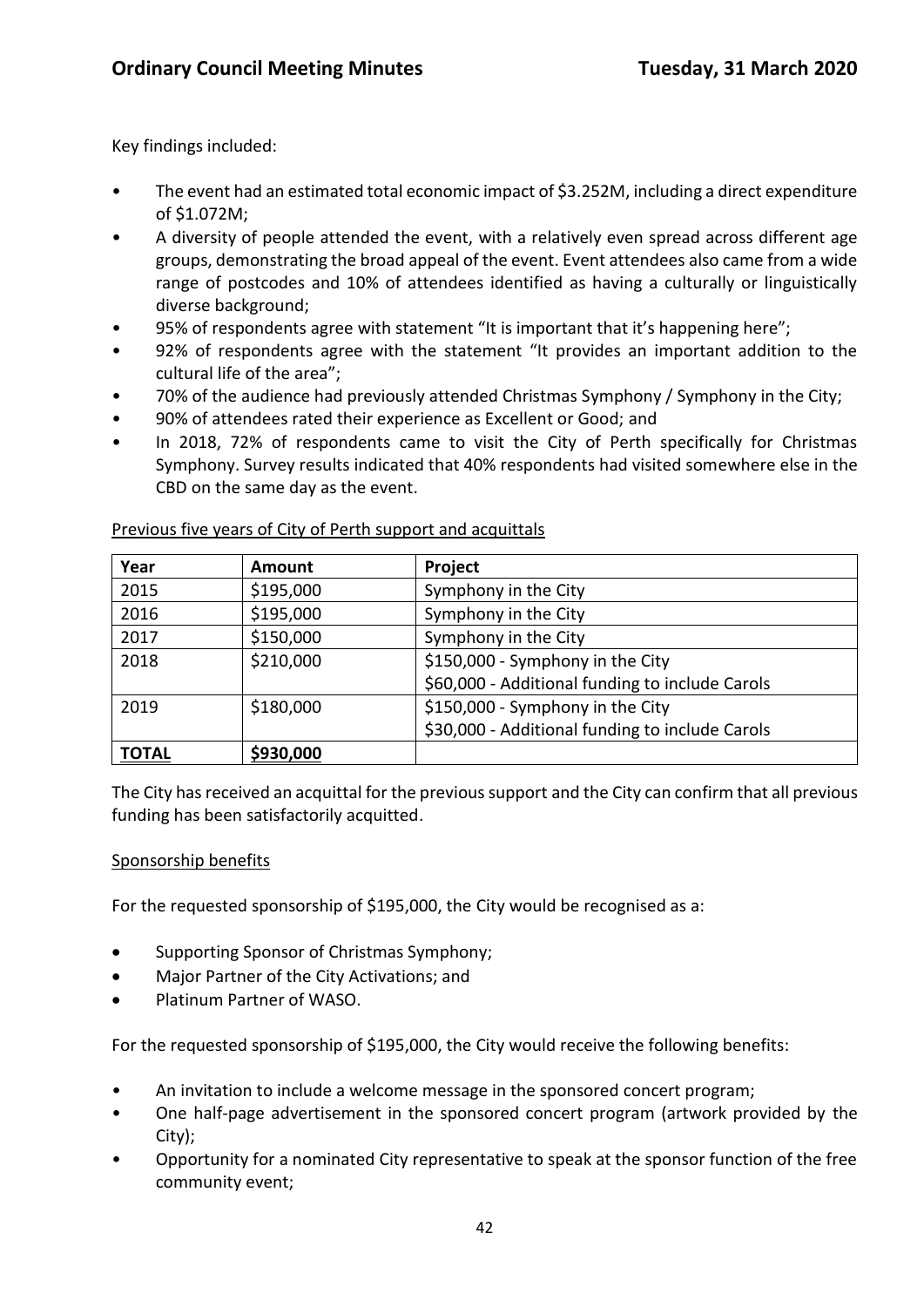Key findings included:

- The event had an estimated total economic impact of $3.252M, including a direct expenditure of $1.072M;
- A diversity of people attended the event, with a relatively even spread across different age groups, demonstrating the broad appeal of the event. Event attendees also came from a wide range of postcodes and 10% of attendees identified as having a culturally or linguistically diverse background;
- 95% of respondents agree with statement "It is important that it's happening here";
- 92% of respondents agree with the statement "It provides an important addition to the cultural life of the area";
- 70% of the audience had previously attended Christmas Symphony / Symphony in the City;
- 90% of attendees rated their experience as Excellent or Good; and
- In 2018, 72% of respondents came to visit the City of Perth specifically for Christmas Symphony. Survey results indicated that 40% respondents had visited somewhere else in the CBD on the same day as the event.

Previous five years of City of Perth support and acquittals

| Year | Amount | Project |
|---|---|---|
| 2015 | $195,000 | Symphony in the City |
| 2016 | $195,000 | Symphony in the City |
| 2017 | $150,000 | Symphony in the City |
| 2018 | $210,000 | $150,000 - Symphony in the City<br>$60,000 - Additional funding to include Carols |
| 2019 | $180,000 | $150,000 - Symphony in the City<br>$30,000 - Additional funding to include Carols |
| **TOTAL** | **$930,000** | |

The City has received an acquittal for the previous support and the City can confirm that all previous funding has been satisfactorily acquitted.

Sponsorship benefits

For the requested sponsorship of $195,000, the City would be recognised as a:

- Supporting Sponsor of Christmas Symphony;
- Major Partner of the City Activations; and
- Platinum Partner of WASO.

For the requested sponsorship of $195,000, the City would receive the following benefits:

- An invitation to include a welcome message in the sponsored concert program;
- One half-page advertisement in the sponsored concert program (artwork provided by the City);
- Opportunity for a nominated City representative to speak at the sponsor function of the free community event;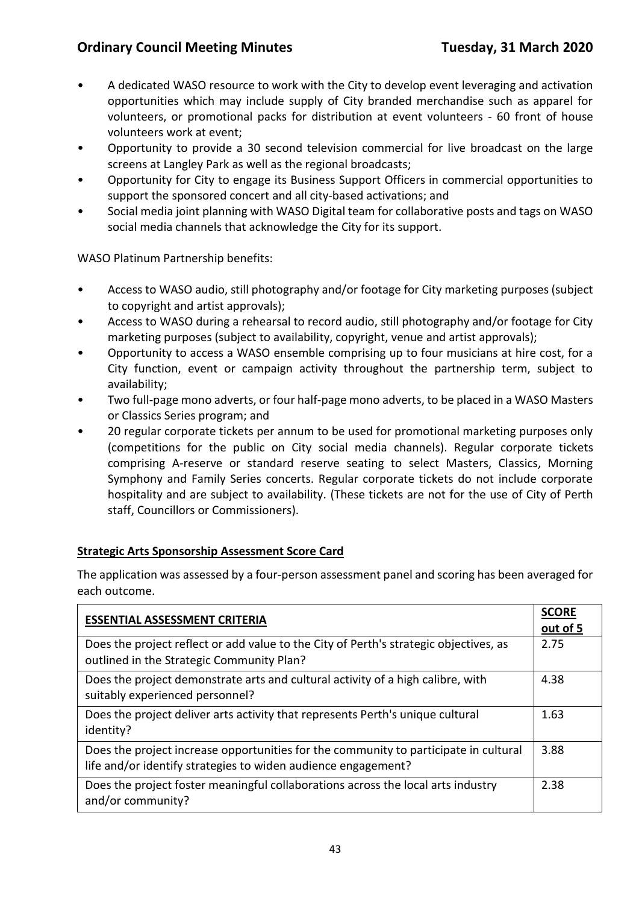- A dedicated WASO resource to work with the City to develop event leveraging and activation opportunities which may include supply of City branded merchandise such as apparel for volunteers, or promotional packs for distribution at event volunteers - 60 front of house volunteers work at event;
- Opportunity to provide a 30 second television commercial for live broadcast on the large screens at Langley Park as well as the regional broadcasts;
- Opportunity for City to engage its Business Support Officers in commercial opportunities to support the sponsored concert and all city-based activations; and
- Social media joint planning with WASO Digital team for collaborative posts and tags on WASO social media channels that acknowledge the City for its support.

WASO Platinum Partnership benefits:

- Access to WASO audio, still photography and/or footage for City marketing purposes (subject to copyright and artist approvals);
- Access to WASO during a rehearsal to record audio, still photography and/or footage for City marketing purposes (subject to availability, copyright, venue and artist approvals);
- Opportunity to access a WASO ensemble comprising up to four musicians at hire cost, for a City function, event or campaign activity throughout the partnership term, subject to availability;
- Two full-page mono adverts, or four half-page mono adverts, to be placed in a WASO Masters or Classics Series program; and
- 20 regular corporate tickets per annum to be used for promotional marketing purposes only (competitions for the public on City social media channels). Regular corporate tickets comprising A-reserve or standard reserve seating to select Masters, Classics, Morning Symphony and Family Series concerts. Regular corporate tickets do not include corporate hospitality and are subject to availability. (These tickets are not for the use of City of Perth staff, Councillors or Commissioners).

**Strategic Arts Sponsorship Assessment Score Card**

The application was assessed by a four-person assessment panel and scoring has been averaged for each outcome.

| **ESSENTIAL ASSESSMENT CRITERIA** | **SCORE out of 5** |
| --- | --- |
| Does the project reflect or add value to the City of Perth's strategic objectives, as outlined in the Strategic Community Plan? | 2.75 |
| Does the project demonstrate arts and cultural activity of a high calibre, with suitably experienced personnel? | 4.38 |
| Does the project deliver arts activity that represents Perth's unique cultural identity? | 1.63 |
| Does the project increase opportunities for the community to participate in cultural life and/or identify strategies to widen audience engagement? | 3.88 |
| Does the project foster meaningful collaborations across the local arts industry and/or community? | 2.38 |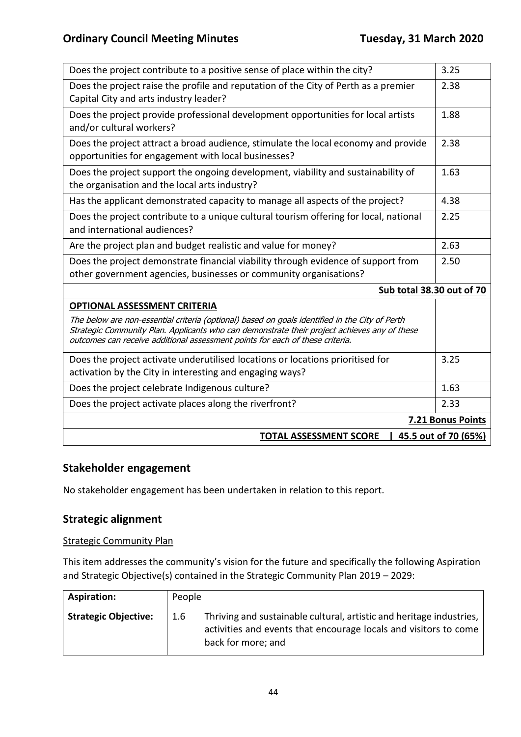| | |
|---|---|
| Does the project contribute to a positive sense of place within the city? | 3.25 |
| Does the project raise the profile and reputation of the City of Perth as a premier Capital City and arts industry leader? | 2.38 |
| Does the project provide professional development opportunities for local artists and/or cultural workers? | 1.88 |
| Does the project attract a broad audience, stimulate the local economy and provide opportunities for engagement with local businesses? | 2.38 |
| Does the project support the ongoing development, viability and sustainability of the organisation and the local arts industry? | 1.63 |
| Has the applicant demonstrated capacity to manage all aspects of the project? | 4.38 |
| Does the project contribute to a unique cultural tourism offering for local, national and international audiences? | 2.25 |
| Are the project plan and budget realistic and value for money? | 2.63 |
| Does the project demonstrate financial viability through evidence of support from other government agencies, businesses or community organisations? | 2.50 |
| **Sub total 38.30 out of 70** | |
| **OPTIONAL ASSESSMENT CRITERIA**<br>*The below are non-essential criteria (optional) based on goals identified in the City of Perth Strategic Community Plan. Applicants who can demonstrate their project achieves any of these outcomes can receive additional assessment points for each of these criteria.* | |
| Does the project activate underutilised locations or locations prioritised for activation by the City in interesting and engaging ways? | 3.25 |
| Does the project celebrate Indigenous culture? | 1.63 |
| Does the project activate places along the riverfront? | 2.33 |
| **7.21 Bonus Points** | |
| **TOTAL ASSESSMENT SCORE \| 45.5 out of 70 (65%)** | |

## Stakeholder engagement

No stakeholder engagement has been undertaken in relation to this report.

## Strategic alignment

Strategic Community Plan

This item addresses the community's vision for the future and specifically the following Aspiration and Strategic Objective(s) contained in the Strategic Community Plan 2019 – 2029:

| | | |
|---|---|---|
| **Aspiration:** | People | |
| **Strategic Objective:** | 1.6 | Thriving and sustainable cultural, artistic and heritage industries, activities and events that encourage locals and visitors to come back for more; and |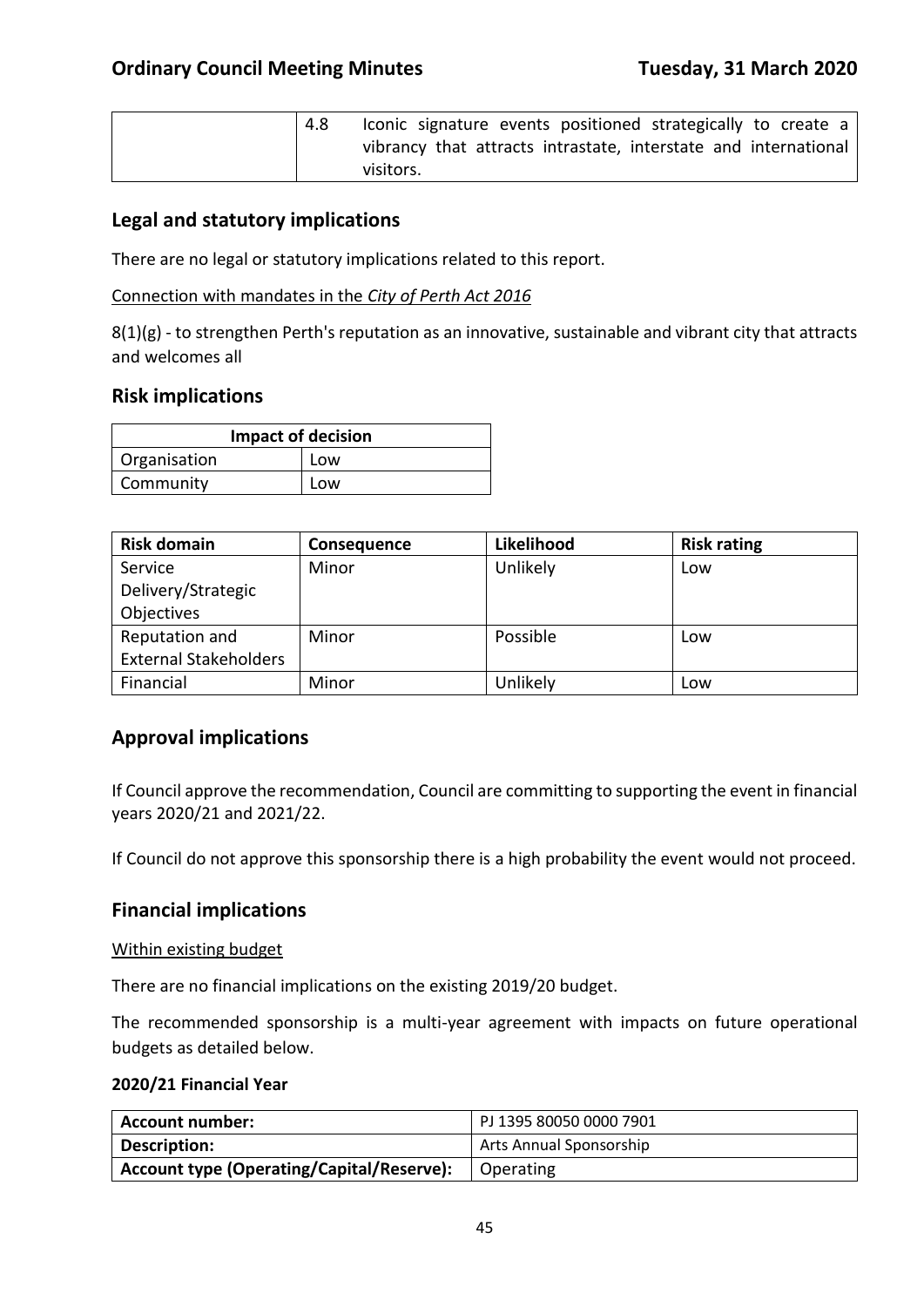| | |
|---|---|
| | 4.8 Iconic signature events positioned strategically to create a vibrancy that attracts intrastate, interstate and international visitors. |

## Legal and statutory implications

There are no legal or statutory implications related to this report.

Connection with mandates in the *City of Perth Act 2016*

8(1)(g) - to strengthen Perth's reputation as an innovative, sustainable and vibrant city that attracts and welcomes all

## Risk implications

| Impact of decision | |
|---|---|
| Organisation | Low |
| Community | Low |

| Risk domain | Consequence | Likelihood | Risk rating |
|---|---|---|---|
| Service Delivery/Strategic Objectives | Minor | Unlikely | Low |
| Reputation and External Stakeholders | Minor | Possible | Low |
| Financial | Minor | Unlikely | Low |

## Approval implications

If Council approve the recommendation, Council are committing to supporting the event in financial years 2020/21 and 2021/22.

If Council do not approve this sponsorship there is a high probability the event would not proceed.

## Financial implications

Within existing budget

There are no financial implications on the existing 2019/20 budget.

The recommended sponsorship is a multi-year agreement with impacts on future operational budgets as detailed below.

**2020/21 Financial Year**

| | |
|---|---|
| **Account number:** | PJ 1395 80050 0000 7901 |
| **Description:** | Arts Annual Sponsorship |
| **Account type (Operating/Capital/Reserve):** | Operating |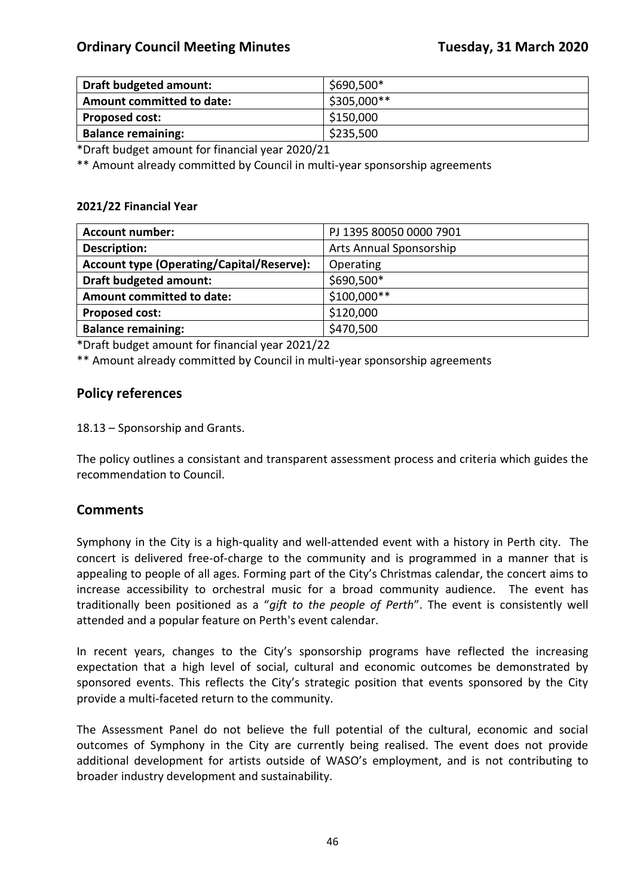| Draft budgeted amount: | $690,500* |
| --- | --- |
| Amount committed to date: | $305,000** |
| Proposed cost: | $150,000 |
| Balance remaining: | $235,500 |

*Draft budget amount for financial year 2020/21

** Amount already committed by Council in multi-year sponsorship agreements

**2021/22 Financial Year**

| Account number: | PJ 1395 80050 0000 7901 |
| --- | --- |
| Description: | Arts Annual Sponsorship |
| Account type (Operating/Capital/Reserve): | Operating |
| Draft budgeted amount: | $690,500* |
| Amount committed to date: | $100,000** |
| Proposed cost: | $120,000 |
| Balance remaining: | $470,500 |

*Draft budget amount for financial year 2021/22

** Amount already committed by Council in multi-year sponsorship agreements

## Policy references

18.13 – Sponsorship and Grants.

The policy outlines a consistant and transparent assessment process and criteria which guides the recommendation to Council.

## Comments

Symphony in the City is a high-quality and well-attended event with a history in Perth city. The concert is delivered free-of-charge to the community and is programmed in a manner that is appealing to people of all ages. Forming part of the City's Christmas calendar, the concert aims to increase accessibility to orchestral music for a broad community audience. The event has traditionally been positioned as a "*gift to the people of Perth*". The event is consistently well attended and a popular feature on Perth's event calendar.

In recent years, changes to the City's sponsorship programs have reflected the increasing expectation that a high level of social, cultural and economic outcomes be demonstrated by sponsored events. This reflects the City's strategic position that events sponsored by the City provide a multi-faceted return to the community.

The Assessment Panel do not believe the full potential of the cultural, economic and social outcomes of Symphony in the City are currently being realised. The event does not provide additional development for artists outside of WASO's employment, and is not contributing to broader industry development and sustainability.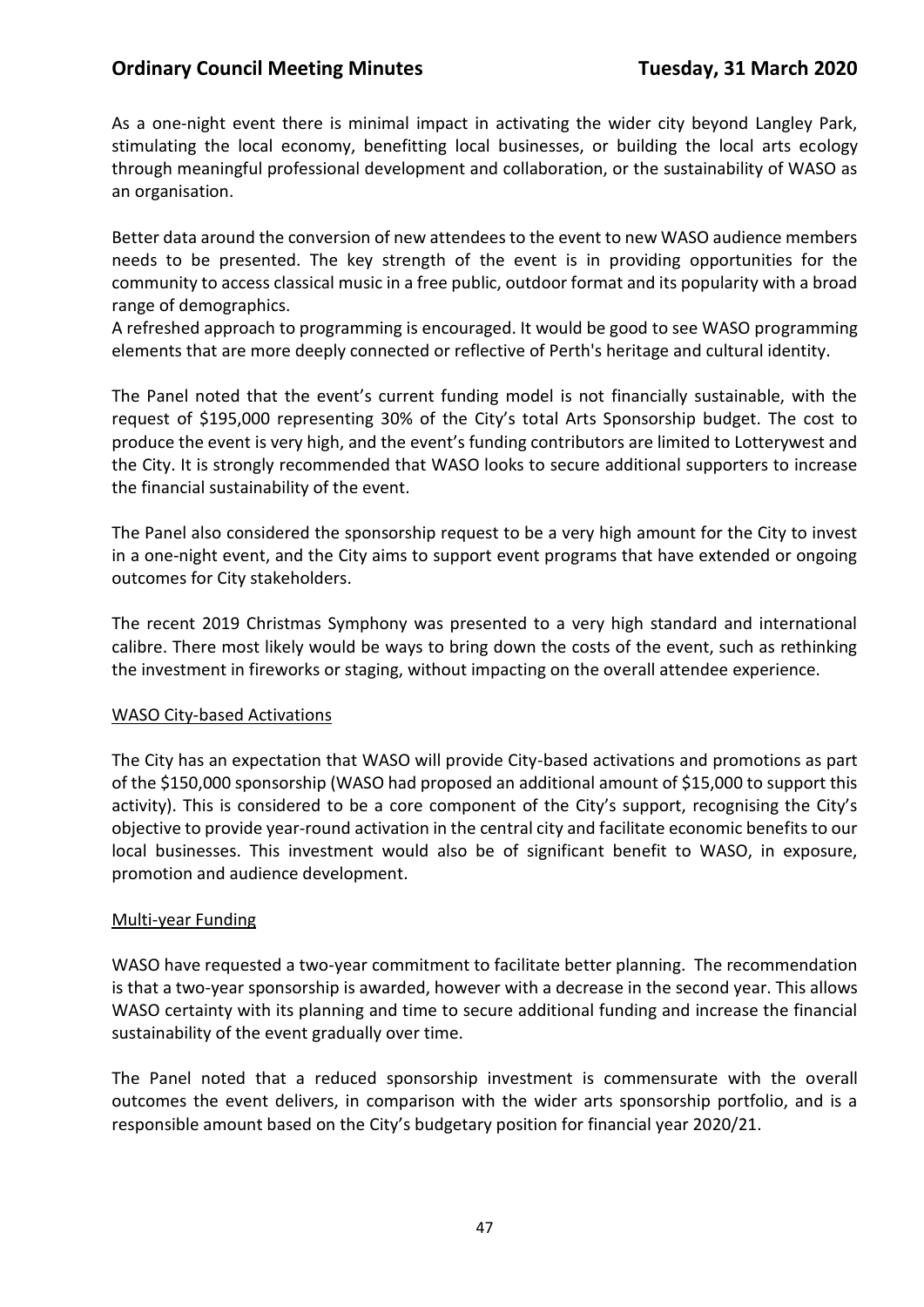As a one-night event there is minimal impact in activating the wider city beyond Langley Park, stimulating the local economy, benefitting local businesses, or building the local arts ecology through meaningful professional development and collaboration, or the sustainability of WASO as an organisation.

Better data around the conversion of new attendees to the event to new WASO audience members needs to be presented. The key strength of the event is in providing opportunities for the community to access classical music in a free public, outdoor format and its popularity with a broad range of demographics.
A refreshed approach to programming is encouraged. It would be good to see WASO programming elements that are more deeply connected or reflective of Perth's heritage and cultural identity.

The Panel noted that the event's current funding model is not financially sustainable, with the request of $195,000 representing 30% of the City's total Arts Sponsorship budget. The cost to produce the event is very high, and the event's funding contributors are limited to Lotterywest and the City. It is strongly recommended that WASO looks to secure additional supporters to increase the financial sustainability of the event.

The Panel also considered the sponsorship request to be a very high amount for the City to invest in a one-night event, and the City aims to support event programs that have extended or ongoing outcomes for City stakeholders.

The recent 2019 Christmas Symphony was presented to a very high standard and international calibre. There most likely would be ways to bring down the costs of the event, such as rethinking the investment in fireworks or staging, without impacting on the overall attendee experience.

<u>WASO City-based Activations</u>

The City has an expectation that WASO will provide City-based activations and promotions as part of the $150,000 sponsorship (WASO had proposed an additional amount of $15,000 to support this activity). This is considered to be a core component of the City's support, recognising the City's objective to provide year-round activation in the central city and facilitate economic benefits to our local businesses. This investment would also be of significant benefit to WASO, in exposure, promotion and audience development.

<u>Multi-year Funding</u>

WASO have requested a two-year commitment to facilitate better planning. The recommendation is that a two-year sponsorship is awarded, however with a decrease in the second year. This allows WASO certainty with its planning and time to secure additional funding and increase the financial sustainability of the event gradually over time.

The Panel noted that a reduced sponsorship investment is commensurate with the overall outcomes the event delivers, in comparison with the wider arts sponsorship portfolio, and is a responsible amount based on the City's budgetary position for financial year 2020/21.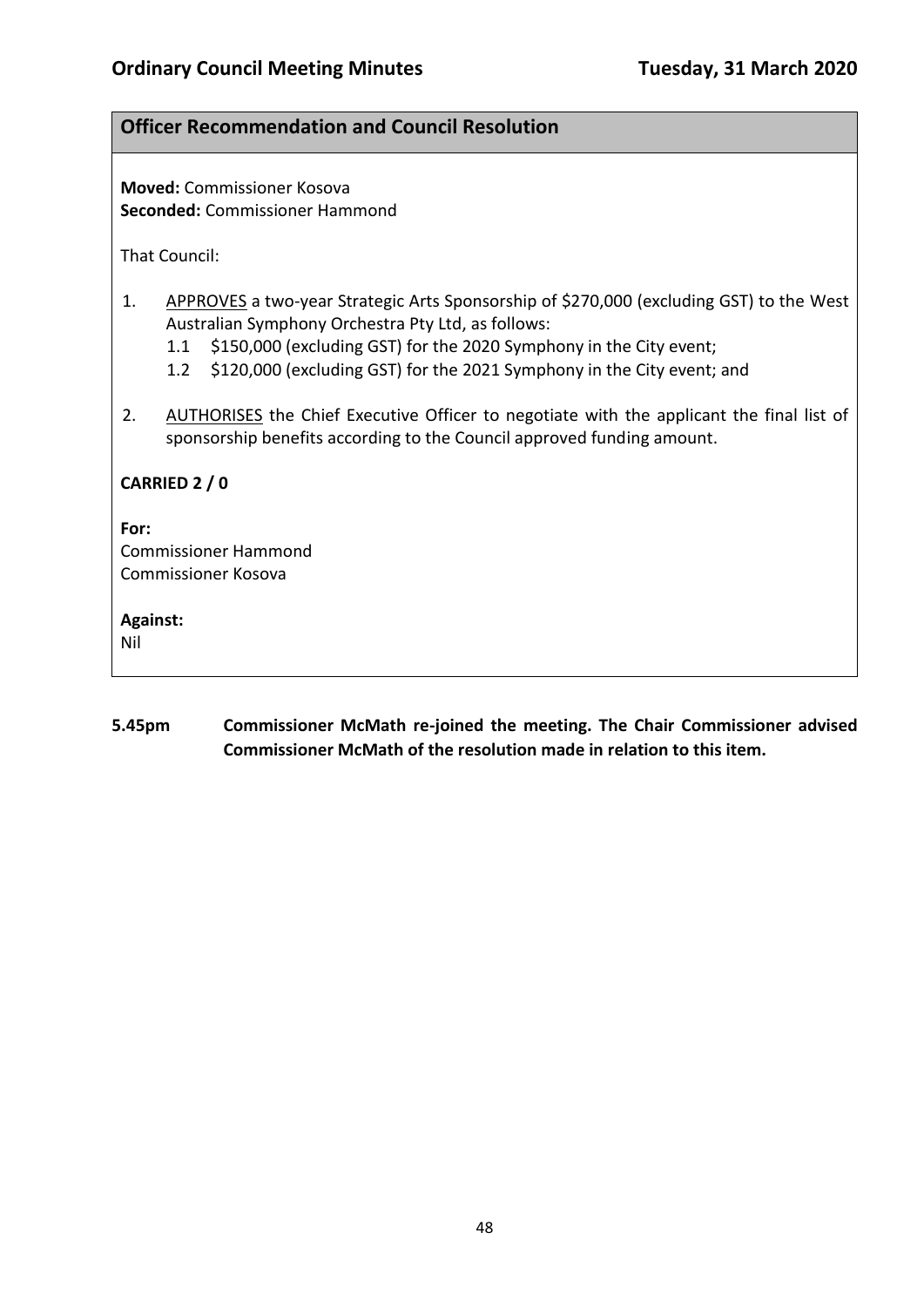### Officer Recommendation and Council Resolution

**Moved:** Commissioner Kosova
**Seconded:** Commissioner Hammond

That Council:

1. APPROVES a two-year Strategic Arts Sponsorship of $270,000 (excluding GST) to the West Australian Symphony Orchestra Pty Ltd, as follows:
   1.1 $150,000 (excluding GST) for the 2020 Symphony in the City event;
   1.2 $120,000 (excluding GST) for the 2021 Symphony in the City event; and

2. AUTHORISES the Chief Executive Officer to negotiate with the applicant the final list of sponsorship benefits according to the Council approved funding amount.

**CARRIED 2 / 0**

**For:**
Commissioner Hammond
Commissioner Kosova

**Against:**
Nil

**5.45pm Commissioner McMath re-joined the meeting. The Chair Commissioner advised Commissioner McMath of the resolution made in relation to this item.**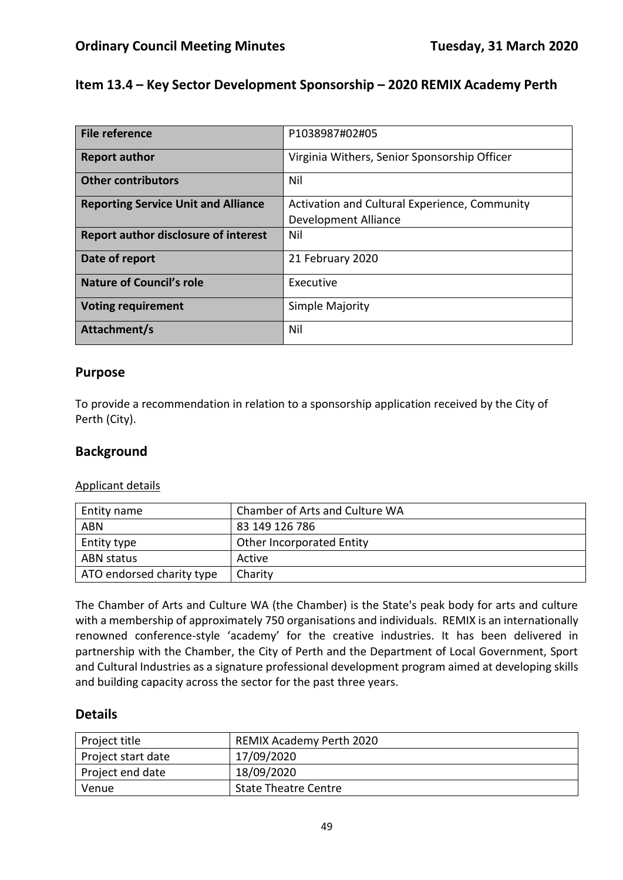## Item 13.4 – Key Sector Development Sponsorship – 2020 REMIX Academy Perth

| **File reference** | P1038987#02#05 |
|---|---|
| **Report author** | Virginia Withers, Senior Sponsorship Officer |
| **Other contributors** | Nil |
| **Reporting Service Unit and Alliance** | Activation and Cultural Experience, Community Development Alliance |
| **Report author disclosure of interest** | Nil |
| **Date of report** | 21 February 2020 |
| **Nature of Council's role** | Executive |
| **Voting requirement** | Simple Majority |
| **Attachment/s** | Nil |

### Purpose

To provide a recommendation in relation to a sponsorship application received by the City of Perth (City).

### Background

Applicant details

| Entity name | Chamber of Arts and Culture WA |
|---|---|
| ABN | 83 149 126 786 |
| Entity type | Other Incorporated Entity |
| ABN status | Active |
| ATO endorsed charity type | Charity |

The Chamber of Arts and Culture WA (the Chamber) is the State's peak body for arts and culture with a membership of approximately 750 organisations and individuals. REMIX is an internationally renowned conference-style 'academy' for the creative industries. It has been delivered in partnership with the Chamber, the City of Perth and the Department of Local Government, Sport and Cultural Industries as a signature professional development program aimed at developing skills and building capacity across the sector for the past three years.

### Details

| Project title | REMIX Academy Perth 2020 |
|---|---|
| Project start date | 17/09/2020 |
| Project end date | 18/09/2020 |
| Venue | State Theatre Centre |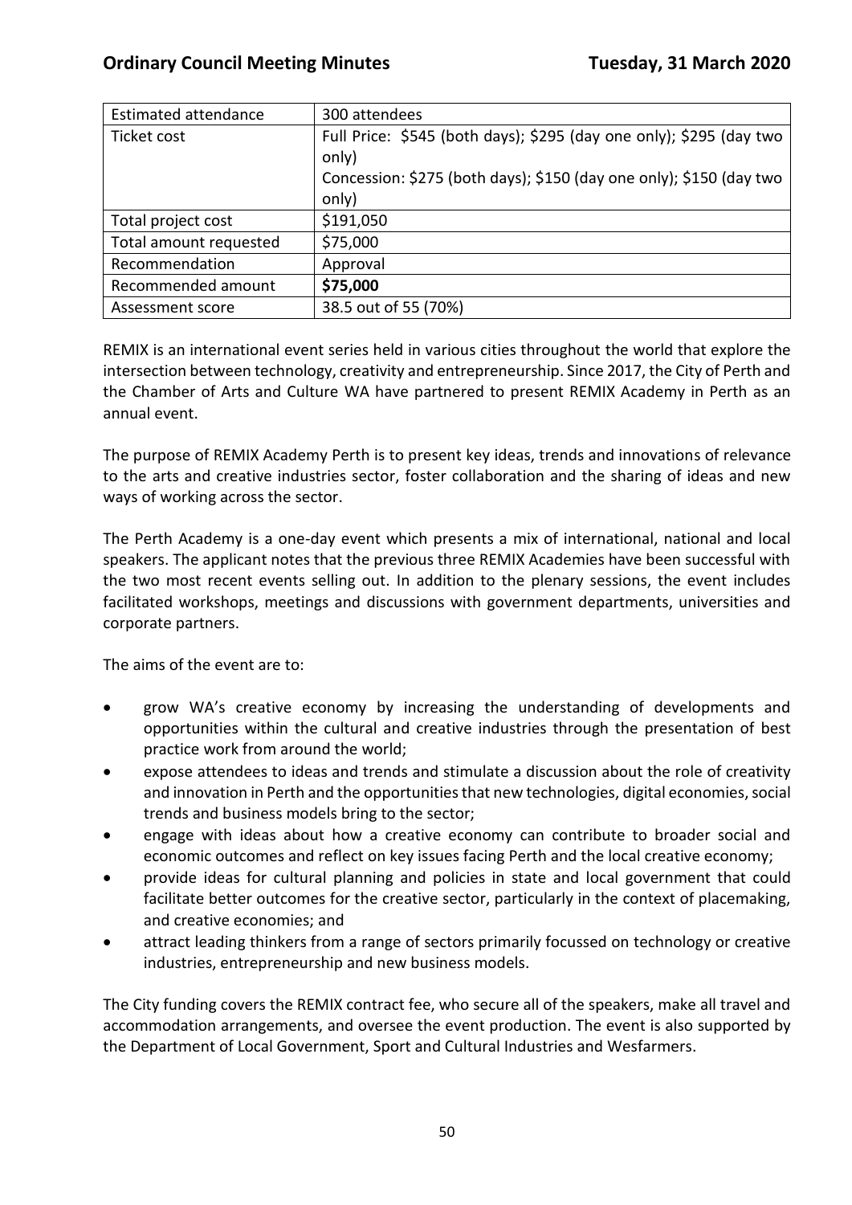| Estimated attendance | 300 attendees |
| --- | --- |
| Ticket cost | Full Price: \$545 (both days); \$295 (day one only); \$295 (day two only)<br>Concession: \$275 (both days); \$150 (day one only); \$150 (day two only) |
| Total project cost | \$191,050 |
| Total amount requested | \$75,000 |
| Recommendation | Approval |
| Recommended amount | **\$75,000** |
| Assessment score | 38.5 out of 55 (70%) |

REMIX is an international event series held in various cities throughout the world that explore the intersection between technology, creativity and entrepreneurship. Since 2017, the City of Perth and the Chamber of Arts and Culture WA have partnered to present REMIX Academy in Perth as an annual event.

The purpose of REMIX Academy Perth is to present key ideas, trends and innovations of relevance to the arts and creative industries sector, foster collaboration and the sharing of ideas and new ways of working across the sector.

The Perth Academy is a one-day event which presents a mix of international, national and local speakers. The applicant notes that the previous three REMIX Academies have been successful with the two most recent events selling out. In addition to the plenary sessions, the event includes facilitated workshops, meetings and discussions with government departments, universities and corporate partners.

The aims of the event are to:

- grow WA's creative economy by increasing the understanding of developments and opportunities within the cultural and creative industries through the presentation of best practice work from around the world;
- expose attendees to ideas and trends and stimulate a discussion about the role of creativity and innovation in Perth and the opportunities that new technologies, digital economies, social trends and business models bring to the sector;
- engage with ideas about how a creative economy can contribute to broader social and economic outcomes and reflect on key issues facing Perth and the local creative economy;
- provide ideas for cultural planning and policies in state and local government that could facilitate better outcomes for the creative sector, particularly in the context of placemaking, and creative economies; and
- attract leading thinkers from a range of sectors primarily focussed on technology or creative industries, entrepreneurship and new business models.

The City funding covers the REMIX contract fee, who secure all of the speakers, make all travel and accommodation arrangements, and oversee the event production. The event is also supported by the Department of Local Government, Sport and Cultural Industries and Wesfarmers.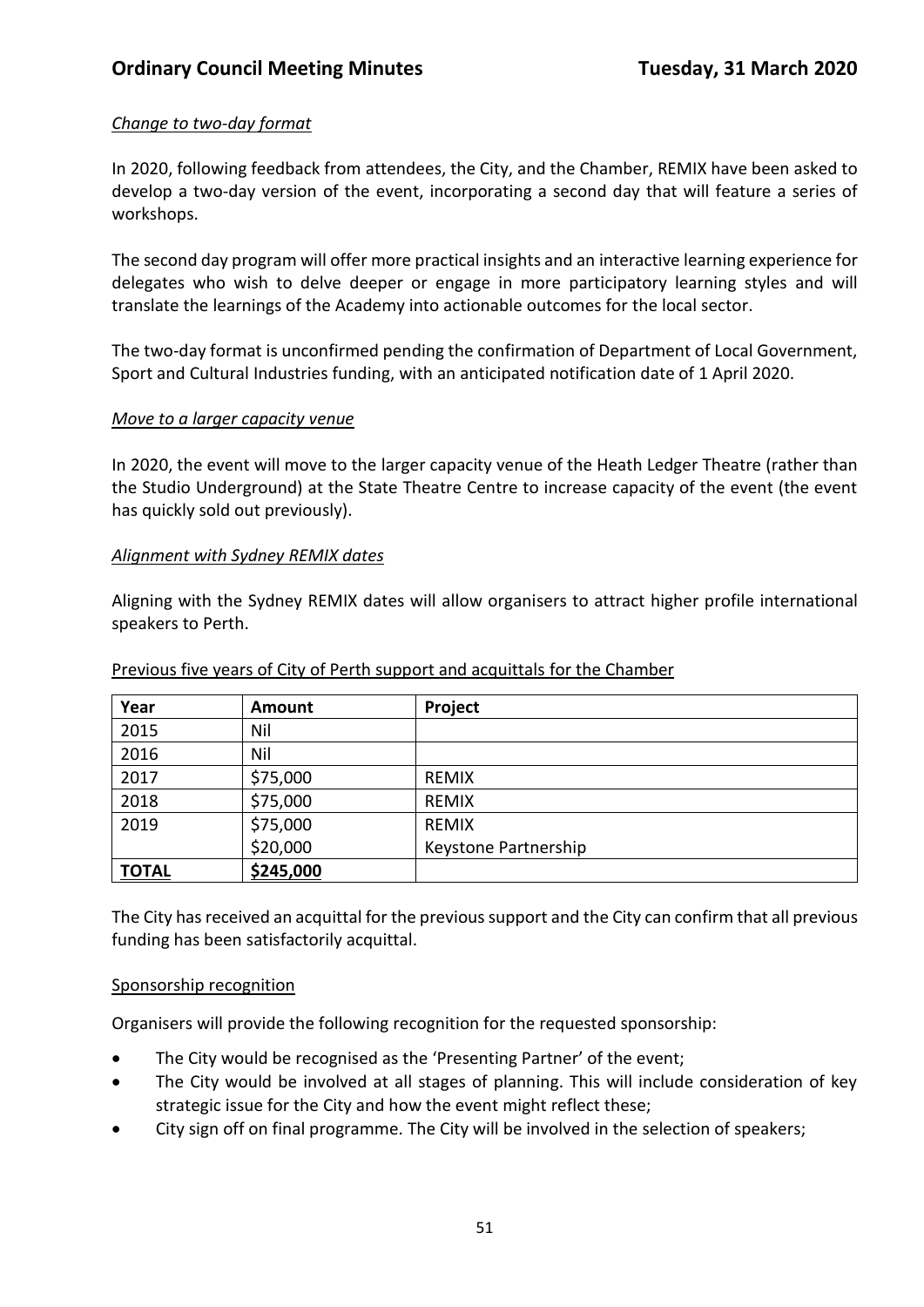*Change to two-day format*

In 2020, following feedback from attendees, the City, and the Chamber, REMIX have been asked to develop a two-day version of the event, incorporating a second day that will feature a series of workshops.

The second day program will offer more practical insights and an interactive learning experience for delegates who wish to delve deeper or engage in more participatory learning styles and will translate the learnings of the Academy into actionable outcomes for the local sector.

The two-day format is unconfirmed pending the confirmation of Department of Local Government, Sport and Cultural Industries funding, with an anticipated notification date of 1 April 2020.

*Move to a larger capacity venue*

In 2020, the event will move to the larger capacity venue of the Heath Ledger Theatre (rather than the Studio Underground) at the State Theatre Centre to increase capacity of the event (the event has quickly sold out previously).

*Alignment with Sydney REMIX dates*

Aligning with the Sydney REMIX dates will allow organisers to attract higher profile international speakers to Perth.

Previous five years of City of Perth support and acquittals for the Chamber

| Year | Amount | Project |
|---|---|---|
| 2015 | Nil | |
| 2016 | Nil | |
| 2017 | $75,000 | REMIX |
| 2018 | $75,000 | REMIX |
| 2019 | $75,000 | REMIX |
| | $20,000 | Keystone Partnership |
| **TOTAL** | **$245,000** | |

The City has received an acquittal for the previous support and the City can confirm that all previous funding has been satisfactorily acquittal.

Sponsorship recognition

Organisers will provide the following recognition for the requested sponsorship:

- The City would be recognised as the 'Presenting Partner' of the event;
- The City would be involved at all stages of planning. This will include consideration of key strategic issue for the City and how the event might reflect these;
- City sign off on final programme. The City will be involved in the selection of speakers;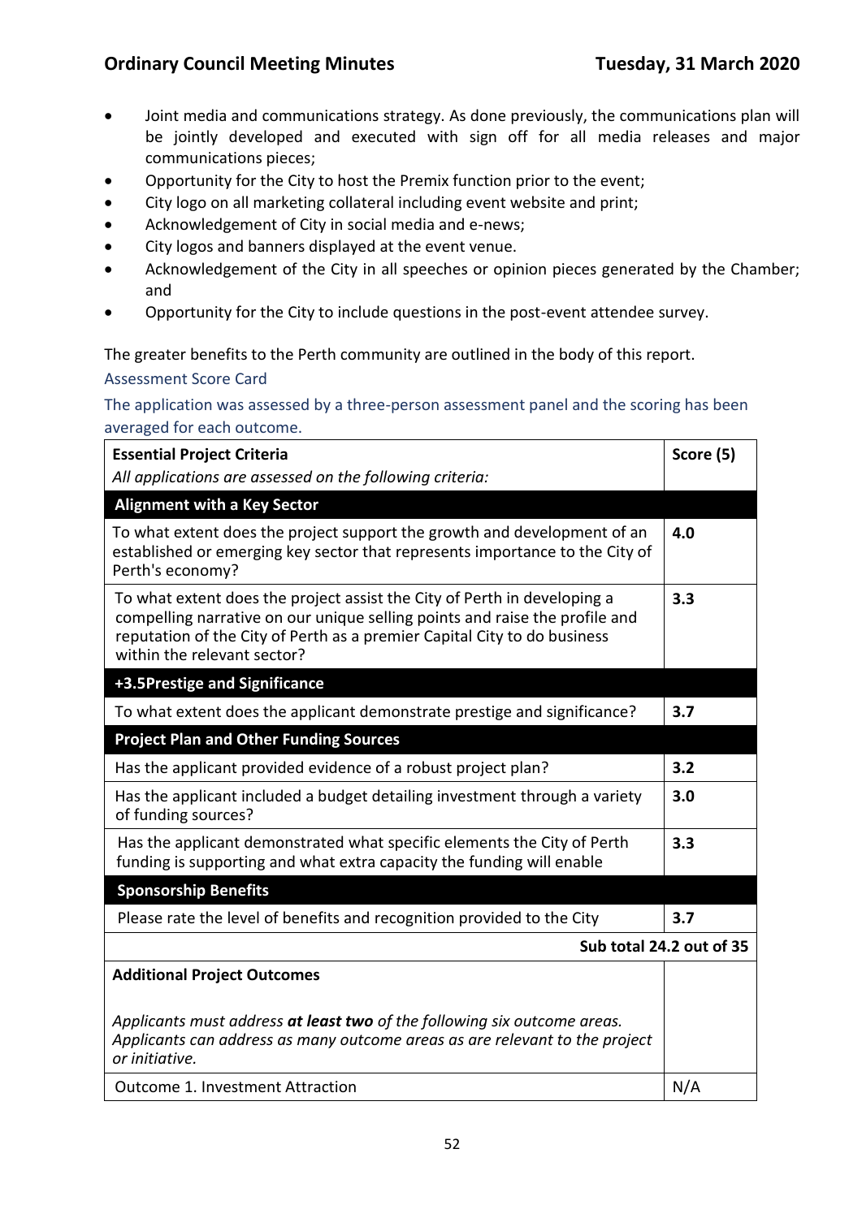- Joint media and communications strategy. As done previously, the communications plan will be jointly developed and executed with sign off for all media releases and major communications pieces;
- Opportunity for the City to host the Premix function prior to the event;
- City logo on all marketing collateral including event website and print;
- Acknowledgement of City in social media and e-news;
- City logos and banners displayed at the event venue.
- Acknowledgement of the City in all speeches or opinion pieces generated by the Chamber; and
- Opportunity for the City to include questions in the post-event attendee survey.

The greater benefits to the Perth community are outlined in the body of this report.

### Assessment Score Card

The application was assessed by a three-person assessment panel and the scoring has been averaged for each outcome.

| **Essential Project Criteria**<br>*All applications are assessed on the following criteria:* | **Score (5)** |
|---|---|
| **Alignment with a Key Sector** | |
| To what extent does the project support the growth and development of an established or emerging key sector that represents importance to the City of Perth's economy? | **4.0** |
| To what extent does the project assist the City of Perth in developing a compelling narrative on our unique selling points and raise the profile and reputation of the City of Perth as a premier Capital City to do business within the relevant sector? | **3.3** |
| **+3.5Prestige and Significance** | |
| To what extent does the applicant demonstrate prestige and significance? | **3.7** |
| **Project Plan and Other Funding Sources** | |
| Has the applicant provided evidence of a robust project plan? | **3.2** |
| Has the applicant included a budget detailing investment through a variety of funding sources? | **3.0** |
| Has the applicant demonstrated what specific elements the City of Perth funding is supporting and what extra capacity the funding will enable | **3.3** |
| **Sponsorship Benefits** | |
| Please rate the level of benefits and recognition provided to the City | **3.7** |
| **Sub total 24.2 out of 35** | |
| **Additional Project Outcomes**<br><br>*Applicants must address **at least two** of the following six outcome areas. Applicants can address as many outcome areas as are relevant to the project or initiative.* | |
| Outcome 1. Investment Attraction | N/A |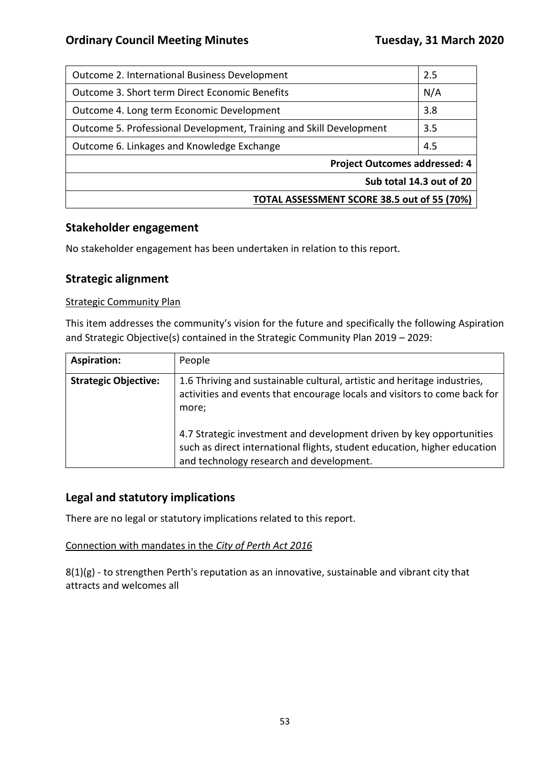| Outcome 2. International Business Development | 2.5 |
|---|---|
| Outcome 3. Short term Direct Economic Benefits | N/A |
| Outcome 4. Long term Economic Development | 3.8 |
| Outcome 5. Professional Development, Training and Skill Development | 3.5 |
| Outcome 6. Linkages and Knowledge Exchange | 4.5 |
| **Project Outcomes addressed: 4** | |
| **Sub total 14.3 out of 20** | |
| **TOTAL ASSESSMENT SCORE 38.5 out of 55 (70%)** | |

## Stakeholder engagement

No stakeholder engagement has been undertaken in relation to this report.

## Strategic alignment

Strategic Community Plan

This item addresses the community's vision for the future and specifically the following Aspiration and Strategic Objective(s) contained in the Strategic Community Plan 2019 – 2029:

| **Aspiration:** | People |
|---|---|
| **Strategic Objective:** | 1.6 Thriving and sustainable cultural, artistic and heritage industries, activities and events that encourage locals and visitors to come back for more;<br><br>4.7 Strategic investment and development driven by key opportunities such as direct international flights, student education, higher education and technology research and development. |

## Legal and statutory implications

There are no legal or statutory implications related to this report.

Connection with mandates in the *City of Perth Act 2016*

8(1)(g) - to strengthen Perth's reputation as an innovative, sustainable and vibrant city that attracts and welcomes all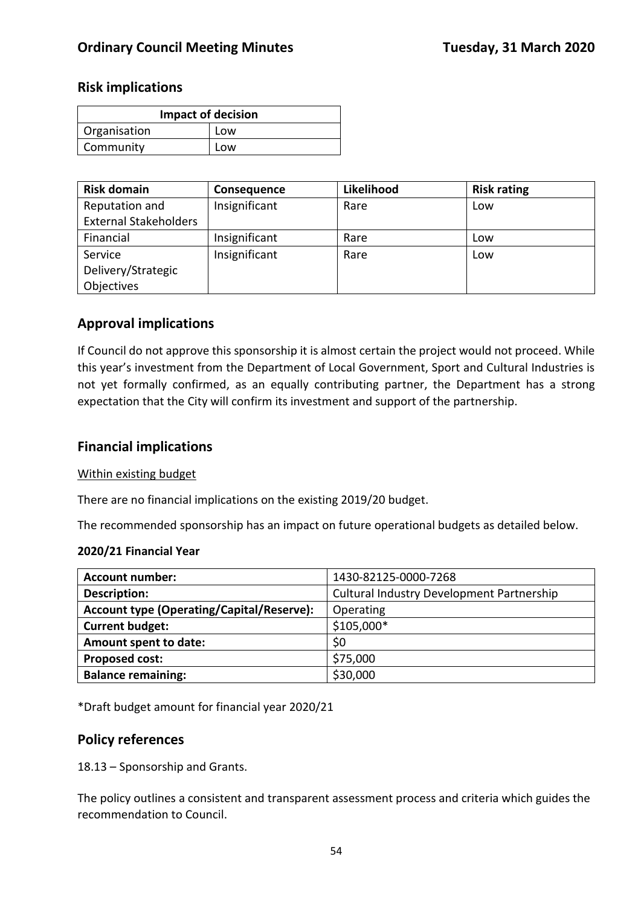## Risk implications

| Impact of decision | |
|---|---|
| Organisation | Low |
| Community | Low |

| Risk domain | Consequence | Likelihood | Risk rating |
|---|---|---|---|
| Reputation and External Stakeholders | Insignificant | Rare | Low |
| Financial | Insignificant | Rare | Low |
| Service Delivery/Strategic Objectives | Insignificant | Rare | Low |

## Approval implications

If Council do not approve this sponsorship it is almost certain the project would not proceed. While this year's investment from the Department of Local Government, Sport and Cultural Industries is not yet formally confirmed, as an equally contributing partner, the Department has a strong expectation that the City will confirm its investment and support of the partnership.

## Financial implications

Within existing budget

There are no financial implications on the existing 2019/20 budget.

The recommended sponsorship has an impact on future operational budgets as detailed below.

**2020/21 Financial Year**

| **Account number:** | 1430-82125-0000-7268 |
|---|---|
| **Description:** | Cultural Industry Development Partnership |
| **Account type (Operating/Capital/Reserve):** | Operating |
| **Current budget:** | $105,000* |
| **Amount spent to date:** | $0 |
| **Proposed cost:** | $75,000 |
| **Balance remaining:** | $30,000 |

*Draft budget amount for financial year 2020/21

## Policy references

18.13 – Sponsorship and Grants.

The policy outlines a consistent and transparent assessment process and criteria which guides the recommendation to Council.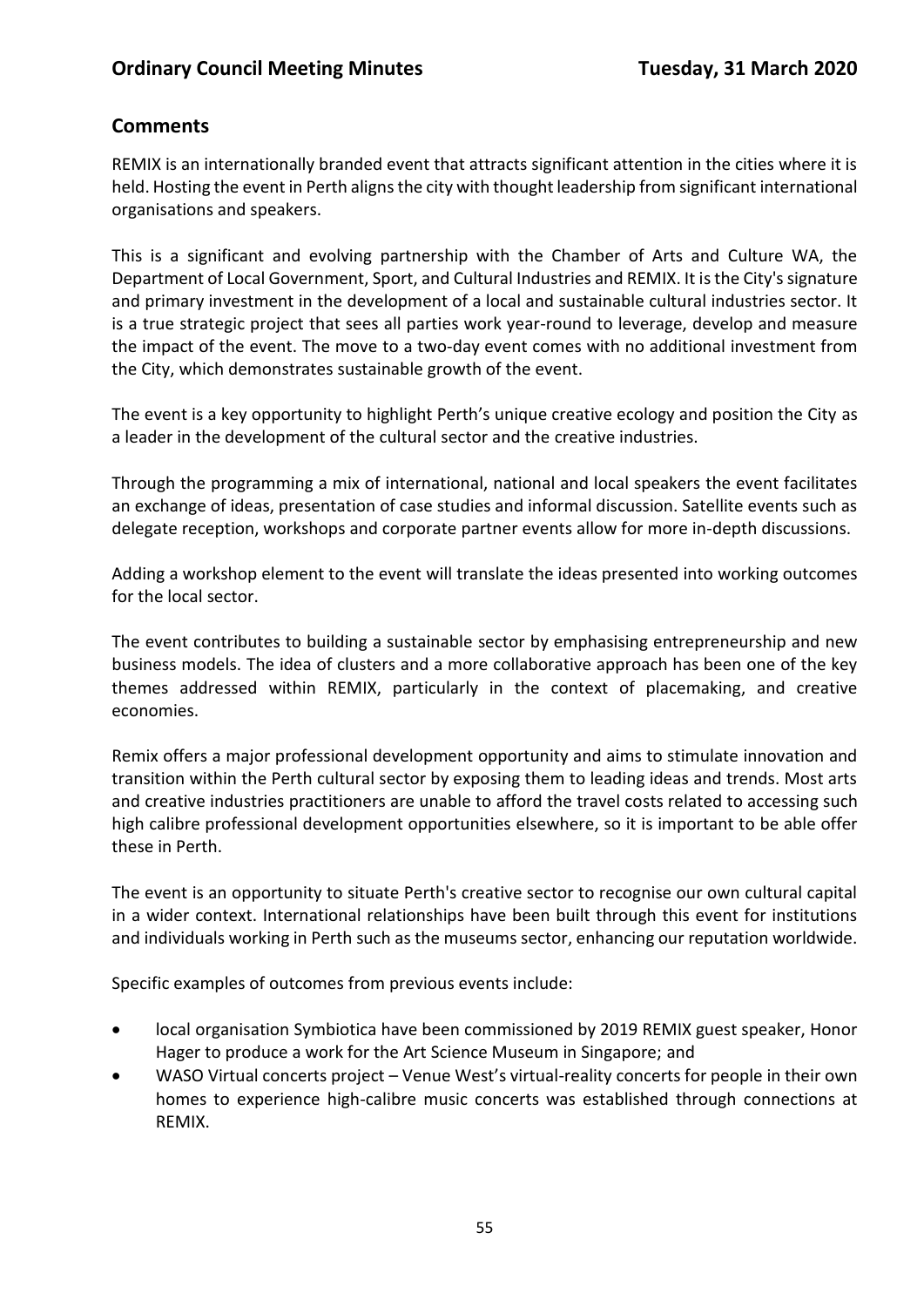## Comments

REMIX is an internationally branded event that attracts significant attention in the cities where it is held. Hosting the event in Perth aligns the city with thought leadership from significant international organisations and speakers.

This is a significant and evolving partnership with the Chamber of Arts and Culture WA, the Department of Local Government, Sport, and Cultural Industries and REMIX. It is the City's signature and primary investment in the development of a local and sustainable cultural industries sector. It is a true strategic project that sees all parties work year-round to leverage, develop and measure the impact of the event. The move to a two-day event comes with no additional investment from the City, which demonstrates sustainable growth of the event.

The event is a key opportunity to highlight Perth's unique creative ecology and position the City as a leader in the development of the cultural sector and the creative industries.

Through the programming a mix of international, national and local speakers the event facilitates an exchange of ideas, presentation of case studies and informal discussion. Satellite events such as delegate reception, workshops and corporate partner events allow for more in-depth discussions.

Adding a workshop element to the event will translate the ideas presented into working outcomes for the local sector.

The event contributes to building a sustainable sector by emphasising entrepreneurship and new business models. The idea of clusters and a more collaborative approach has been one of the key themes addressed within REMIX, particularly in the context of placemaking, and creative economies.

Remix offers a major professional development opportunity and aims to stimulate innovation and transition within the Perth cultural sector by exposing them to leading ideas and trends. Most arts and creative industries practitioners are unable to afford the travel costs related to accessing such high calibre professional development opportunities elsewhere, so it is important to be able offer these in Perth.

The event is an opportunity to situate Perth's creative sector to recognise our own cultural capital in a wider context. International relationships have been built through this event for institutions and individuals working in Perth such as the museums sector, enhancing our reputation worldwide.

Specific examples of outcomes from previous events include:

- local organisation Symbiotica have been commissioned by 2019 REMIX guest speaker, Honor Hager to produce a work for the Art Science Museum in Singapore; and
- WASO Virtual concerts project – Venue West's virtual-reality concerts for people in their own homes to experience high-calibre music concerts was established through connections at REMIX.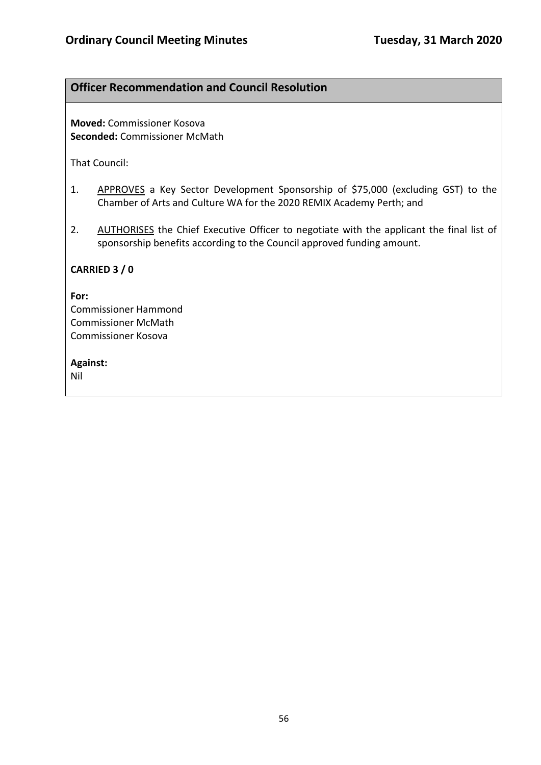## Officer Recommendation and Council Resolution

**Moved:** Commissioner Kosova
**Seconded:** Commissioner McMath

That Council:

1. <u>APPROVES</u> a Key Sector Development Sponsorship of $75,000 (excluding GST) to the Chamber of Arts and Culture WA for the 2020 REMIX Academy Perth; and

2. <u>AUTHORISES</u> the Chief Executive Officer to negotiate with the applicant the final list of sponsorship benefits according to the Council approved funding amount.

**CARRIED 3 / 0**

**For:**
Commissioner Hammond
Commissioner McMath
Commissioner Kosova

**Against:**
Nil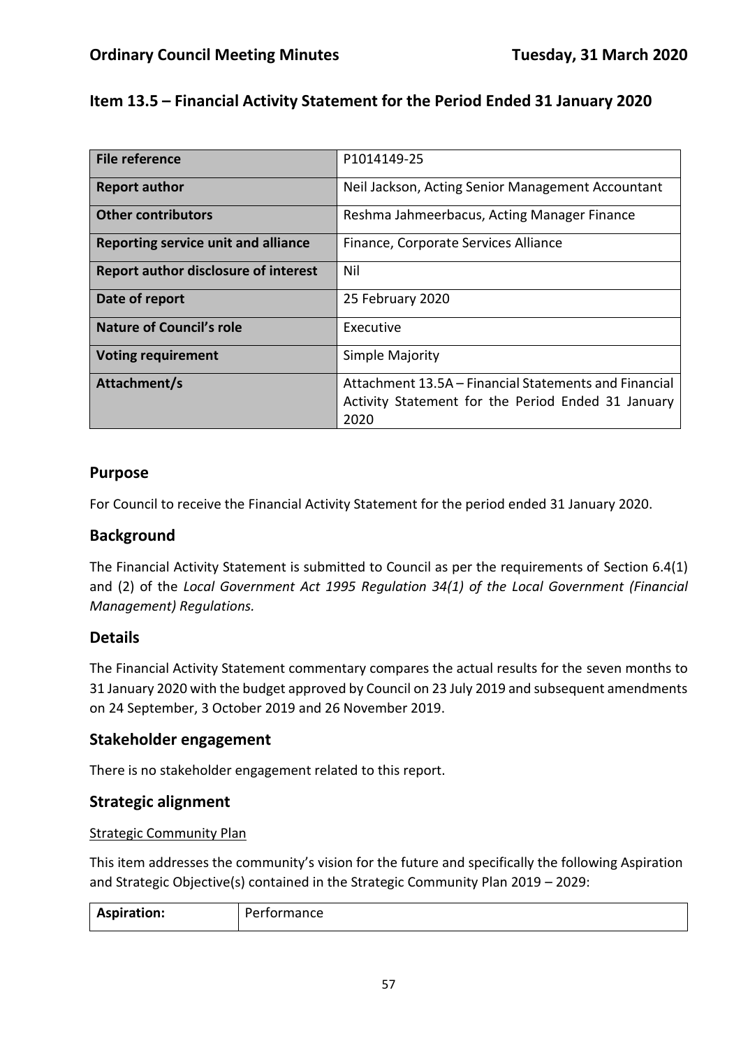## Item 13.5 – Financial Activity Statement for the Period Ended 31 January 2020

| File reference | P1014149-25 |
|---|---|
| **Report author** | Neil Jackson, Acting Senior Management Accountant |
| **Other contributors** | Reshma Jahmeerbacus, Acting Manager Finance |
| **Reporting service unit and alliance** | Finance, Corporate Services Alliance |
| **Report author disclosure of interest** | Nil |
| **Date of report** | 25 February 2020 |
| **Nature of Council's role** | Executive |
| **Voting requirement** | Simple Majority |
| **Attachment/s** | Attachment 13.5A – Financial Statements and Financial Activity Statement for the Period Ended 31 January 2020 |

### Purpose

For Council to receive the Financial Activity Statement for the period ended 31 January 2020.

### Background

The Financial Activity Statement is submitted to Council as per the requirements of Section 6.4(1) and (2) of the *Local Government Act 1995 Regulation 34(1) of the Local Government (Financial Management) Regulations.*

### Details

The Financial Activity Statement commentary compares the actual results for the seven months to 31 January 2020 with the budget approved by Council on 23 July 2019 and subsequent amendments on 24 September, 3 October 2019 and 26 November 2019.

### Stakeholder engagement

There is no stakeholder engagement related to this report.

### Strategic alignment

Strategic Community Plan

This item addresses the community's vision for the future and specifically the following Aspiration and Strategic Objective(s) contained in the Strategic Community Plan 2019 – 2029:

| Aspiration: | Performance |
|---|---|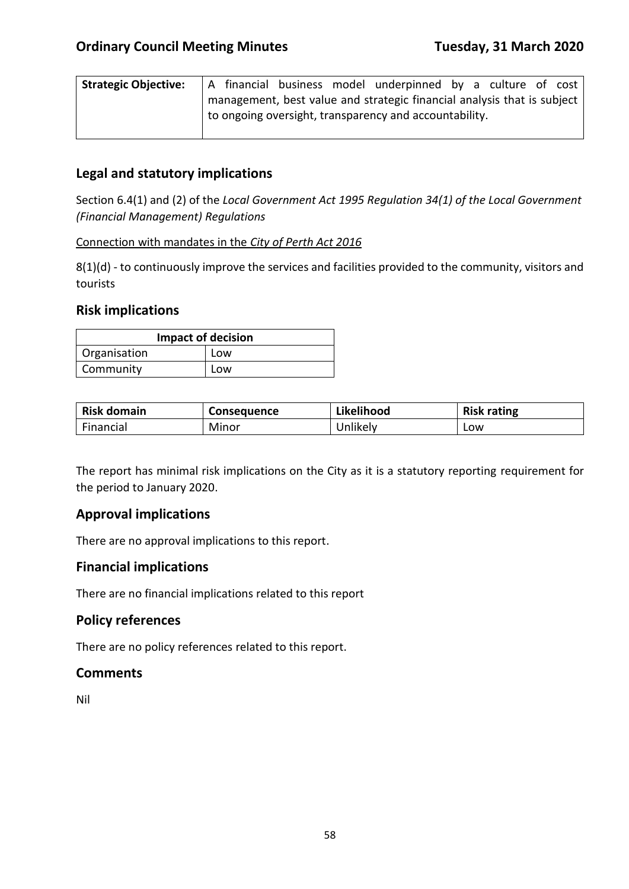| **Strategic Objective:** | A financial business model underpinned by a culture of cost management, best value and strategic financial analysis that is subject to ongoing oversight, transparency and accountability. |
|---|---|

## Legal and statutory implications

Section 6.4(1) and (2) of the *Local Government Act 1995 Regulation 34(1) of the Local Government (Financial Management) Regulations*

Connection with mandates in the *City of Perth Act 2016*

8(1)(d) - to continuously improve the services and facilities provided to the community, visitors and tourists

## Risk implications

| **Impact of decision** | |
|---|---|
| Organisation | Low |
| Community | Low |

| **Risk domain** | **Consequence** | **Likelihood** | **Risk rating** |
|---|---|---|---|
| Financial | Minor | Unlikely | Low |

The report has minimal risk implications on the City as it is a statutory reporting requirement for the period to January 2020.

## Approval implications

There are no approval implications to this report.

## Financial implications

There are no financial implications related to this report

## Policy references

There are no policy references related to this report.

## Comments

Nil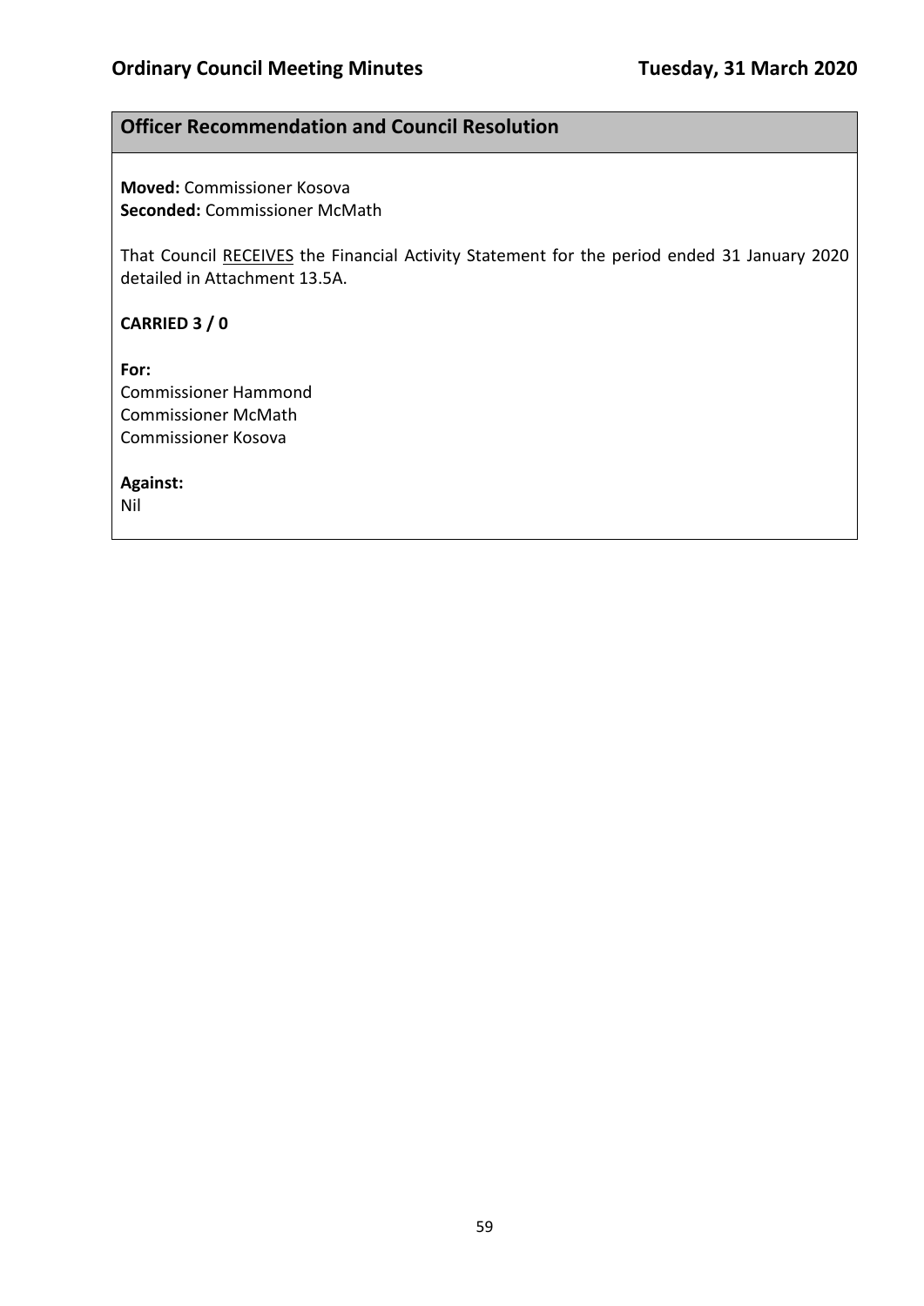## Officer Recommendation and Council Resolution

**Moved:** Commissioner Kosova
**Seconded:** Commissioner McMath

That Council <u>RECEIVES</u> the Financial Activity Statement for the period ended 31 January 2020 detailed in Attachment 13.5A.

**CARRIED 3 / 0**

**For:**
Commissioner Hammond
Commissioner McMath
Commissioner Kosova

**Against:**
Nil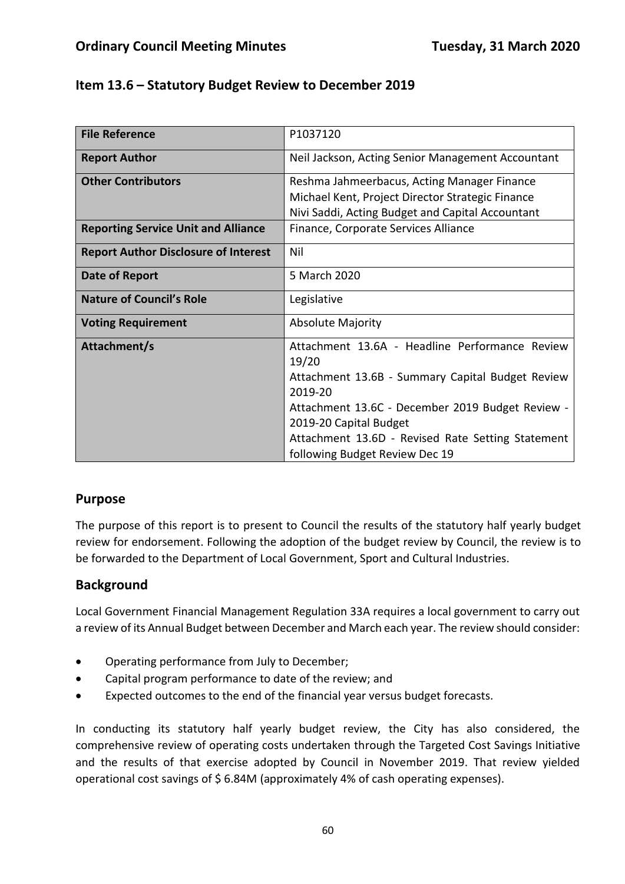## Item 13.6 – Statutory Budget Review to December 2019

| **File Reference** | P1037120 |
| --- | --- |
| **Report Author** | Neil Jackson, Acting Senior Management Accountant |
| **Other Contributors** | Reshma Jahmeerbacus, Acting Manager Finance<br>Michael Kent, Project Director Strategic Finance<br>Nivi Saddi, Acting Budget and Capital Accountant |
| **Reporting Service Unit and Alliance** | Finance, Corporate Services Alliance |
| **Report Author Disclosure of Interest** | Nil |
| **Date of Report** | 5 March 2020 |
| **Nature of Council's Role** | Legislative |
| **Voting Requirement** | Absolute Majority |
| **Attachment/s** | Attachment 13.6A - Headline Performance Review 19/20<br>Attachment 13.6B - Summary Capital Budget Review 2019-20<br>Attachment 13.6C - December 2019 Budget Review - 2019-20 Capital Budget<br>Attachment 13.6D - Revised Rate Setting Statement following Budget Review Dec 19 |

## Purpose

The purpose of this report is to present to Council the results of the statutory half yearly budget review for endorsement. Following the adoption of the budget review by Council, the review is to be forwarded to the Department of Local Government, Sport and Cultural Industries.

## Background

Local Government Financial Management Regulation 33A requires a local government to carry out a review of its Annual Budget between December and March each year. The review should consider:

- Operating performance from July to December;
- Capital program performance to date of the review; and
- Expected outcomes to the end of the financial year versus budget forecasts.

In conducting its statutory half yearly budget review, the City has also considered, the comprehensive review of operating costs undertaken through the Targeted Cost Savings Initiative and the results of that exercise adopted by Council in November 2019. That review yielded operational cost savings of $ 6.84M (approximately 4% of cash operating expenses).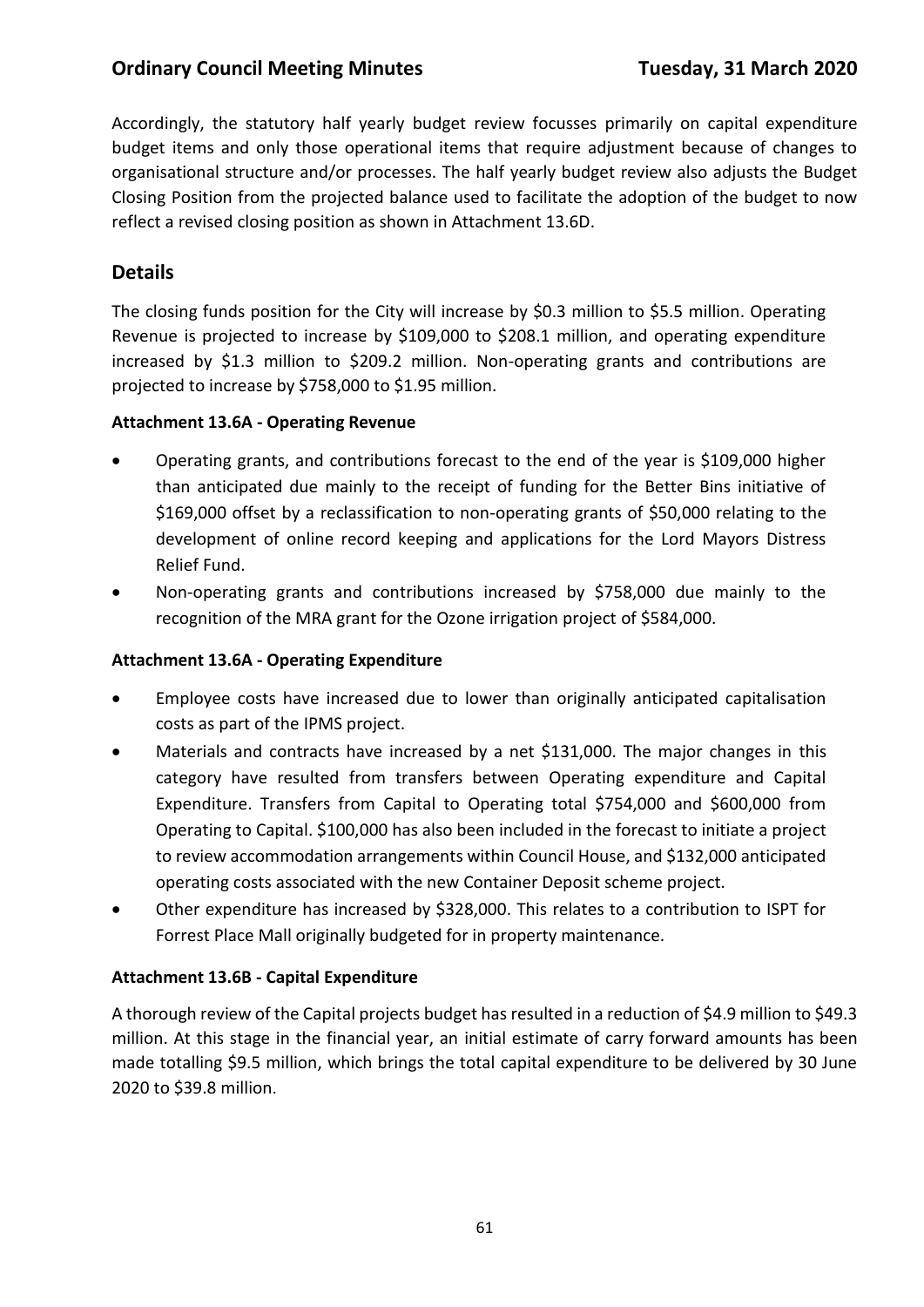Accordingly, the statutory half yearly budget review focusses primarily on capital expenditure budget items and only those operational items that require adjustment because of changes to organisational structure and/or processes. The half yearly budget review also adjusts the Budget Closing Position from the projected balance used to facilitate the adoption of the budget to now reflect a revised closing position as shown in Attachment 13.6D.

## Details

The closing funds position for the City will increase by $0.3 million to $5.5 million. Operating Revenue is projected to increase by $109,000 to $208.1 million, and operating expenditure increased by $1.3 million to $209.2 million. Non-operating grants and contributions are projected to increase by $758,000 to $1.95 million.

**Attachment 13.6A - Operating Revenue**

- Operating grants, and contributions forecast to the end of the year is $109,000 higher than anticipated due mainly to the receipt of funding for the Better Bins initiative of $169,000 offset by a reclassification to non-operating grants of $50,000 relating to the development of online record keeping and applications for the Lord Mayors Distress Relief Fund.
- Non-operating grants and contributions increased by $758,000 due mainly to the recognition of the MRA grant for the Ozone irrigation project of $584,000.

**Attachment 13.6A - Operating Expenditure**

- Employee costs have increased due to lower than originally anticipated capitalisation costs as part of the IPMS project.
- Materials and contracts have increased by a net $131,000. The major changes in this category have resulted from transfers between Operating expenditure and Capital Expenditure. Transfers from Capital to Operating total $754,000 and $600,000 from Operating to Capital. $100,000 has also been included in the forecast to initiate a project to review accommodation arrangements within Council House, and $132,000 anticipated operating costs associated with the new Container Deposit scheme project.
- Other expenditure has increased by $328,000. This relates to a contribution to ISPT for Forrest Place Mall originally budgeted for in property maintenance.

**Attachment 13.6B - Capital Expenditure**

A thorough review of the Capital projects budget has resulted in a reduction of $4.9 million to $49.3 million. At this stage in the financial year, an initial estimate of carry forward amounts has been made totalling $9.5 million, which brings the total capital expenditure to be delivered by 30 June 2020 to $39.8 million.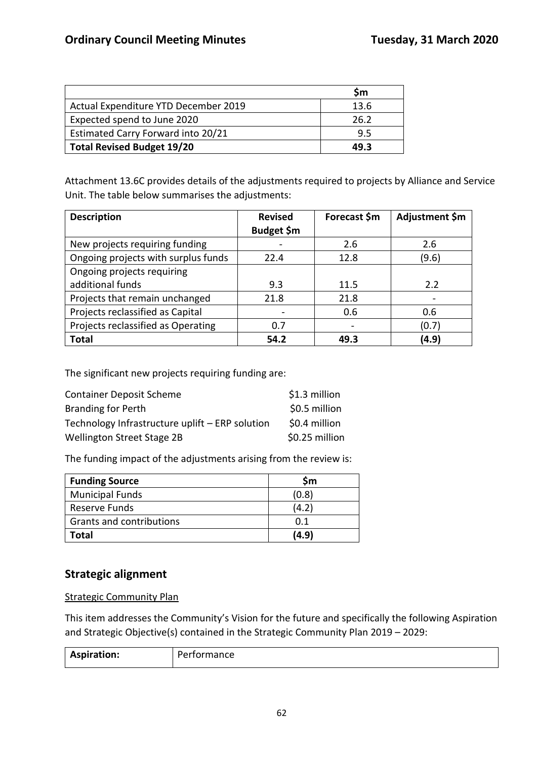| | $m |
| --- | --- |
| Actual Expenditure YTD December 2019 | 13.6 |
| Expected spend to June 2020 | 26.2 |
| Estimated Carry Forward into 20/21 | 9.5 |
| **Total Revised Budget 19/20** | **49.3** |

Attachment 13.6C provides details of the adjustments required to projects by Alliance and Service Unit. The table below summarises the adjustments:

| Description | Revised Budget $m | Forecast $m | Adjustment $m |
| --- | --- | --- | --- |
| New projects requiring funding | - | 2.6 | 2.6 |
| Ongoing projects with surplus funds | 22.4 | 12.8 | (9.6) |
| Ongoing projects requiring additional funds | 9.3 | 11.5 | 2.2 |
| Projects that remain unchanged | 21.8 | 21.8 | - |
| Projects reclassified as Capital | - | 0.6 | 0.6 |
| Projects reclassified as Operating | 0.7 | - | (0.7) |
| **Total** | **54.2** | **49.3** | **(4.9)** |

The significant new projects requiring funding are:

| | |
| --- | --- |
| Container Deposit Scheme | $1.3 million |
| Branding for Perth | $0.5 million |
| Technology Infrastructure uplift – ERP solution | $0.4 million |
| Wellington Street Stage 2B | $0.25 million |

The funding impact of the adjustments arising from the review is:

| Funding Source | $m |
| --- | --- |
| Municipal Funds | (0.8) |
| Reserve Funds | (4.2) |
| Grants and contributions | 0.1 |
| **Total** | **(4.9)** |

## Strategic alignment

Strategic Community Plan

This item addresses the Community's Vision for the future and specifically the following Aspiration and Strategic Objective(s) contained in the Strategic Community Plan 2019 – 2029:

| **Aspiration:** | Performance |
| --- | --- |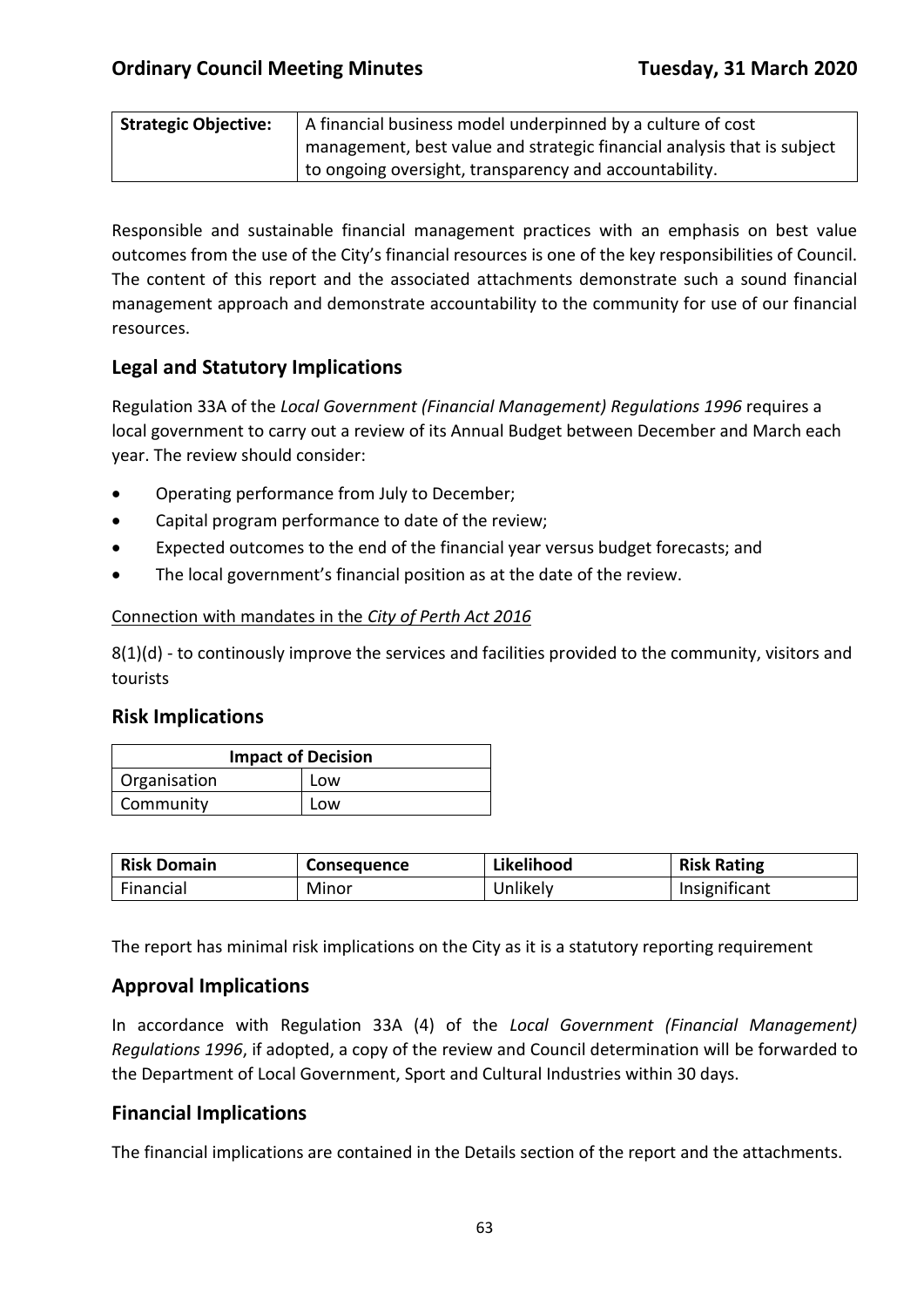| **Strategic Objective:** | A financial business model underpinned by a culture of cost management, best value and strategic financial analysis that is subject to ongoing oversight, transparency and accountability. |
|---|---|

Responsible and sustainable financial management practices with an emphasis on best value outcomes from the use of the City's financial resources is one of the key responsibilities of Council. The content of this report and the associated attachments demonstrate such a sound financial management approach and demonstrate accountability to the community for use of our financial resources.

## Legal and Statutory Implications

Regulation 33A of the *Local Government (Financial Management) Regulations 1996* requires a local government to carry out a review of its Annual Budget between December and March each year. The review should consider:

- Operating performance from July to December;
- Capital program performance to date of the review;
- Expected outcomes to the end of the financial year versus budget forecasts; and
- The local government's financial position as at the date of the review.

Connection with mandates in the *City of Perth Act 2016*

8(1)(d) - to continously improve the services and facilities provided to the community, visitors and tourists

## Risk Implications

| **Impact of Decision** | |
|---|---|
| Organisation | Low |
| Community | Low |

| **Risk Domain** | **Consequence** | **Likelihood** | **Risk Rating** |
|---|---|---|---|
| Financial | Minor | Unlikely | Insignificant |

The report has minimal risk implications on the City as it is a statutory reporting requirement

## Approval Implications

In accordance with Regulation 33A (4) of the *Local Government (Financial Management) Regulations 1996*, if adopted, a copy of the review and Council determination will be forwarded to the Department of Local Government, Sport and Cultural Industries within 30 days.

## Financial Implications

The financial implications are contained in the Details section of the report and the attachments.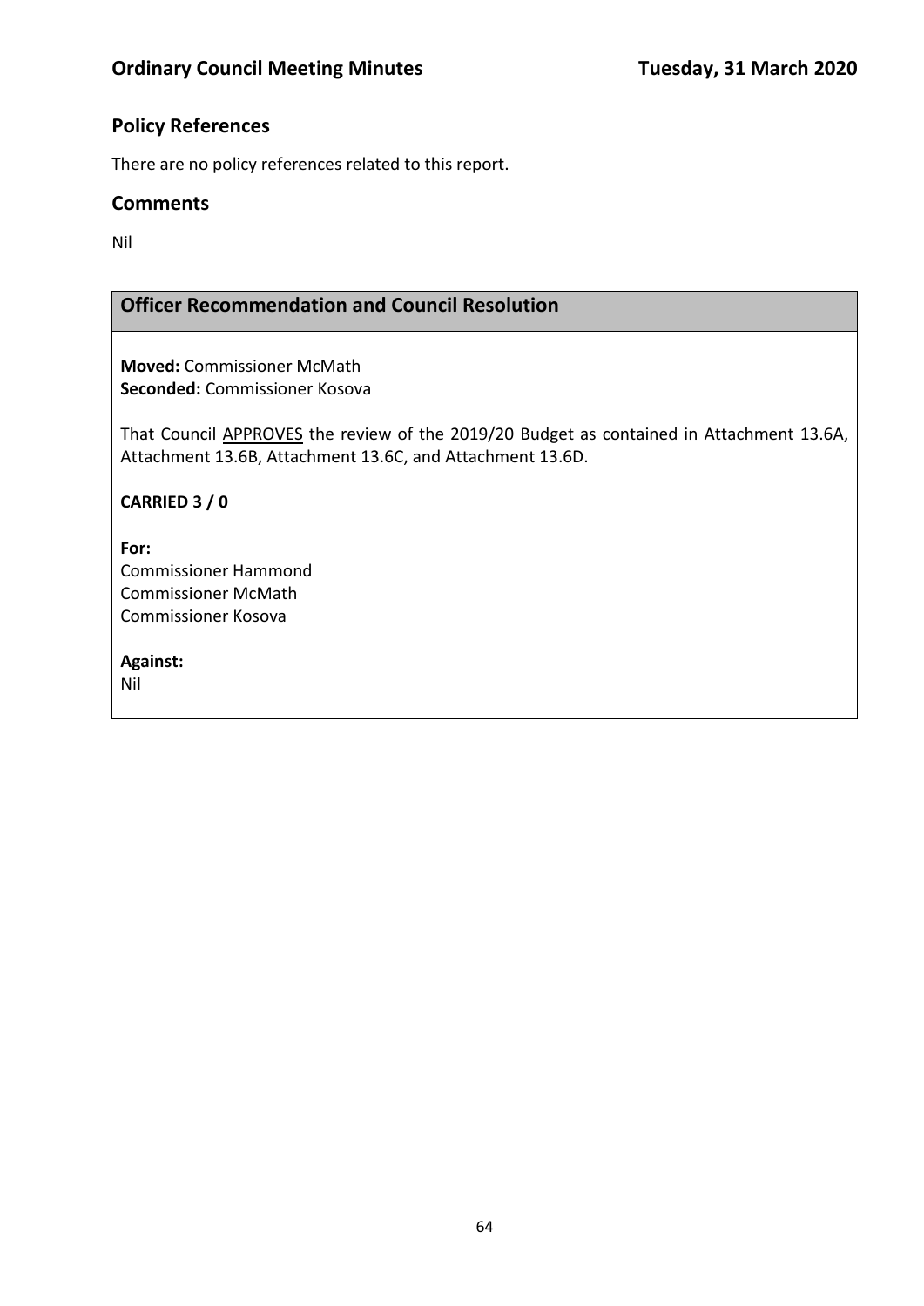## Policy References

There are no policy references related to this report.

## Comments

Nil

### Officer Recommendation and Council Resolution

**Moved:** Commissioner McMath
**Seconded:** Commissioner Kosova

That Council APPROVES the review of the 2019/20 Budget as contained in Attachment 13.6A, Attachment 13.6B, Attachment 13.6C, and Attachment 13.6D.

**CARRIED 3 / 0**

**For:**
Commissioner Hammond
Commissioner McMath
Commissioner Kosova

**Against:**
Nil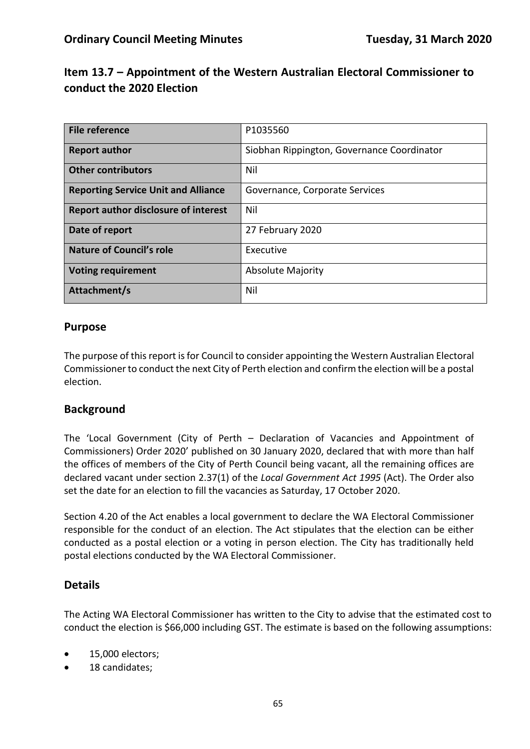## Item 13.7 – Appointment of the Western Australian Electoral Commissioner to conduct the 2020 Election

| File reference | P1035560 |
|---|---|
| **Report author** | Siobhan Rippington, Governance Coordinator |
| **Other contributors** | Nil |
| **Reporting Service Unit and Alliance** | Governance, Corporate Services |
| **Report author disclosure of interest** | Nil |
| **Date of report** | 27 February 2020 |
| **Nature of Council's role** | Executive |
| **Voting requirement** | Absolute Majority |
| **Attachment/s** | Nil |

### Purpose

The purpose of this report is for Council to consider appointing the Western Australian Electoral Commissioner to conduct the next City of Perth election and confirm the election will be a postal election.

### Background

The 'Local Government (City of Perth – Declaration of Vacancies and Appointment of Commissioners) Order 2020' published on 30 January 2020, declared that with more than half the offices of members of the City of Perth Council being vacant, all the remaining offices are declared vacant under section 2.37(1) of the *Local Government Act 1995* (Act). The Order also set the date for an election to fill the vacancies as Saturday, 17 October 2020.

Section 4.20 of the Act enables a local government to declare the WA Electoral Commissioner responsible for the conduct of an election. The Act stipulates that the election can be either conducted as a postal election or a voting in person election. The City has traditionally held postal elections conducted by the WA Electoral Commissioner.

### Details

The Acting WA Electoral Commissioner has written to the City to advise that the estimated cost to conduct the election is $66,000 including GST. The estimate is based on the following assumptions:

- 15,000 electors;
- 18 candidates;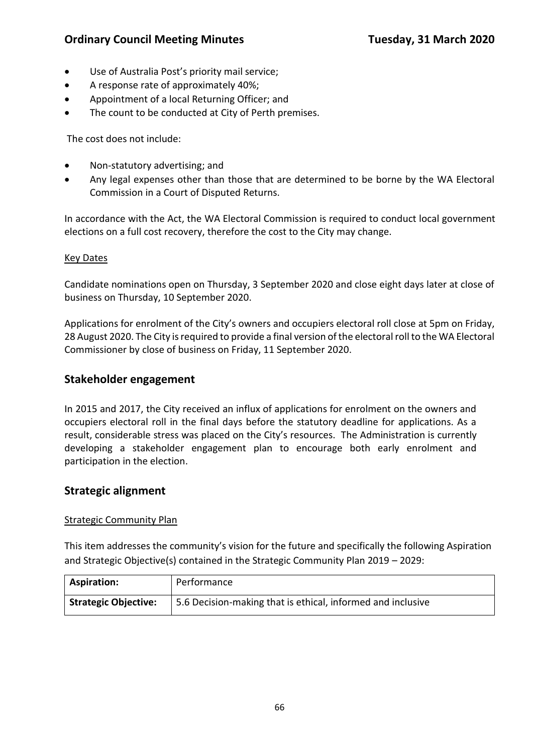- Use of Australia Post's priority mail service;
- A response rate of approximately 40%;
- Appointment of a local Returning Officer; and
- The count to be conducted at City of Perth premises.

The cost does not include:

- Non-statutory advertising; and
- Any legal expenses other than those that are determined to be borne by the WA Electoral Commission in a Court of Disputed Returns.

In accordance with the Act, the WA Electoral Commission is required to conduct local government elections on a full cost recovery, therefore the cost to the City may change.

Key Dates

Candidate nominations open on Thursday, 3 September 2020 and close eight days later at close of business on Thursday, 10 September 2020.

Applications for enrolment of the City's owners and occupiers electoral roll close at 5pm on Friday, 28 August 2020. The City is required to provide a final version of the electoral roll to the WA Electoral Commissioner by close of business on Friday, 11 September 2020.

## Stakeholder engagement

In 2015 and 2017, the City received an influx of applications for enrolment on the owners and occupiers electoral roll in the final days before the statutory deadline for applications. As a result, considerable stress was placed on the City's resources. The Administration is currently developing a stakeholder engagement plan to encourage both early enrolment and participation in the election.

## Strategic alignment

Strategic Community Plan

This item addresses the community's vision for the future and specifically the following Aspiration and Strategic Objective(s) contained in the Strategic Community Plan 2019 – 2029:

| **Aspiration:** | Performance |
| --- | --- |
| **Strategic Objective:** | 5.6 Decision-making that is ethical, informed and inclusive |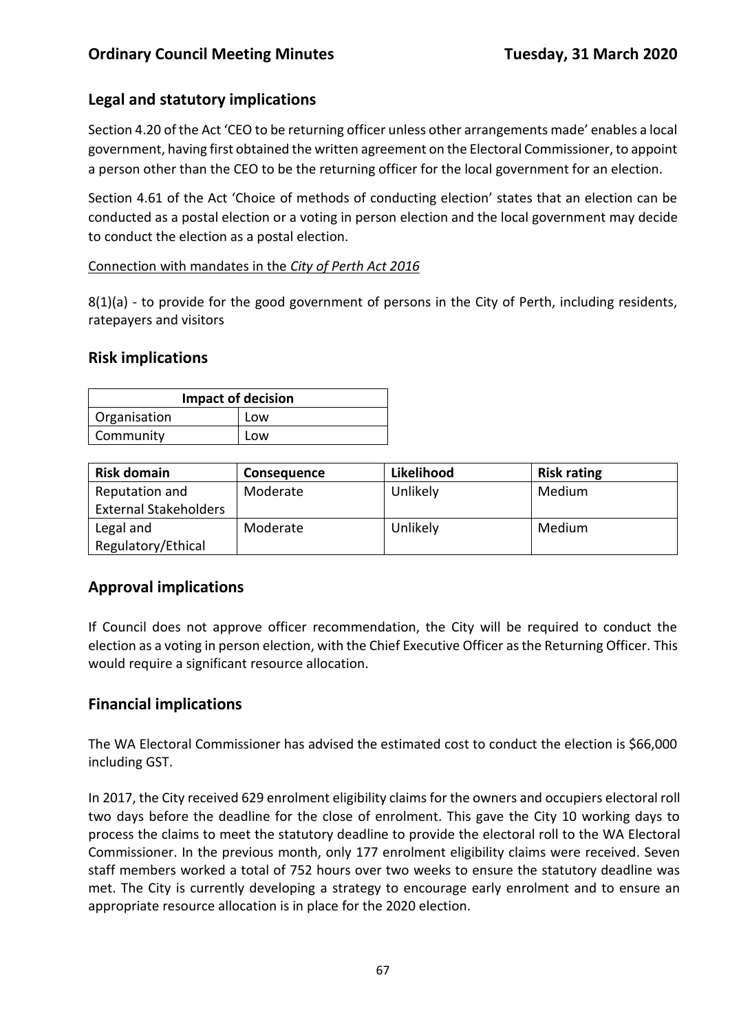## Legal and statutory implications

Section 4.20 of the Act 'CEO to be returning officer unless other arrangements made' enables a local government, having first obtained the written agreement on the Electoral Commissioner, to appoint a person other than the CEO to be the returning officer for the local government for an election.

Section 4.61 of the Act 'Choice of methods of conducting election' states that an election can be conducted as a postal election or a voting in person election and the local government may decide to conduct the election as a postal election.

Connection with mandates in the *City of Perth Act 2016*

8(1)(a) - to provide for the good government of persons in the City of Perth, including residents, ratepayers and visitors

## Risk implications

| Impact of decision | |
|---|---|
| Organisation | Low |
| Community | Low |

| Risk domain | Consequence | Likelihood | Risk rating |
|---|---|---|---|
| Reputation and External Stakeholders | Moderate | Unlikely | Medium |
| Legal and Regulatory/Ethical | Moderate | Unlikely | Medium |

## Approval implications

If Council does not approve officer recommendation, the City will be required to conduct the election as a voting in person election, with the Chief Executive Officer as the Returning Officer. This would require a significant resource allocation.

## Financial implications

The WA Electoral Commissioner has advised the estimated cost to conduct the election is $66,000 including GST.

In 2017, the City received 629 enrolment eligibility claims for the owners and occupiers electoral roll two days before the deadline for the close of enrolment. This gave the City 10 working days to process the claims to meet the statutory deadline to provide the electoral roll to the WA Electoral Commissioner. In the previous month, only 177 enrolment eligibility claims were received. Seven staff members worked a total of 752 hours over two weeks to ensure the statutory deadline was met. The City is currently developing a strategy to encourage early enrolment and to ensure an appropriate resource allocation is in place for the 2020 election.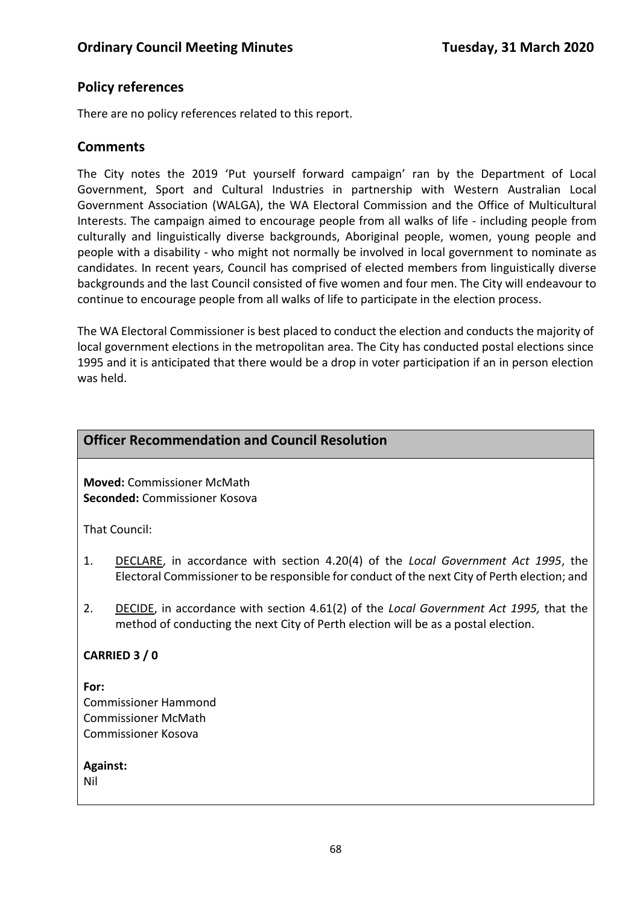## Policy references

There are no policy references related to this report.

## Comments

The City notes the 2019 'Put yourself forward campaign' ran by the Department of Local Government, Sport and Cultural Industries in partnership with Western Australian Local Government Association (WALGA), the WA Electoral Commission and the Office of Multicultural Interests. The campaign aimed to encourage people from all walks of life - including people from culturally and linguistically diverse backgrounds, Aboriginal people, women, young people and people with a disability - who might not normally be involved in local government to nominate as candidates. In recent years, Council has comprised of elected members from linguistically diverse backgrounds and the last Council consisted of five women and four men. The City will endeavour to continue to encourage people from all walks of life to participate in the election process.

The WA Electoral Commissioner is best placed to conduct the election and conducts the majority of local government elections in the metropolitan area. The City has conducted postal elections since 1995 and it is anticipated that there would be a drop in voter participation if an in person election was held.

## Officer Recommendation and Council Resolution

**Moved:** Commissioner McMath
**Seconded:** Commissioner Kosova

That Council:

1. DECLARE, in accordance with section 4.20(4) of the *Local Government Act 1995*, the Electoral Commissioner to be responsible for conduct of the next City of Perth election; and

2. DECIDE, in accordance with section 4.61(2) of the *Local Government Act 1995,* that the method of conducting the next City of Perth election will be as a postal election.

**CARRIED 3 / 0**

**For:**
Commissioner Hammond
Commissioner McMath
Commissioner Kosova

**Against:**
Nil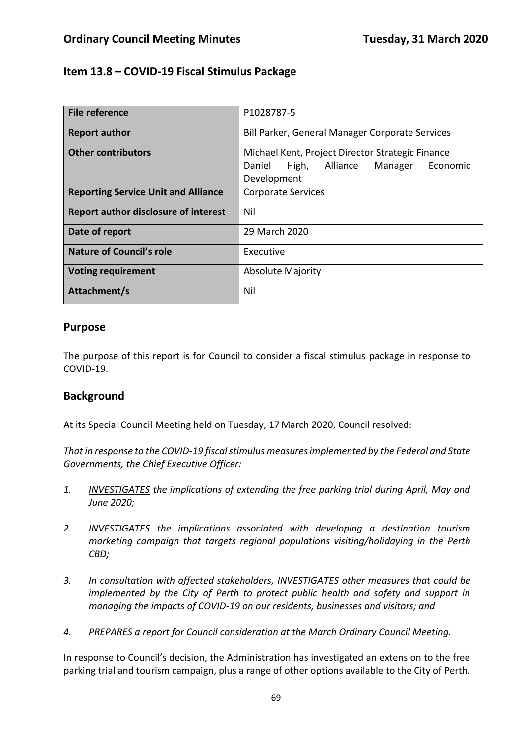## Item 13.8 – COVID-19 Fiscal Stimulus Package

| **File reference** | P1028787-5 |
|---|---|
| **Report author** | Bill Parker, General Manager Corporate Services |
| **Other contributors** | Michael Kent, Project Director Strategic Finance<br>Daniel High, Alliance Manager Economic Development |
| **Reporting Service Unit and Alliance** | Corporate Services |
| **Report author disclosure of interest** | Nil |
| **Date of report** | 29 March 2020 |
| **Nature of Council's role** | Executive |
| **Voting requirement** | Absolute Majority |
| **Attachment/s** | Nil |

### Purpose

The purpose of this report is for Council to consider a fiscal stimulus package in response to COVID-19.

### Background

At its Special Council Meeting held on Tuesday, 17 March 2020, Council resolved:

*That in response to the COVID-19 fiscal stimulus measures implemented by the Federal and State Governments, the Chief Executive Officer:*

1. *<u>INVESTIGATES</u> the implications of extending the free parking trial during April, May and June 2020;*
2. *<u>INVESTIGATES</u> the implications associated with developing a destination tourism marketing campaign that targets regional populations visiting/holidaying in the Perth CBD;*
3. *In consultation with affected stakeholders, <u>INVESTIGATES</u> other measures that could be implemented by the City of Perth to protect public health and safety and support in managing the impacts of COVID-19 on our residents, businesses and visitors; and*
4. *<u>PREPARES</u> a report for Council consideration at the March Ordinary Council Meeting.*

In response to Council's decision, the Administration has investigated an extension to the free parking trial and tourism campaign, plus a range of other options available to the City of Perth.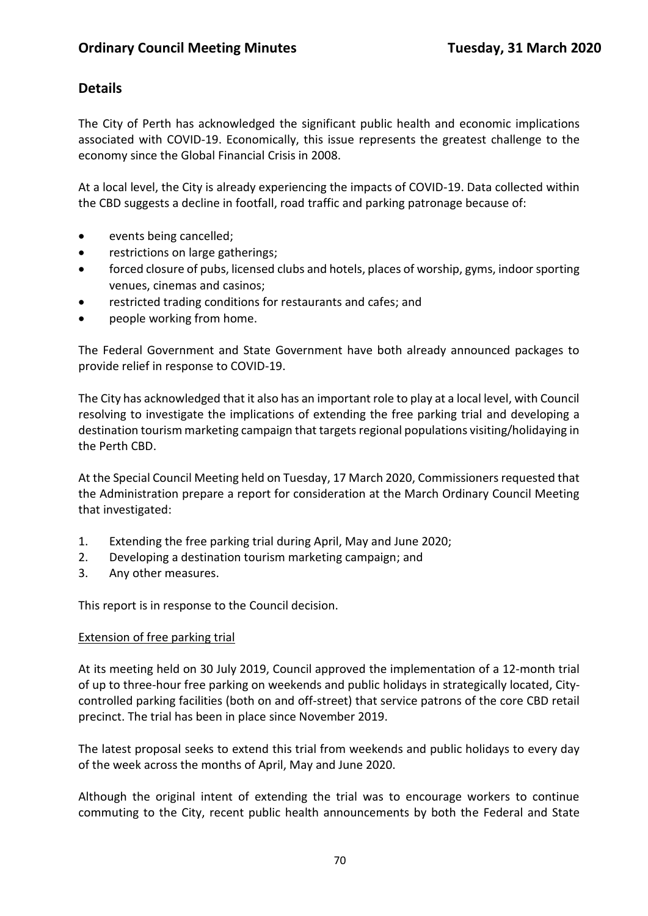## Details

The City of Perth has acknowledged the significant public health and economic implications associated with COVID-19. Economically, this issue represents the greatest challenge to the economy since the Global Financial Crisis in 2008.

At a local level, the City is already experiencing the impacts of COVID-19. Data collected within the CBD suggests a decline in footfall, road traffic and parking patronage because of:

- events being cancelled;
- restrictions on large gatherings;
- forced closure of pubs, licensed clubs and hotels, places of worship, gyms, indoor sporting venues, cinemas and casinos;
- restricted trading conditions for restaurants and cafes; and
- people working from home.

The Federal Government and State Government have both already announced packages to provide relief in response to COVID-19.

The City has acknowledged that it also has an important role to play at a local level, with Council resolving to investigate the implications of extending the free parking trial and developing a destination tourism marketing campaign that targets regional populations visiting/holidaying in the Perth CBD.

At the Special Council Meeting held on Tuesday, 17 March 2020, Commissioners requested that the Administration prepare a report for consideration at the March Ordinary Council Meeting that investigated:

1. Extending the free parking trial during April, May and June 2020;
2. Developing a destination tourism marketing campaign; and
3. Any other measures.

This report is in response to the Council decision.

Extension of free parking trial

At its meeting held on 30 July 2019, Council approved the implementation of a 12-month trial of up to three-hour free parking on weekends and public holidays in strategically located, City-controlled parking facilities (both on and off-street) that service patrons of the core CBD retail precinct. The trial has been in place since November 2019.

The latest proposal seeks to extend this trial from weekends and public holidays to every day of the week across the months of April, May and June 2020.

Although the original intent of extending the trial was to encourage workers to continue commuting to the City, recent public health announcements by both the Federal and State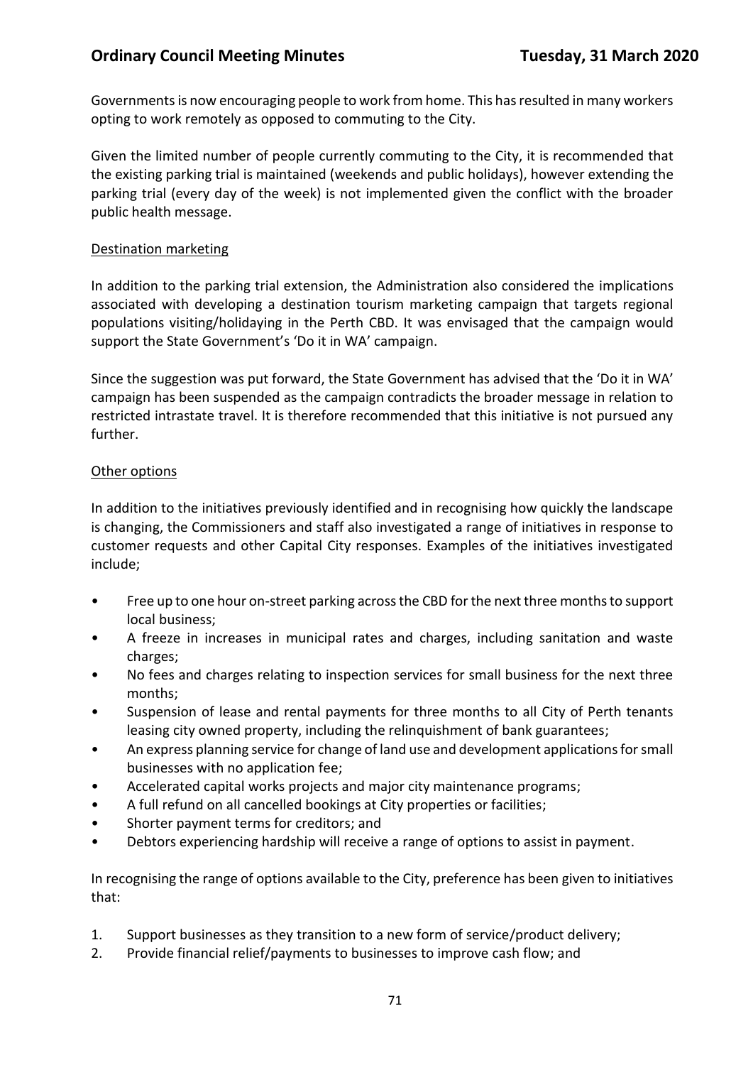Governments is now encouraging people to work from home. This has resulted in many workers opting to work remotely as opposed to commuting to the City.

Given the limited number of people currently commuting to the City, it is recommended that the existing parking trial is maintained (weekends and public holidays), however extending the parking trial (every day of the week) is not implemented given the conflict with the broader public health message.

<u>Destination marketing</u>

In addition to the parking trial extension, the Administration also considered the implications associated with developing a destination tourism marketing campaign that targets regional populations visiting/holidaying in the Perth CBD. It was envisaged that the campaign would support the State Government's 'Do it in WA' campaign.

Since the suggestion was put forward, the State Government has advised that the 'Do it in WA' campaign has been suspended as the campaign contradicts the broader message in relation to restricted intrastate travel. It is therefore recommended that this initiative is not pursued any further.

<u>Other options</u>

In addition to the initiatives previously identified and in recognising how quickly the landscape is changing, the Commissioners and staff also investigated a range of initiatives in response to customer requests and other Capital City responses. Examples of the initiatives investigated include;

- Free up to one hour on-street parking across the CBD for the next three months to support local business;
- A freeze in increases in municipal rates and charges, including sanitation and waste charges;
- No fees and charges relating to inspection services for small business for the next three months;
- Suspension of lease and rental payments for three months to all City of Perth tenants leasing city owned property, including the relinquishment of bank guarantees;
- An express planning service for change of land use and development applications for small businesses with no application fee;
- Accelerated capital works projects and major city maintenance programs;
- A full refund on all cancelled bookings at City properties or facilities;
- Shorter payment terms for creditors; and
- Debtors experiencing hardship will receive a range of options to assist in payment.

In recognising the range of options available to the City, preference has been given to initiatives that:

1. Support businesses as they transition to a new form of service/product delivery;
2. Provide financial relief/payments to businesses to improve cash flow; and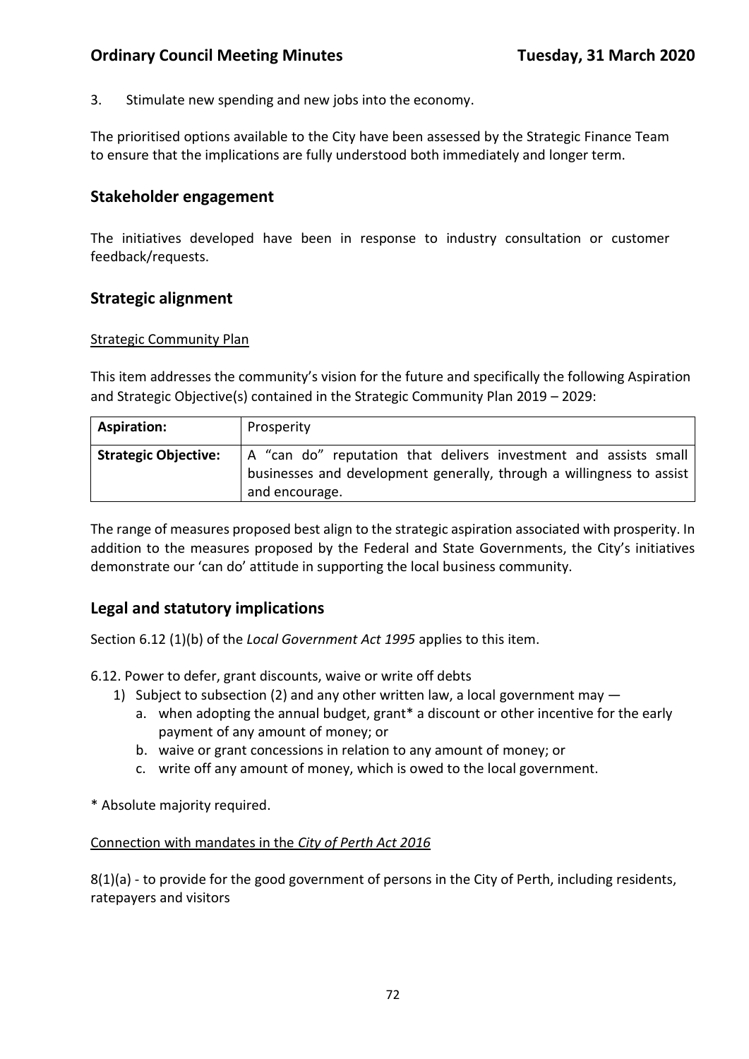3. Stimulate new spending and new jobs into the economy.

The prioritised options available to the City have been assessed by the Strategic Finance Team to ensure that the implications are fully understood both immediately and longer term.

## Stakeholder engagement

The initiatives developed have been in response to industry consultation or customer feedback/requests.

## Strategic alignment

<u>Strategic Community Plan</u>

This item addresses the community's vision for the future and specifically the following Aspiration and Strategic Objective(s) contained in the Strategic Community Plan 2019 – 2029:

| **Aspiration:** | Prosperity |
|---|---|
| **Strategic Objective:** | A "can do" reputation that delivers investment and assists small businesses and development generally, through a willingness to assist and encourage. |

The range of measures proposed best align to the strategic aspiration associated with prosperity. In addition to the measures proposed by the Federal and State Governments, the City's initiatives demonstrate our 'can do' attitude in supporting the local business community.

## Legal and statutory implications

Section 6.12 (1)(b) of the *Local Government Act 1995* applies to this item.

6.12. Power to defer, grant discounts, waive or write off debts

1) Subject to subsection (2) and any other written law, a local government may —
   a. when adopting the annual budget, grant* a discount or other incentive for the early payment of any amount of money; or
   b. waive or grant concessions in relation to any amount of money; or
   c. write off any amount of money, which is owed to the local government.

\* Absolute majority required.

<u>Connection with mandates in the *City of Perth Act 2016*</u>

8(1)(a) - to provide for the good government of persons in the City of Perth, including residents, ratepayers and visitors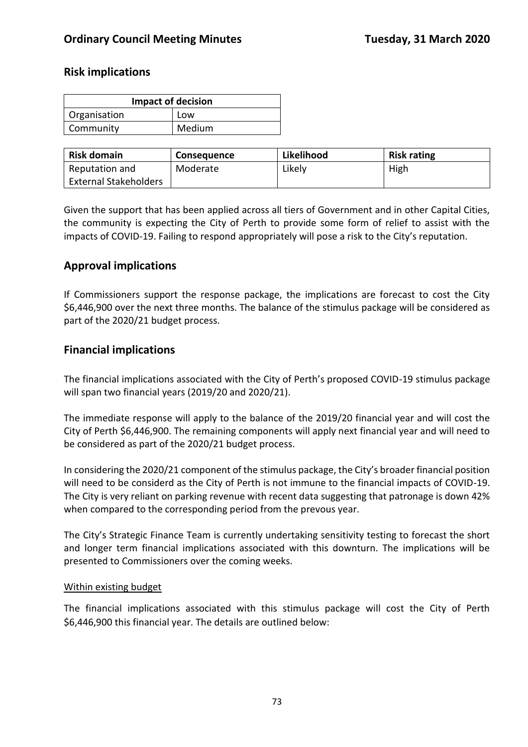## Risk implications

| Impact of decision | |
|---|---|
| Organisation | Low |
| Community | Medium |

| Risk domain | Consequence | Likelihood | Risk rating |
|---|---|---|---|
| Reputation and External Stakeholders | Moderate | Likely | High |

Given the support that has been applied across all tiers of Government and in other Capital Cities, the community is expecting the City of Perth to provide some form of relief to assist with the impacts of COVID-19. Failing to respond appropriately will pose a risk to the City's reputation.

## Approval implications

If Commissioners support the response package, the implications are forecast to cost the City $6,446,900 over the next three months. The balance of the stimulus package will be considered as part of the 2020/21 budget process.

## Financial implications

The financial implications associated with the City of Perth's proposed COVID-19 stimulus package will span two financial years (2019/20 and 2020/21).

The immediate response will apply to the balance of the 2019/20 financial year and will cost the City of Perth $6,446,900. The remaining components will apply next financial year and will need to be considered as part of the 2020/21 budget process.

In considering the 2020/21 component of the stimulus package, the City's broader financial position will need to be considerd as the City of Perth is not immune to the financial impacts of COVID-19. The City is very reliant on parking revenue with recent data suggesting that patronage is down 42% when compared to the corresponding period from the prevous year.

The City's Strategic Finance Team is currently undertaking sensitivity testing to forecast the short and longer term financial implications associated with this downturn. The implications will be presented to Commissioners over the coming weeks.

<u>Within existing budget</u>

The financial implications associated with this stimulus package will cost the City of Perth $6,446,900 this financial year. The details are outlined below: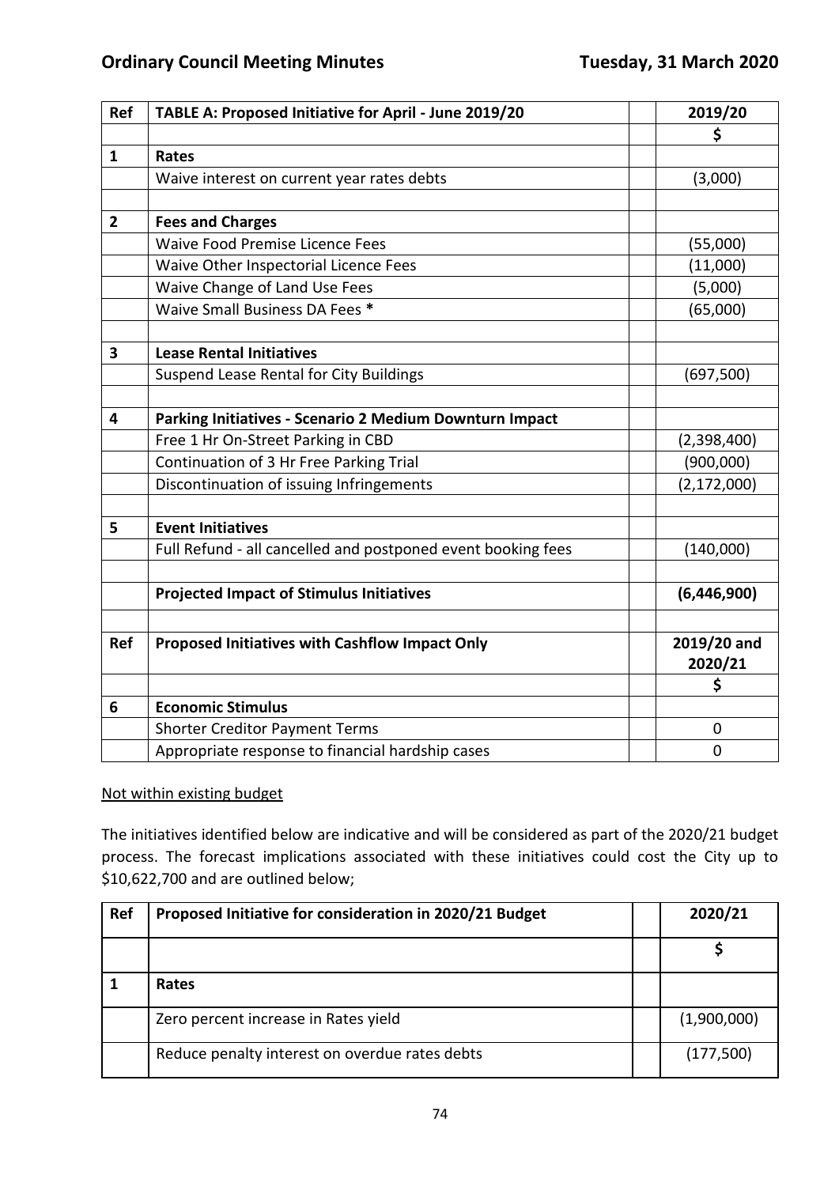| Ref | TABLE A: Proposed Initiative for April - June 2019/20 | | 2019/20 |
|---|---|---|---|
| | | | $ |
| 1 | **Rates** | | |
| | Waive interest on current year rates debts | | (3,000) |
| | | | |
| 2 | **Fees and Charges** | | |
| | Waive Food Premise Licence Fees | | (55,000) |
| | Waive Other Inspectorial Licence Fees | | (11,000) |
| | Waive Change of Land Use Fees | | (5,000) |
| | Waive Small Business DA Fees * | | (65,000) |
| | | | |
| 3 | **Lease Rental Initiatives** | | |
| | Suspend Lease Rental for City Buildings | | (697,500) |
| | | | |
| 4 | **Parking Initiatives - Scenario 2 Medium Downturn Impact** | | |
| | Free 1 Hr On-Street Parking in CBD | | (2,398,400) |
| | Continuation of 3 Hr Free Parking Trial | | (900,000) |
| | Discontinuation of issuing Infringements | | (2,172,000) |
| | | | |
| 5 | **Event Initiatives** | | |
| | Full Refund - all cancelled and postponed event booking fees | | (140,000) |
| | | | |
| | **Projected Impact of Stimulus Initiatives** | | **(6,446,900)** |
| | | | |
| **Ref** | **Proposed Initiatives with Cashflow Impact Only** | | **2019/20 and 2020/21** |
| | | | **$** |
| 6 | **Economic Stimulus** | | |
| | Shorter Creditor Payment Terms | | 0 |
| | Appropriate response to financial hardship cases | | 0 |

<u>Not within existing budget</u>

The initiatives identified below are indicative and will be considered as part of the 2020/21 budget process. The forecast implications associated with these initiatives could cost the City up to $10,622,700 and are outlined below;

| Ref | Proposed Initiative for consideration in 2020/21 Budget | | 2020/21 |
|---|---|---|---|
| | | | $ |
| 1 | **Rates** | | |
| | Zero percent increase in Rates yield | | (1,900,000) |
| | Reduce penalty interest on overdue rates debts | | (177,500) |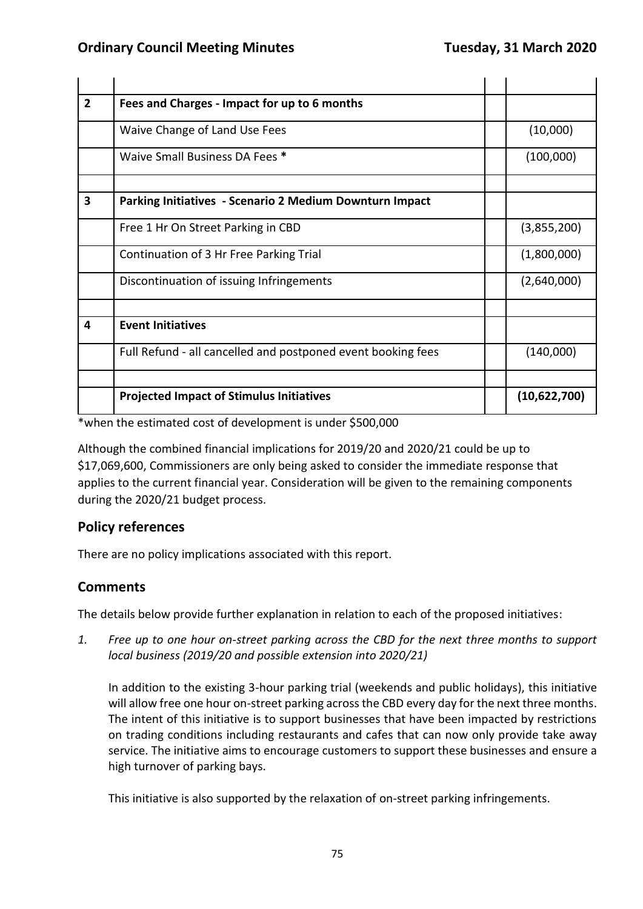| | | | |
|---|---|---|---|
| **2** | **Fees and Charges - Impact for up to 6 months** | | |
| | Waive Change of Land Use Fees | | (10,000) |
| | Waive Small Business DA Fees * | | (100,000) |
| | | | |
| **3** | **Parking Initiatives - Scenario 2 Medium Downturn Impact** | | |
| | Free 1 Hr On Street Parking in CBD | | (3,855,200) |
| | Continuation of 3 Hr Free Parking Trial | | (1,800,000) |
| | Discontinuation of issuing Infringements | | (2,640,000) |
| | | | |
| **4** | **Event Initiatives** | | |
| | Full Refund - all cancelled and postponed event booking fees | | (140,000) |
| | | | |
| | **Projected Impact of Stimulus Initiatives** | | **(10,622,700)** |

*when the estimated cost of development is under $500,000

Although the combined financial implications for 2019/20 and 2020/21 could be up to $17,069,600, Commissioners are only being asked to consider the immediate response that applies to the current financial year. Consideration will be given to the remaining components during the 2020/21 budget process.

## Policy references

There are no policy implications associated with this report.

## Comments

The details below provide further explanation in relation to each of the proposed initiatives:

1. *Free up to one hour on-street parking across the CBD for the next three months to support local business (2019/20 and possible extension into 2020/21)*

   In addition to the existing 3-hour parking trial (weekends and public holidays), this initiative will allow free one hour on-street parking across the CBD every day for the next three months. The intent of this initiative is to support businesses that have been impacted by restrictions on trading conditions including restaurants and cafes that can now only provide take away service. The initiative aims to encourage customers to support these businesses and ensure a high turnover of parking bays.

   This initiative is also supported by the relaxation of on-street parking infringements.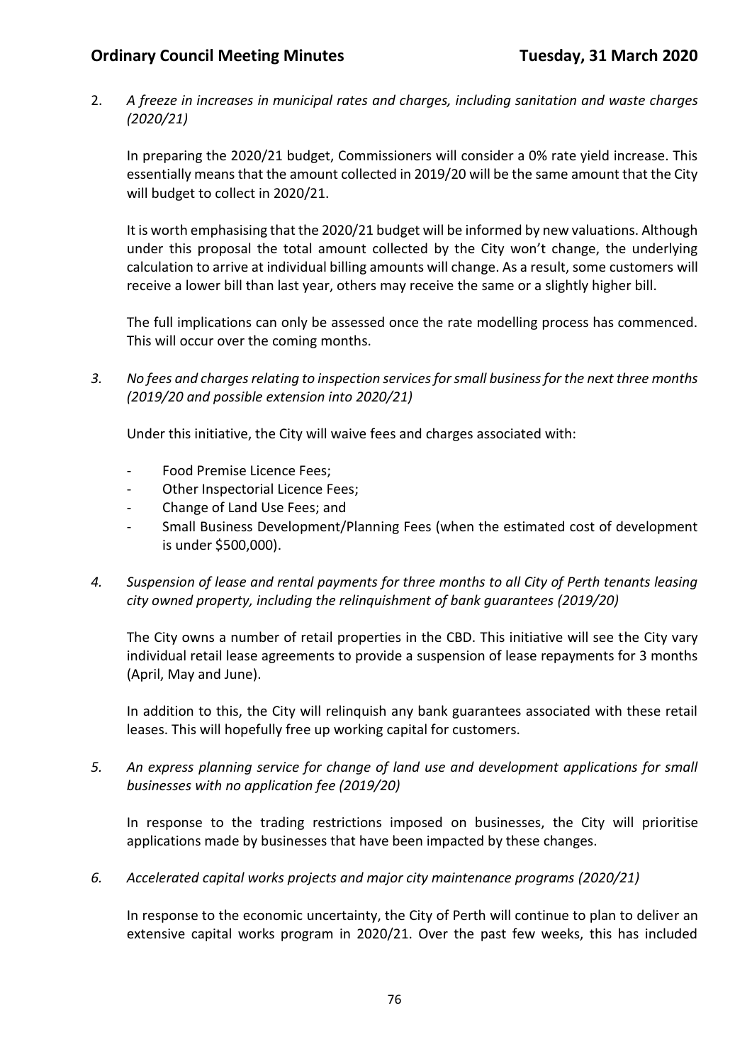2. *A freeze in increases in municipal rates and charges, including sanitation and waste charges (2020/21)*

   In preparing the 2020/21 budget, Commissioners will consider a 0% rate yield increase. This essentially means that the amount collected in 2019/20 will be the same amount that the City will budget to collect in 2020/21.

   It is worth emphasising that the 2020/21 budget will be informed by new valuations. Although under this proposal the total amount collected by the City won't change, the underlying calculation to arrive at individual billing amounts will change. As a result, some customers will receive a lower bill than last year, others may receive the same or a slightly higher bill.

   The full implications can only be assessed once the rate modelling process has commenced. This will occur over the coming months.

3. *No fees and charges relating to inspection services for small business for the next three months (2019/20 and possible extension into 2020/21)*

   Under this initiative, the City will waive fees and charges associated with:

   - Food Premise Licence Fees;
   - Other Inspectorial Licence Fees;
   - Change of Land Use Fees; and
   - Small Business Development/Planning Fees (when the estimated cost of development is under $500,000).

4. *Suspension of lease and rental payments for three months to all City of Perth tenants leasing city owned property, including the relinquishment of bank guarantees (2019/20)*

   The City owns a number of retail properties in the CBD. This initiative will see the City vary individual retail lease agreements to provide a suspension of lease repayments for 3 months (April, May and June).

   In addition to this, the City will relinquish any bank guarantees associated with these retail leases. This will hopefully free up working capital for customers.

5. *An express planning service for change of land use and development applications for small businesses with no application fee (2019/20)*

   In response to the trading restrictions imposed on businesses, the City will prioritise applications made by businesses that have been impacted by these changes.

6. *Accelerated capital works projects and major city maintenance programs (2020/21)*

   In response to the economic uncertainty, the City of Perth will continue to plan to deliver an extensive capital works program in 2020/21. Over the past few weeks, this has included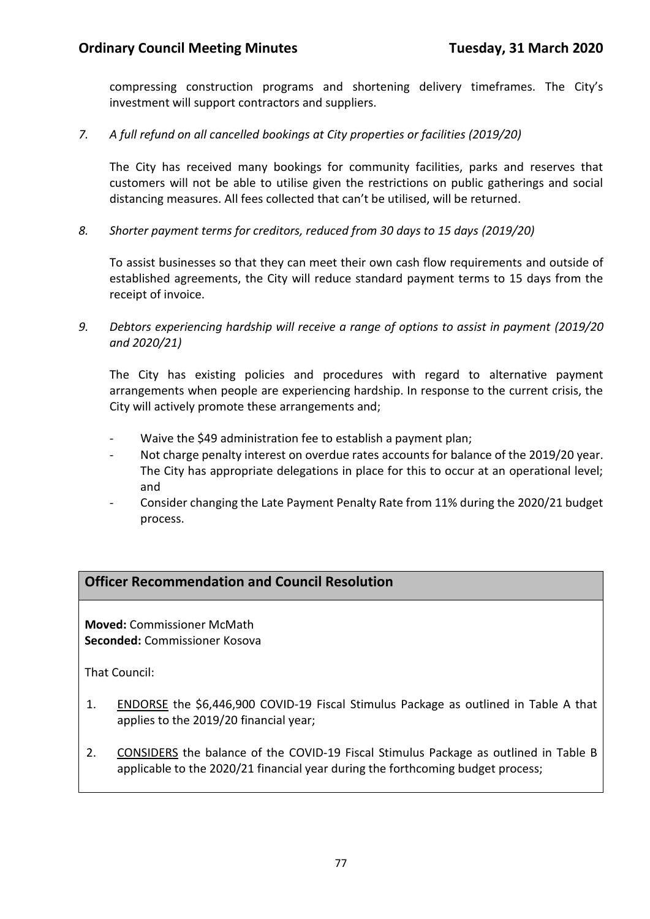compressing construction programs and shortening delivery timeframes. The City's investment will support contractors and suppliers.

*7. A full refund on all cancelled bookings at City properties or facilities (2019/20)*

The City has received many bookings for community facilities, parks and reserves that customers will not be able to utilise given the restrictions on public gatherings and social distancing measures. All fees collected that can't be utilised, will be returned.

*8. Shorter payment terms for creditors, reduced from 30 days to 15 days (2019/20)*

To assist businesses so that they can meet their own cash flow requirements and outside of established agreements, the City will reduce standard payment terms to 15 days from the receipt of invoice.

*9. Debtors experiencing hardship will receive a range of options to assist in payment (2019/20 and 2020/21)*

The City has existing policies and procedures with regard to alternative payment arrangements when people are experiencing hardship. In response to the current crisis, the City will actively promote these arrangements and;

- Waive the $49 administration fee to establish a payment plan;
- Not charge penalty interest on overdue rates accounts for balance of the 2019/20 year. The City has appropriate delegations in place for this to occur at an operational level; and
- Consider changing the Late Payment Penalty Rate from 11% during the 2020/21 budget process.

## Officer Recommendation and Council Resolution

**Moved:** Commissioner McMath
**Seconded:** Commissioner Kosova

That Council:

1. ENDORSE the $6,446,900 COVID-19 Fiscal Stimulus Package as outlined in Table A that applies to the 2019/20 financial year;

2. CONSIDERS the balance of the COVID-19 Fiscal Stimulus Package as outlined in Table B applicable to the 2020/21 financial year during the forthcoming budget process;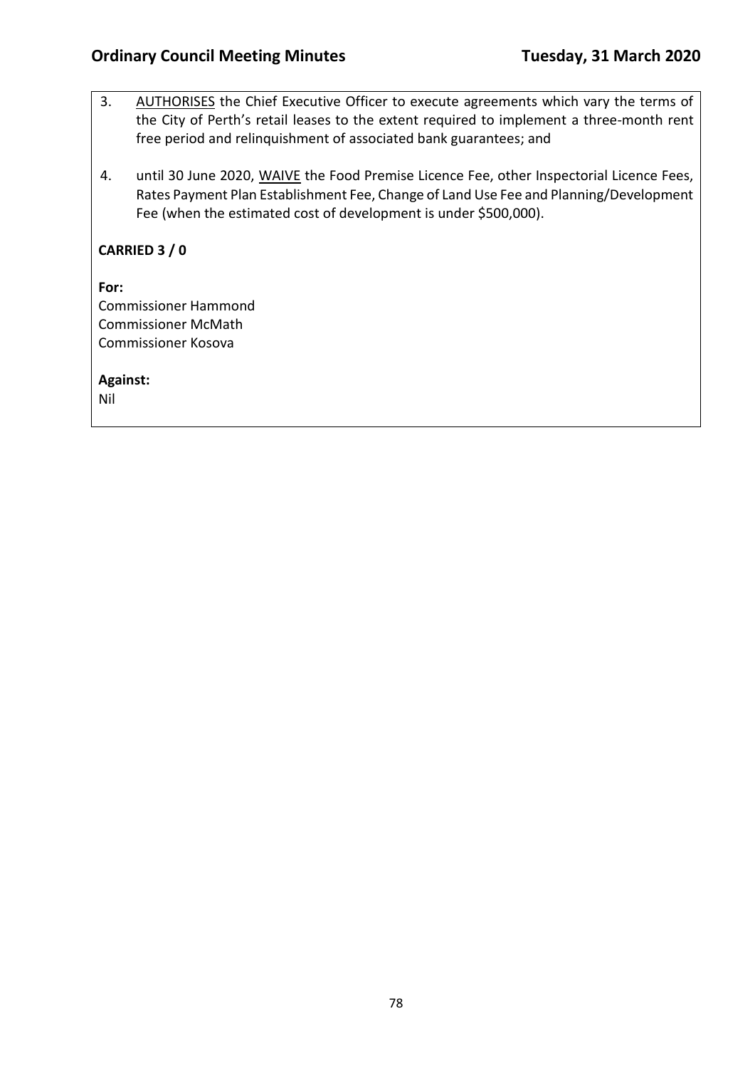3. <u>AUTHORISES</u> the Chief Executive Officer to execute agreements which vary the terms of the City of Perth's retail leases to the extent required to implement a three-month rent free period and relinquishment of associated bank guarantees; and

4. until 30 June 2020, <u>WAIVE</u> the Food Premise Licence Fee, other Inspectorial Licence Fees, Rates Payment Plan Establishment Fee, Change of Land Use Fee and Planning/Development Fee (when the estimated cost of development is under $500,000).

**CARRIED 3 / 0**

**For:**
Commissioner Hammond
Commissioner McMath
Commissioner Kosova

**Against:**
Nil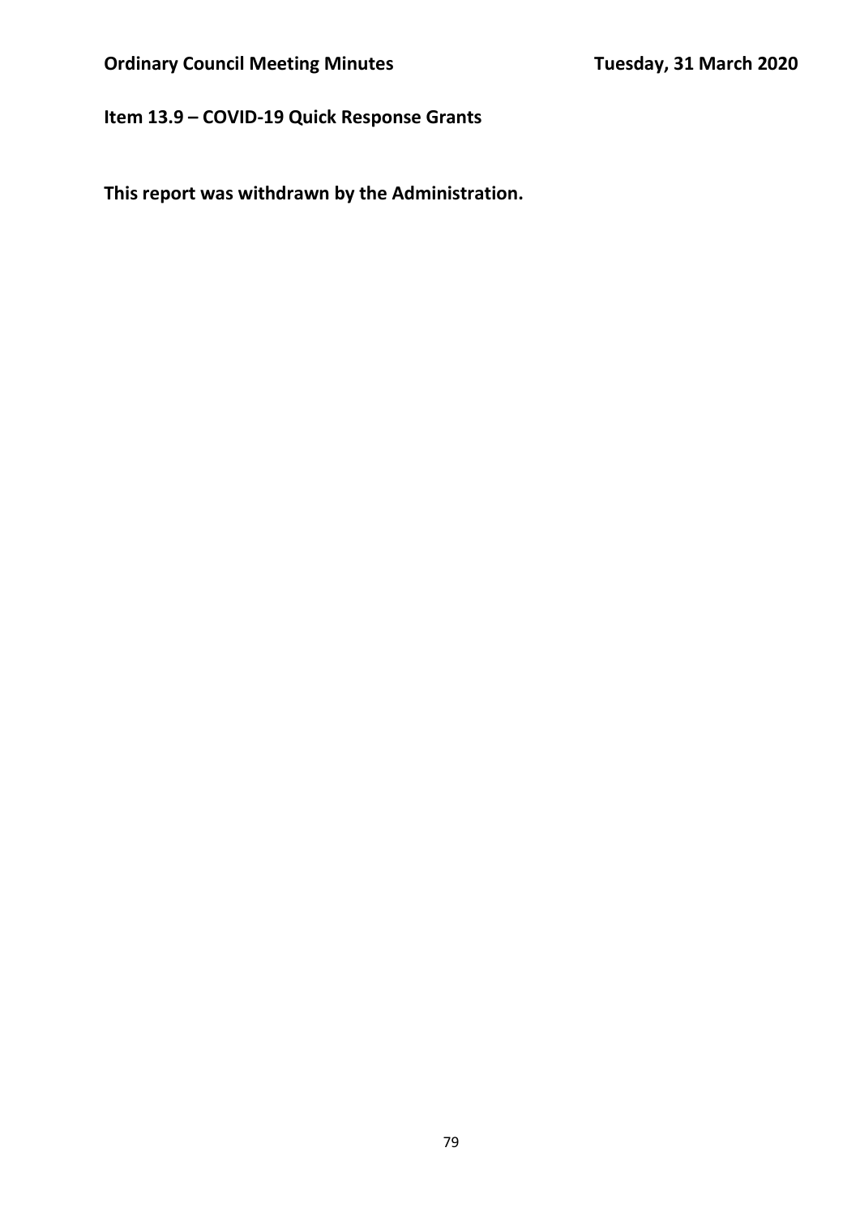## Item 13.9 – COVID-19 Quick Response Grants

**This report was withdrawn by the Administration.**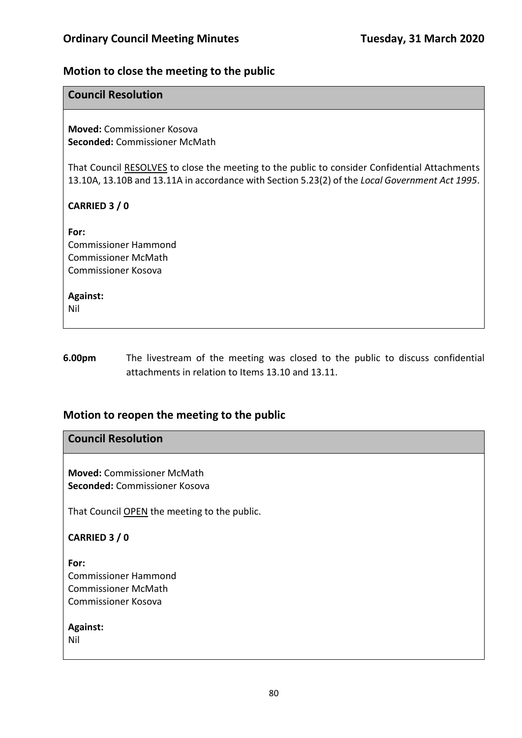## Motion to close the meeting to the public

### Council Resolution

**Moved:** Commissioner Kosova
**Seconded:** Commissioner McMath

That Council RESOLVES to close the meeting to the public to consider Confidential Attachments 13.10A, 13.10B and 13.11A in accordance with Section 5.23(2) of the *Local Government Act 1995*.

**CARRIED 3 / 0**

**For:**
Commissioner Hammond
Commissioner McMath
Commissioner Kosova

**Against:**
Nil

**6.00pm** The livestream of the meeting was closed to the public to discuss confidential attachments in relation to Items 13.10 and 13.11.

## Motion to reopen the meeting to the public

### Council Resolution

**Moved:** Commissioner McMath
**Seconded:** Commissioner Kosova

That Council OPEN the meeting to the public.

**CARRIED 3 / 0**

**For:**
Commissioner Hammond
Commissioner McMath
Commissioner Kosova

**Against:**
Nil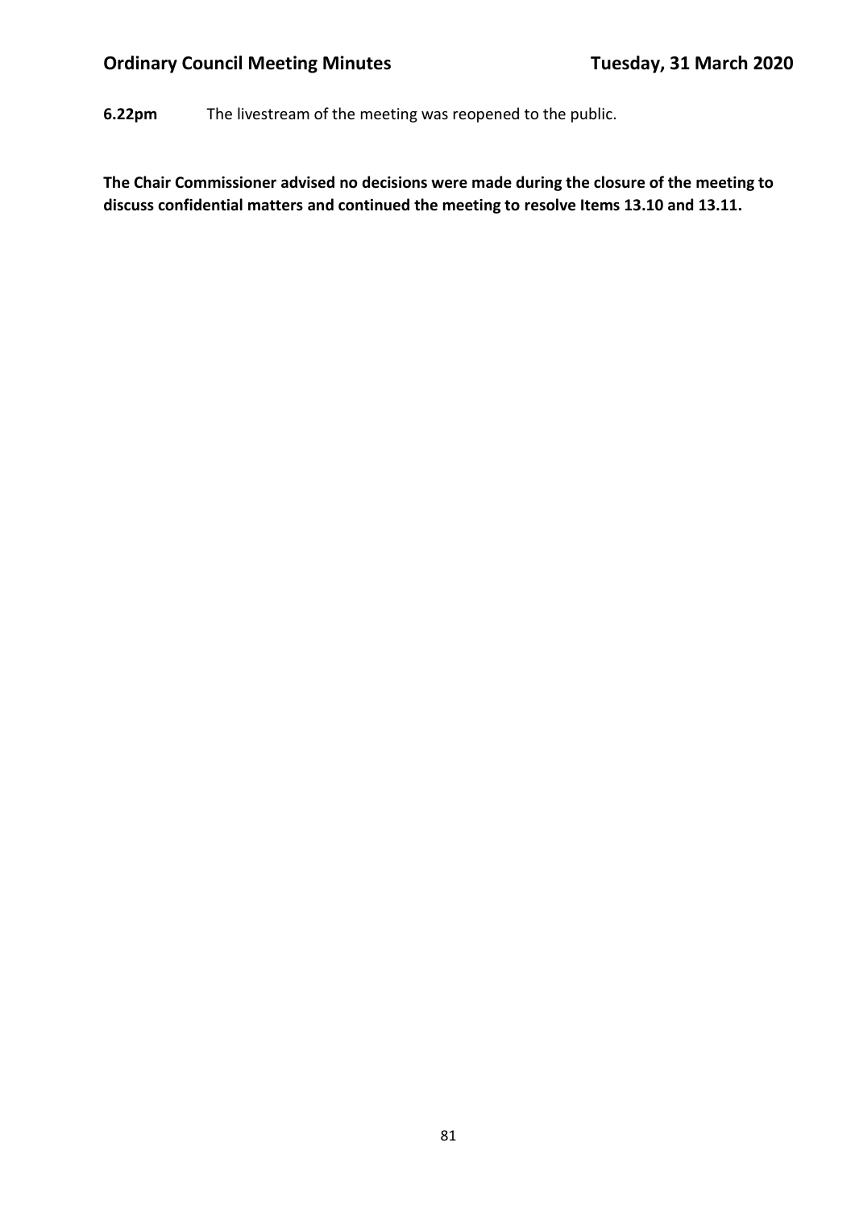**6.22pm** The livestream of the meeting was reopened to the public.

**The Chair Commissioner advised no decisions were made during the closure of the meeting to discuss confidential matters and continued the meeting to resolve Items 13.10 and 13.11.**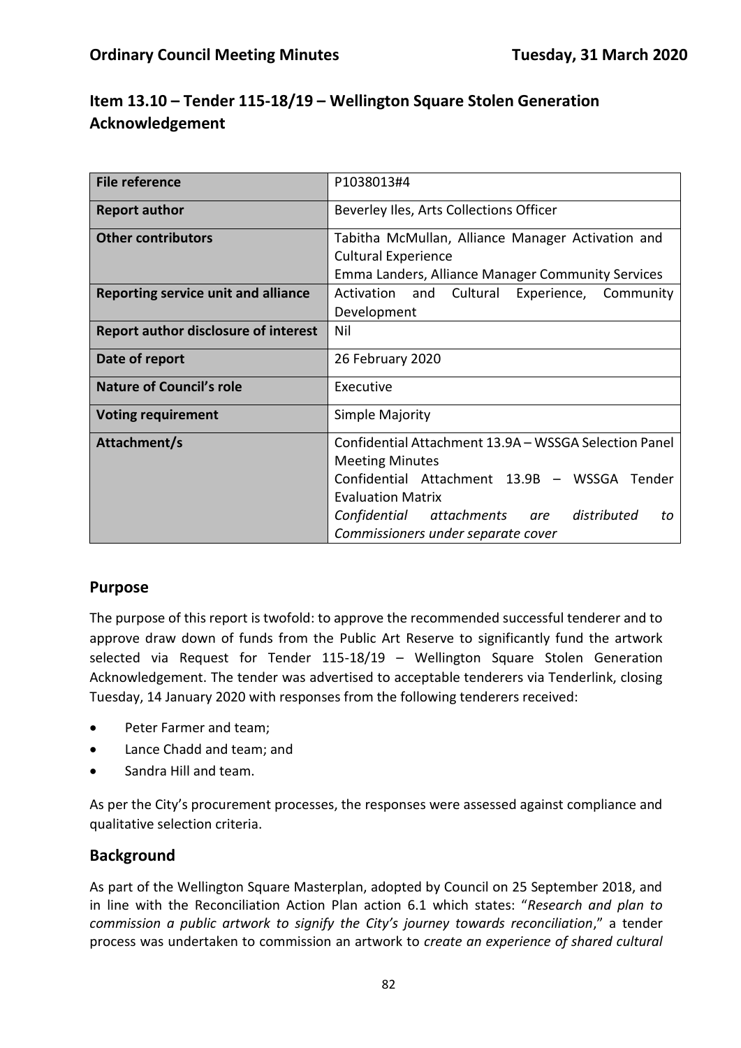## Item 13.10 – Tender 115-18/19 – Wellington Square Stolen Generation Acknowledgement

| File reference | P1038013#4 |
|---|---|
| **Report author** | Beverley Iles, Arts Collections Officer |
| **Other contributors** | Tabitha McMullan, Alliance Manager Activation and Cultural Experience<br>Emma Landers, Alliance Manager Community Services |
| **Reporting service unit and alliance** | Activation and Cultural Experience, Community Development |
| **Report author disclosure of interest** | Nil |
| **Date of report** | 26 February 2020 |
| **Nature of Council's role** | Executive |
| **Voting requirement** | Simple Majority |
| **Attachment/s** | Confidential Attachment 13.9A – WSSGA Selection Panel Meeting Minutes<br>Confidential Attachment 13.9B – WSSGA Tender Evaluation Matrix<br>*Confidential attachments are distributed to Commissioners under separate cover* |

## Purpose

The purpose of this report is twofold: to approve the recommended successful tenderer and to approve draw down of funds from the Public Art Reserve to significantly fund the artwork selected via Request for Tender 115-18/19 – Wellington Square Stolen Generation Acknowledgement. The tender was advertised to acceptable tenderers via Tenderlink, closing Tuesday, 14 January 2020 with responses from the following tenderers received:

- Peter Farmer and team;
- Lance Chadd and team; and
- Sandra Hill and team.

As per the City's procurement processes, the responses were assessed against compliance and qualitative selection criteria.

## Background

As part of the Wellington Square Masterplan, adopted by Council on 25 September 2018, and in line with the Reconciliation Action Plan action 6.1 which states: "*Research and plan to commission a public artwork to signify the City's journey towards reconciliation*," a tender process was undertaken to commission an artwork to *create an experience of shared cultural*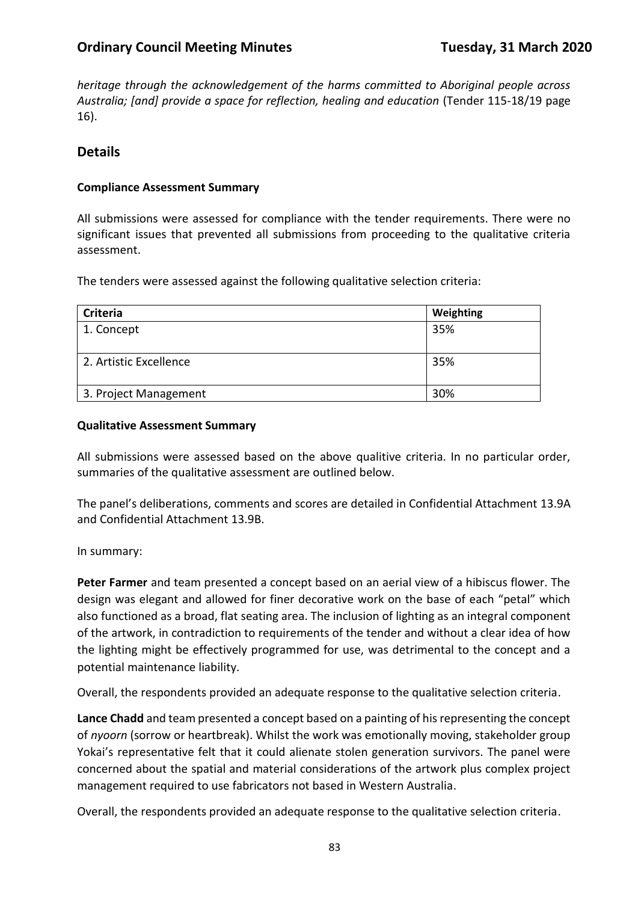*heritage through the acknowledgement of the harms committed to Aboriginal people across Australia; [and] provide a space for reflection, healing and education* (Tender 115-18/19 page 16).

## Details

**Compliance Assessment Summary**

All submissions were assessed for compliance with the tender requirements. There were no significant issues that prevented all submissions from proceeding to the qualitative criteria assessment.

The tenders were assessed against the following qualitative selection criteria:

| Criteria | Weighting |
|---|---|
| 1. Concept | 35% |
| 2. Artistic Excellence | 35% |
| 3. Project Management | 30% |

**Qualitative Assessment Summary**

All submissions were assessed based on the above qualitive criteria. In no particular order, summaries of the qualitative assessment are outlined below.

The panel's deliberations, comments and scores are detailed in Confidential Attachment 13.9A and Confidential Attachment 13.9B.

In summary:

**Peter Farmer** and team presented a concept based on an aerial view of a hibiscus flower. The design was elegant and allowed for finer decorative work on the base of each "petal" which also functioned as a broad, flat seating area. The inclusion of lighting as an integral component of the artwork, in contradiction to requirements of the tender and without a clear idea of how the lighting might be effectively programmed for use, was detrimental to the concept and a potential maintenance liability.

Overall, the respondents provided an adequate response to the qualitative selection criteria.

**Lance Chadd** and team presented a concept based on a painting of his representing the concept of *nyoorn* (sorrow or heartbreak). Whilst the work was emotionally moving, stakeholder group Yokai's representative felt that it could alienate stolen generation survivors. The panel were concerned about the spatial and material considerations of the artwork plus complex project management required to use fabricators not based in Western Australia.

Overall, the respondents provided an adequate response to the qualitative selection criteria.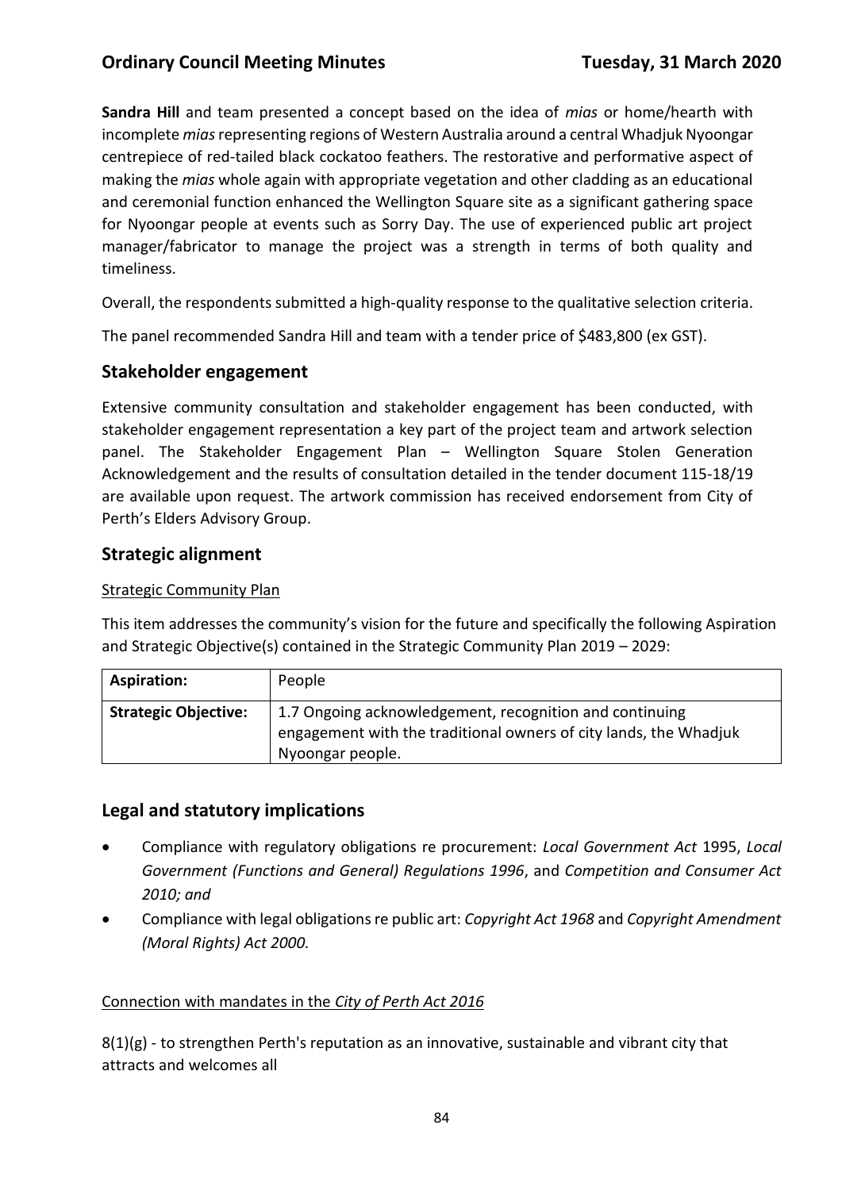**Sandra Hill** and team presented a concept based on the idea of *mias* or home/hearth with incomplete *mias* representing regions of Western Australia around a central Whadjuk Nyoongar centrepiece of red-tailed black cockatoo feathers. The restorative and performative aspect of making the *mias* whole again with appropriate vegetation and other cladding as an educational and ceremonial function enhanced the Wellington Square site as a significant gathering space for Nyoongar people at events such as Sorry Day. The use of experienced public art project manager/fabricator to manage the project was a strength in terms of both quality and timeliness.

Overall, the respondents submitted a high-quality response to the qualitative selection criteria.

The panel recommended Sandra Hill and team with a tender price of $483,800 (ex GST).

## Stakeholder engagement

Extensive community consultation and stakeholder engagement has been conducted, with stakeholder engagement representation a key part of the project team and artwork selection panel. The Stakeholder Engagement Plan – Wellington Square Stolen Generation Acknowledgement and the results of consultation detailed in the tender document 115-18/19 are available upon request. The artwork commission has received endorsement from City of Perth's Elders Advisory Group.

## Strategic alignment

Strategic Community Plan

This item addresses the community's vision for the future and specifically the following Aspiration and Strategic Objective(s) contained in the Strategic Community Plan 2019 – 2029:

| **Aspiration:** | People |
|---|---|
| **Strategic Objective:** | 1.7 Ongoing acknowledgement, recognition and continuing engagement with the traditional owners of city lands, the Whadjuk Nyoongar people. |

## Legal and statutory implications

- Compliance with regulatory obligations re procurement: *Local Government Act* 1995, *Local Government (Functions and General) Regulations 1996*, and *Competition and Consumer Act 2010; and*
- Compliance with legal obligations re public art: *Copyright Act 1968* and *Copyright Amendment (Moral Rights) Act 2000.*

Connection with mandates in the *City of Perth Act 2016*

8(1)(g) - to strengthen Perth's reputation as an innovative, sustainable and vibrant city that attracts and welcomes all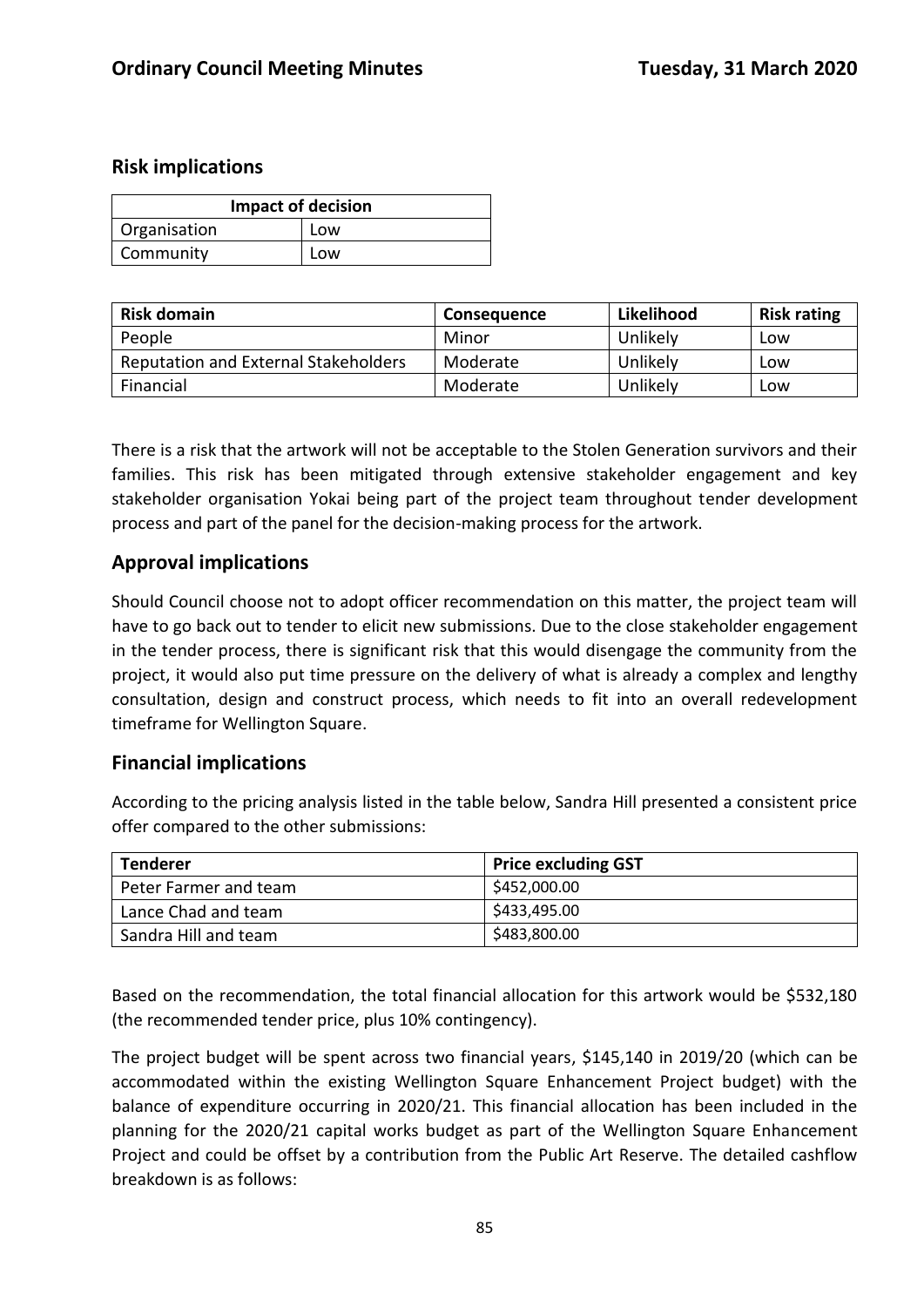## Risk implications

| Impact of decision | |
|---|---|
| Organisation | Low |
| Community | Low |

| Risk domain | Consequence | Likelihood | Risk rating |
|---|---|---|---|
| People | Minor | Unlikely | Low |
| Reputation and External Stakeholders | Moderate | Unlikely | Low |
| Financial | Moderate | Unlikely | Low |

There is a risk that the artwork will not be acceptable to the Stolen Generation survivors and their families. This risk has been mitigated through extensive stakeholder engagement and key stakeholder organisation Yokai being part of the project team throughout tender development process and part of the panel for the decision-making process for the artwork.

## Approval implications

Should Council choose not to adopt officer recommendation on this matter, the project team will have to go back out to tender to elicit new submissions. Due to the close stakeholder engagement in the tender process, there is significant risk that this would disengage the community from the project, it would also put time pressure on the delivery of what is already a complex and lengthy consultation, design and construct process, which needs to fit into an overall redevelopment timeframe for Wellington Square.

## Financial implications

According to the pricing analysis listed in the table below, Sandra Hill presented a consistent price offer compared to the other submissions:

| Tenderer | Price excluding GST |
|---|---|
| Peter Farmer and team | $452,000.00 |
| Lance Chad and team | $433,495.00 |
| Sandra Hill and team | $483,800.00 |

Based on the recommendation, the total financial allocation for this artwork would be $532,180 (the recommended tender price, plus 10% contingency).

The project budget will be spent across two financial years, $145,140 in 2019/20 (which can be accommodated within the existing Wellington Square Enhancement Project budget) with the balance of expenditure occurring in 2020/21. This financial allocation has been included in the planning for the 2020/21 capital works budget as part of the Wellington Square Enhancement Project and could be offset by a contribution from the Public Art Reserve. The detailed cashflow breakdown is as follows: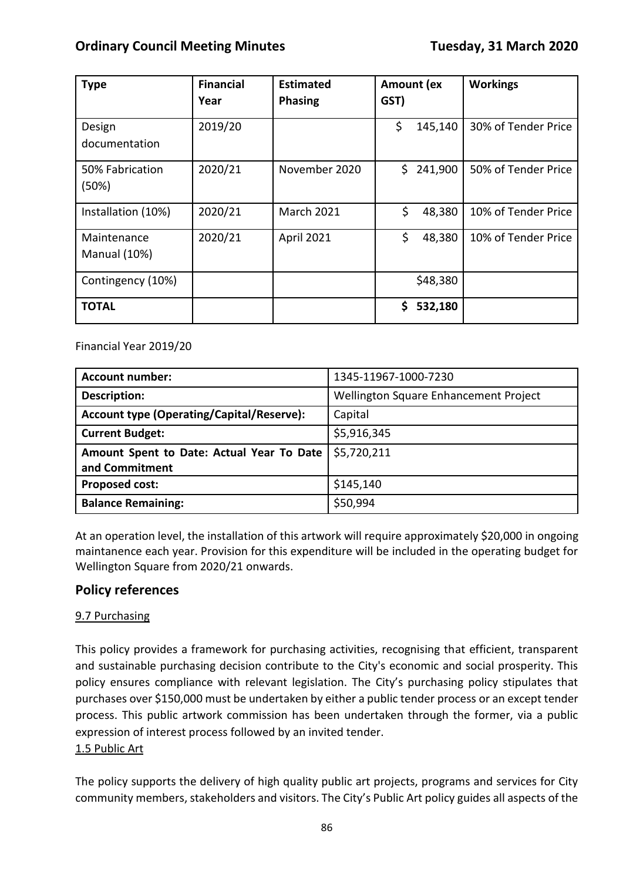| Type | Financial Year | Estimated Phasing | Amount (ex GST) | Workings |
|---|---|---|---|---|
| Design documentation | 2019/20 | | $ 145,140 | 30% of Tender Price |
| 50% Fabrication (50%) | 2020/21 | November 2020 | $ 241,900 | 50% of Tender Price |
| Installation (10%) | 2020/21 | March 2021 | $ 48,380 | 10% of Tender Price |
| Maintenance Manual (10%) | 2020/21 | April 2021 | $ 48,380 | 10% of Tender Price |
| Contingency (10%) | | | $48,380 | |
| **TOTAL** | | | **$ 532,180** | |

Financial Year 2019/20

| **Account number:** | 1345-11967-1000-7230 |
|---|---|
| **Description:** | Wellington Square Enhancement Project |
| **Account type (Operating/Capital/Reserve):** | Capital |
| **Current Budget:** | $5,916,345 |
| **Amount Spent to Date: Actual Year To Date and Commitment** | $5,720,211 |
| **Proposed cost:** | $145,140 |
| **Balance Remaining:** | $50,994 |

At an operation level, the installation of this artwork will require approximately $20,000 in ongoing maintanence each year. Provision for this expenditure will be included in the operating budget for Wellington Square from 2020/21 onwards.

## Policy references

9.7 Purchasing

This policy provides a framework for purchasing activities, recognising that efficient, transparent and sustainable purchasing decision contribute to the City's economic and social prosperity. This policy ensures compliance with relevant legislation. The City's purchasing policy stipulates that purchases over $150,000 must be undertaken by either a public tender process or an except tender process. This public artwork commission has been undertaken through the former, via a public expression of interest process followed by an invited tender.

1.5 Public Art

The policy supports the delivery of high quality public art projects, programs and services for City community members, stakeholders and visitors. The City's Public Art policy guides all aspects of the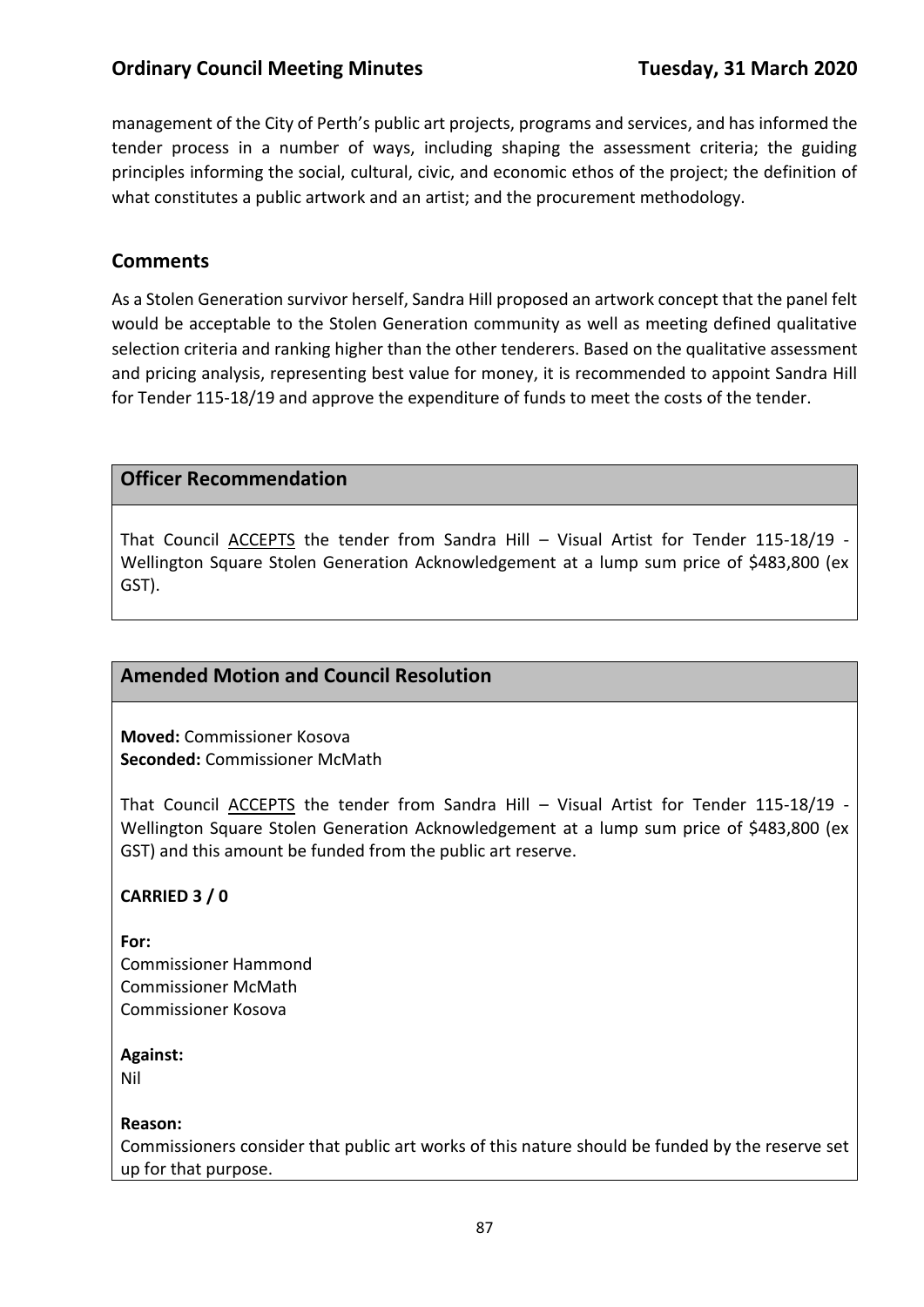management of the City of Perth's public art projects, programs and services, and has informed the tender process in a number of ways, including shaping the assessment criteria; the guiding principles informing the social, cultural, civic, and economic ethos of the project; the definition of what constitutes a public artwork and an artist; and the procurement methodology.

## Comments

As a Stolen Generation survivor herself, Sandra Hill proposed an artwork concept that the panel felt would be acceptable to the Stolen Generation community as well as meeting defined qualitative selection criteria and ranking higher than the other tenderers. Based on the qualitative assessment and pricing analysis, representing best value for money, it is recommended to appoint Sandra Hill for Tender 115-18/19 and approve the expenditure of funds to meet the costs of the tender.

### Officer Recommendation

That Council ACCEPTS the tender from Sandra Hill – Visual Artist for Tender 115-18/19 - Wellington Square Stolen Generation Acknowledgement at a lump sum price of $483,800 (ex GST).

### Amended Motion and Council Resolution

**Moved:** Commissioner Kosova
**Seconded:** Commissioner McMath

That Council ACCEPTS the tender from Sandra Hill – Visual Artist for Tender 115-18/19 - Wellington Square Stolen Generation Acknowledgement at a lump sum price of $483,800 (ex GST) and this amount be funded from the public art reserve.

**CARRIED 3 / 0**

**For:**
Commissioner Hammond
Commissioner McMath
Commissioner Kosova

**Against:**
Nil

**Reason:**
Commissioners consider that public art works of this nature should be funded by the reserve set up for that purpose.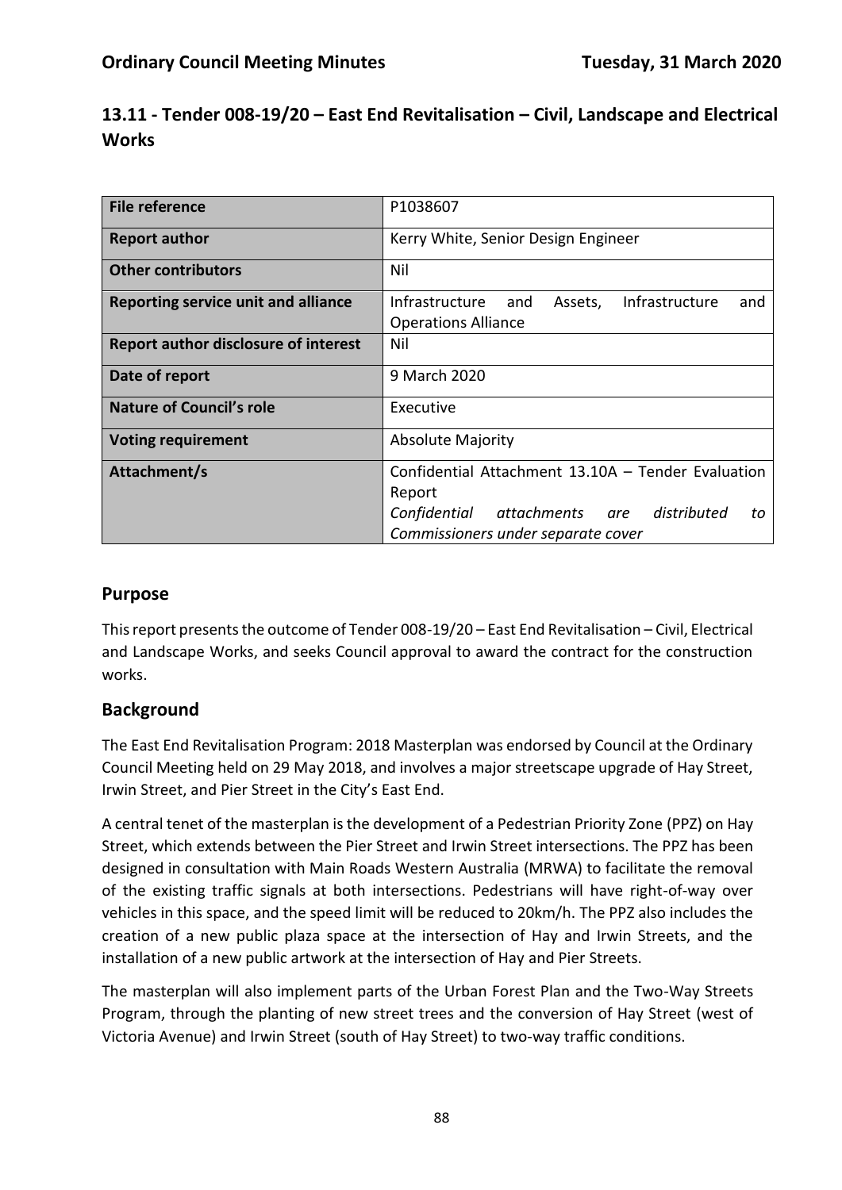## 13.11 - Tender 008-19/20 – East End Revitalisation – Civil, Landscape and Electrical Works

| File reference | P1038607 |
|---|---|
| **Report author** | Kerry White, Senior Design Engineer |
| **Other contributors** | Nil |
| **Reporting service unit and alliance** | Infrastructure and Assets, Infrastructure and Operations Alliance |
| **Report author disclosure of interest** | Nil |
| **Date of report** | 9 March 2020 |
| **Nature of Council's role** | Executive |
| **Voting requirement** | Absolute Majority |
| **Attachment/s** | Confidential Attachment 13.10A – Tender Evaluation Report<br>*Confidential attachments are distributed to Commissioners under separate cover* |

### Purpose

This report presents the outcome of Tender 008-19/20 – East End Revitalisation – Civil, Electrical and Landscape Works, and seeks Council approval to award the contract for the construction works.

### Background

The East End Revitalisation Program: 2018 Masterplan was endorsed by Council at the Ordinary Council Meeting held on 29 May 2018, and involves a major streetscape upgrade of Hay Street, Irwin Street, and Pier Street in the City's East End.

A central tenet of the masterplan is the development of a Pedestrian Priority Zone (PPZ) on Hay Street, which extends between the Pier Street and Irwin Street intersections. The PPZ has been designed in consultation with Main Roads Western Australia (MRWA) to facilitate the removal of the existing traffic signals at both intersections. Pedestrians will have right-of-way over vehicles in this space, and the speed limit will be reduced to 20km/h. The PPZ also includes the creation of a new public plaza space at the intersection of Hay and Irwin Streets, and the installation of a new public artwork at the intersection of Hay and Pier Streets.

The masterplan will also implement parts of the Urban Forest Plan and the Two-Way Streets Program, through the planting of new street trees and the conversion of Hay Street (west of Victoria Avenue) and Irwin Street (south of Hay Street) to two-way traffic conditions.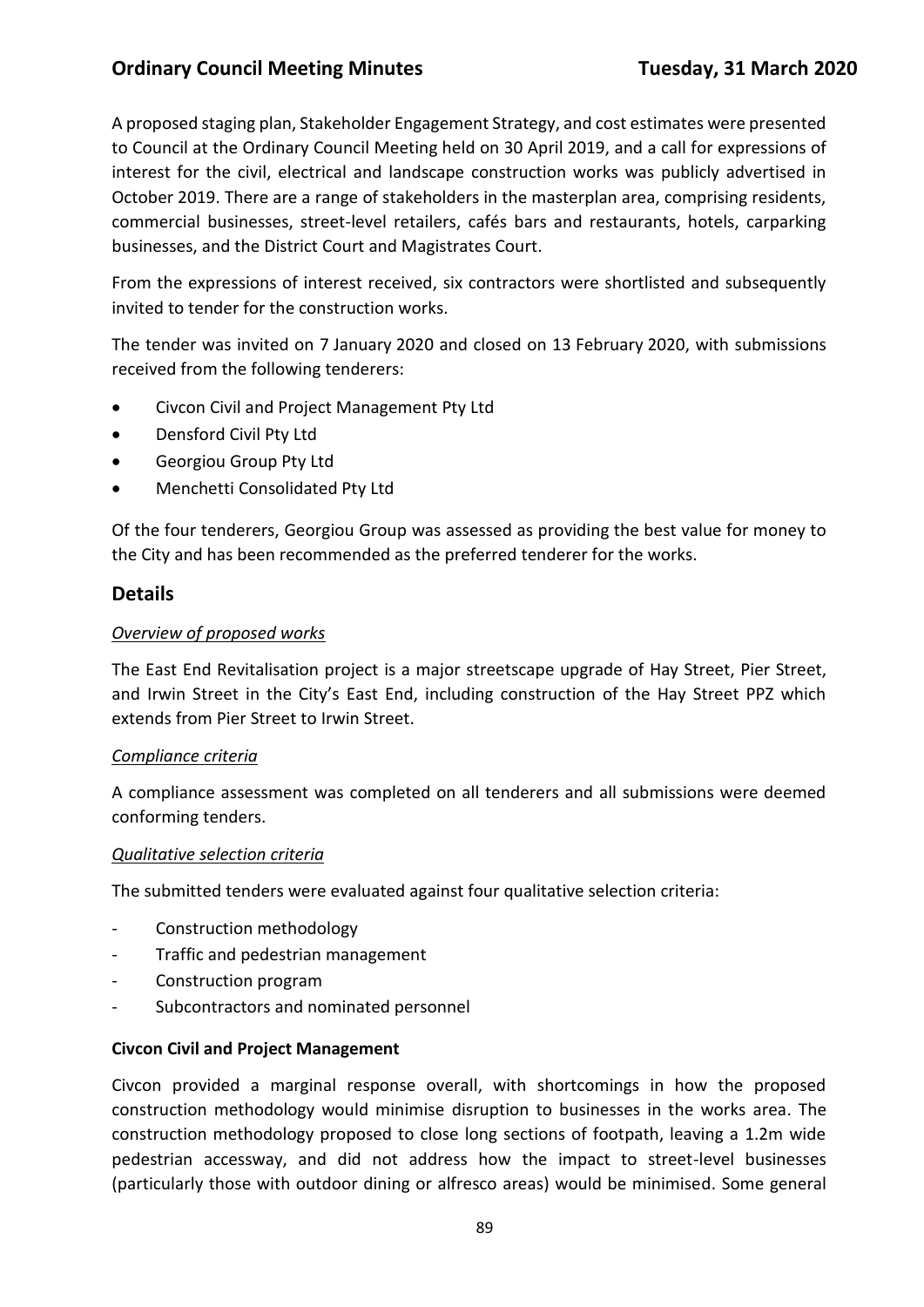A proposed staging plan, Stakeholder Engagement Strategy, and cost estimates were presented to Council at the Ordinary Council Meeting held on 30 April 2019, and a call for expressions of interest for the civil, electrical and landscape construction works was publicly advertised in October 2019. There are a range of stakeholders in the masterplan area, comprising residents, commercial businesses, street-level retailers, cafés bars and restaurants, hotels, carparking businesses, and the District Court and Magistrates Court.

From the expressions of interest received, six contractors were shortlisted and subsequently invited to tender for the construction works.

The tender was invited on 7 January 2020 and closed on 13 February 2020, with submissions received from the following tenderers:

- Civcon Civil and Project Management Pty Ltd
- Densford Civil Pty Ltd
- Georgiou Group Pty Ltd
- Menchetti Consolidated Pty Ltd

Of the four tenderers, Georgiou Group was assessed as providing the best value for money to the City and has been recommended as the preferred tenderer for the works.

## Details

*Overview of proposed works*

The East End Revitalisation project is a major streetscape upgrade of Hay Street, Pier Street, and Irwin Street in the City's East End, including construction of the Hay Street PPZ which extends from Pier Street to Irwin Street.

*Compliance criteria*

A compliance assessment was completed on all tenderers and all submissions were deemed conforming tenders.

*Qualitative selection criteria*

The submitted tenders were evaluated against four qualitative selection criteria:

- Construction methodology
- Traffic and pedestrian management
- Construction program
- Subcontractors and nominated personnel

**Civcon Civil and Project Management**

Civcon provided a marginal response overall, with shortcomings in how the proposed construction methodology would minimise disruption to businesses in the works area. The construction methodology proposed to close long sections of footpath, leaving a 1.2m wide pedestrian accessway, and did not address how the impact to street-level businesses (particularly those with outdoor dining or alfresco areas) would be minimised. Some general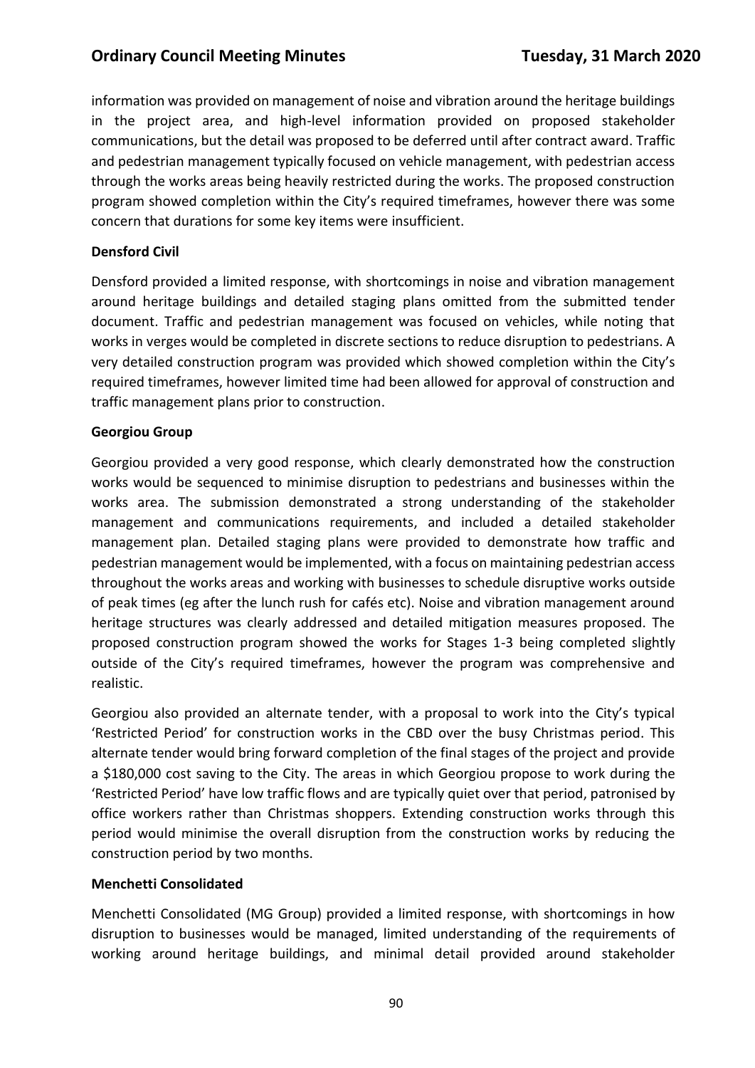information was provided on management of noise and vibration around the heritage buildings in the project area, and high-level information provided on proposed stakeholder communications, but the detail was proposed to be deferred until after contract award. Traffic and pedestrian management typically focused on vehicle management, with pedestrian access through the works areas being heavily restricted during the works. The proposed construction program showed completion within the City's required timeframes, however there was some concern that durations for some key items were insufficient.

**Densford Civil**

Densford provided a limited response, with shortcomings in noise and vibration management around heritage buildings and detailed staging plans omitted from the submitted tender document. Traffic and pedestrian management was focused on vehicles, while noting that works in verges would be completed in discrete sections to reduce disruption to pedestrians. A very detailed construction program was provided which showed completion within the City's required timeframes, however limited time had been allowed for approval of construction and traffic management plans prior to construction.

**Georgiou Group**

Georgiou provided a very good response, which clearly demonstrated how the construction works would be sequenced to minimise disruption to pedestrians and businesses within the works area. The submission demonstrated a strong understanding of the stakeholder management and communications requirements, and included a detailed stakeholder management plan. Detailed staging plans were provided to demonstrate how traffic and pedestrian management would be implemented, with a focus on maintaining pedestrian access throughout the works areas and working with businesses to schedule disruptive works outside of peak times (eg after the lunch rush for cafés etc). Noise and vibration management around heritage structures was clearly addressed and detailed mitigation measures proposed. The proposed construction program showed the works for Stages 1-3 being completed slightly outside of the City's required timeframes, however the program was comprehensive and realistic.

Georgiou also provided an alternate tender, with a proposal to work into the City's typical 'Restricted Period' for construction works in the CBD over the busy Christmas period. This alternate tender would bring forward completion of the final stages of the project and provide a $180,000 cost saving to the City. The areas in which Georgiou propose to work during the 'Restricted Period' have low traffic flows and are typically quiet over that period, patronised by office workers rather than Christmas shoppers. Extending construction works through this period would minimise the overall disruption from the construction works by reducing the construction period by two months.

**Menchetti Consolidated**

Menchetti Consolidated (MG Group) provided a limited response, with shortcomings in how disruption to businesses would be managed, limited understanding of the requirements of working around heritage buildings, and minimal detail provided around stakeholder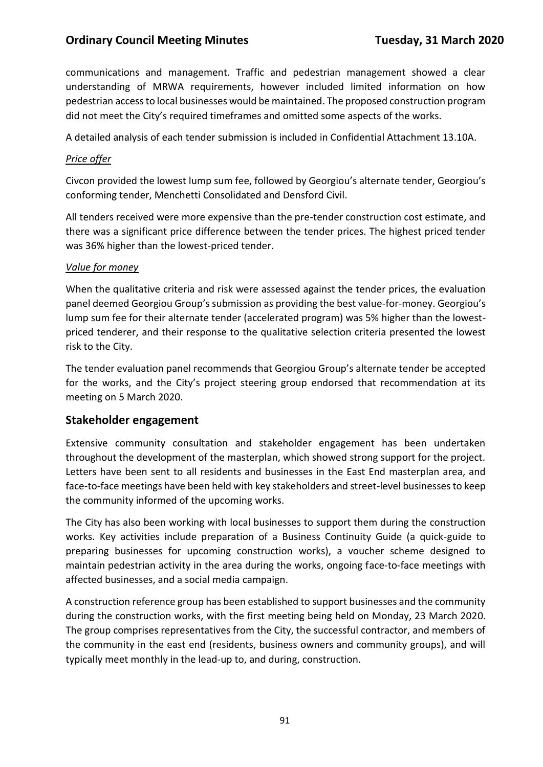communications and management. Traffic and pedestrian management showed a clear understanding of MRWA requirements, however included limited information on how pedestrian access to local businesses would be maintained. The proposed construction program did not meet the City's required timeframes and omitted some aspects of the works.

A detailed analysis of each tender submission is included in Confidential Attachment 13.10A.

*Price offer*

Civcon provided the lowest lump sum fee, followed by Georgiou's alternate tender, Georgiou's conforming tender, Menchetti Consolidated and Densford Civil.

All tenders received were more expensive than the pre-tender construction cost estimate, and there was a significant price difference between the tender prices. The highest priced tender was 36% higher than the lowest-priced tender.

*Value for money*

When the qualitative criteria and risk were assessed against the tender prices, the evaluation panel deemed Georgiou Group's submission as providing the best value-for-money. Georgiou's lump sum fee for their alternate tender (accelerated program) was 5% higher than the lowest-priced tenderer, and their response to the qualitative selection criteria presented the lowest risk to the City.

The tender evaluation panel recommends that Georgiou Group's alternate tender be accepted for the works, and the City's project steering group endorsed that recommendation at its meeting on 5 March 2020.

## Stakeholder engagement

Extensive community consultation and stakeholder engagement has been undertaken throughout the development of the masterplan, which showed strong support for the project. Letters have been sent to all residents and businesses in the East End masterplan area, and face-to-face meetings have been held with key stakeholders and street-level businesses to keep the community informed of the upcoming works.

The City has also been working with local businesses to support them during the construction works. Key activities include preparation of a Business Continuity Guide (a quick-guide to preparing businesses for upcoming construction works), a voucher scheme designed to maintain pedestrian activity in the area during the works, ongoing face-to-face meetings with affected businesses, and a social media campaign.

A construction reference group has been established to support businesses and the community during the construction works, with the first meeting being held on Monday, 23 March 2020. The group comprises representatives from the City, the successful contractor, and members of the community in the east end (residents, business owners and community groups), and will typically meet monthly in the lead-up to, and during, construction.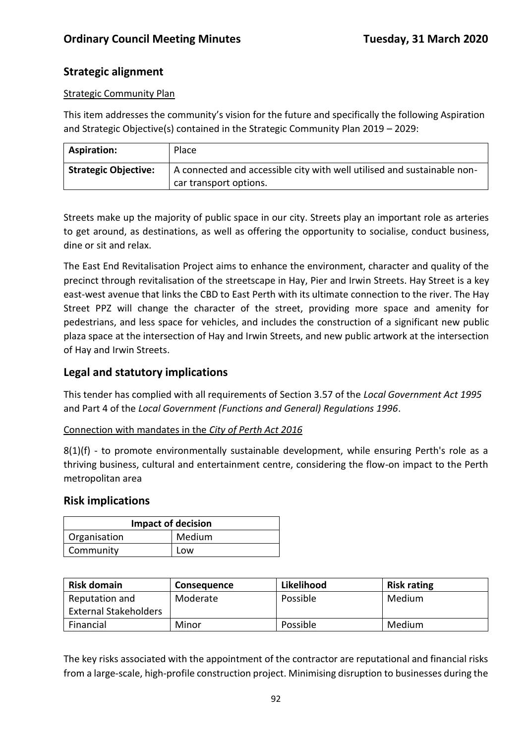## Strategic alignment

Strategic Community Plan

This item addresses the community's vision for the future and specifically the following Aspiration and Strategic Objective(s) contained in the Strategic Community Plan 2019 – 2029:

| **Aspiration:** | Place |
|---|---|
| **Strategic Objective:** | A connected and accessible city with well utilised and sustainable non-car transport options. |

Streets make up the majority of public space in our city. Streets play an important role as arteries to get around, as destinations, as well as offering the opportunity to socialise, conduct business, dine or sit and relax.

The East End Revitalisation Project aims to enhance the environment, character and quality of the precinct through revitalisation of the streetscape in Hay, Pier and Irwin Streets. Hay Street is a key east-west avenue that links the CBD to East Perth with its ultimate connection to the river. The Hay Street PPZ will change the character of the street, providing more space and amenity for pedestrians, and less space for vehicles, and includes the construction of a significant new public plaza space at the intersection of Hay and Irwin Streets, and new public artwork at the intersection of Hay and Irwin Streets.

## Legal and statutory implications

This tender has complied with all requirements of Section 3.57 of the *Local Government Act 1995* and Part 4 of the *Local Government (Functions and General) Regulations 1996*.

Connection with mandates in the *City of Perth Act 2016*

8(1)(f) - to promote environmentally sustainable development, while ensuring Perth's role as a thriving business, cultural and entertainment centre, considering the flow-on impact to the Perth metropolitan area

## Risk implications

| **Impact of decision** | |
|---|---|
| Organisation | Medium |
| Community | Low |

| **Risk domain** | **Consequence** | **Likelihood** | **Risk rating** |
|---|---|---|---|
| Reputation and External Stakeholders | Moderate | Possible | Medium |
| Financial | Minor | Possible | Medium |

The key risks associated with the appointment of the contractor are reputational and financial risks from a large-scale, high-profile construction project. Minimising disruption to businesses during the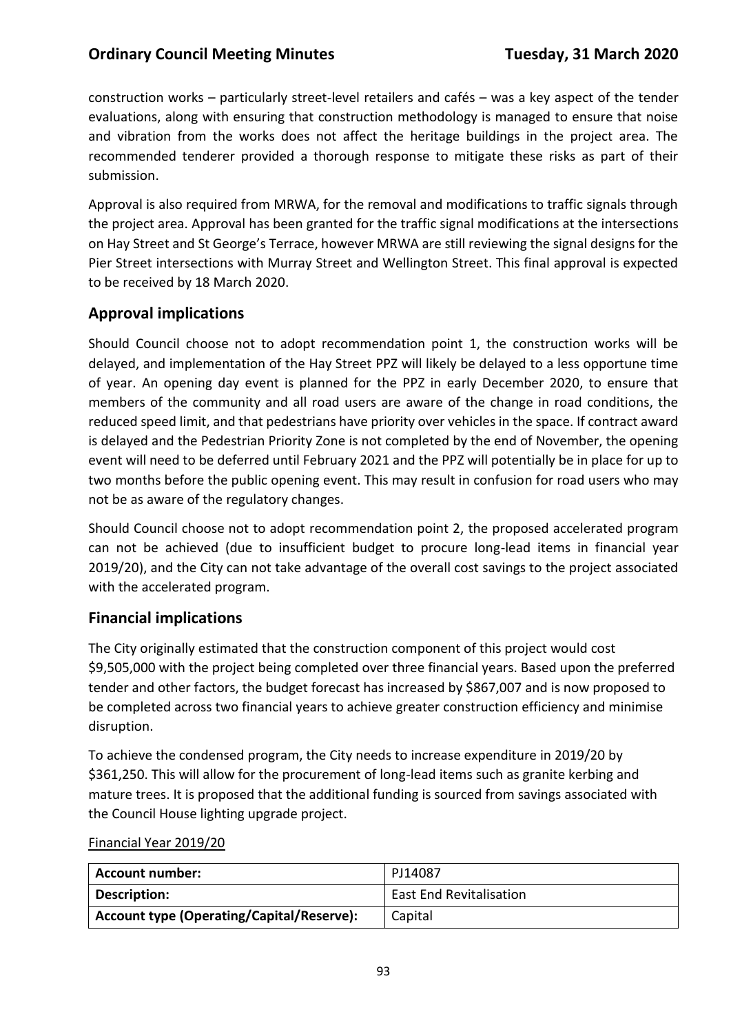construction works – particularly street-level retailers and cafés – was a key aspect of the tender evaluations, along with ensuring that construction methodology is managed to ensure that noise and vibration from the works does not affect the heritage buildings in the project area. The recommended tenderer provided a thorough response to mitigate these risks as part of their submission.

Approval is also required from MRWA, for the removal and modifications to traffic signals through the project area. Approval has been granted for the traffic signal modifications at the intersections on Hay Street and St George's Terrace, however MRWA are still reviewing the signal designs for the Pier Street intersections with Murray Street and Wellington Street. This final approval is expected to be received by 18 March 2020.

## Approval implications

Should Council choose not to adopt recommendation point 1, the construction works will be delayed, and implementation of the Hay Street PPZ will likely be delayed to a less opportune time of year. An opening day event is planned for the PPZ in early December 2020, to ensure that members of the community and all road users are aware of the change in road conditions, the reduced speed limit, and that pedestrians have priority over vehicles in the space. If contract award is delayed and the Pedestrian Priority Zone is not completed by the end of November, the opening event will need to be deferred until February 2021 and the PPZ will potentially be in place for up to two months before the public opening event. This may result in confusion for road users who may not be as aware of the regulatory changes.

Should Council choose not to adopt recommendation point 2, the proposed accelerated program can not be achieved (due to insufficient budget to procure long-lead items in financial year 2019/20), and the City can not take advantage of the overall cost savings to the project associated with the accelerated program.

## Financial implications

The City originally estimated that the construction component of this project would cost $9,505,000 with the project being completed over three financial years. Based upon the preferred tender and other factors, the budget forecast has increased by $867,007 and is now proposed to be completed across two financial years to achieve greater construction efficiency and minimise disruption.

To achieve the condensed program, the City needs to increase expenditure in 2019/20 by $361,250. This will allow for the procurement of long-lead items such as granite kerbing and mature trees. It is proposed that the additional funding is sourced from savings associated with the Council House lighting upgrade project.

Financial Year 2019/20

| **Account number:** | PJ14087 |
|---|---|
| **Description:** | East End Revitalisation |
| **Account type (Operating/Capital/Reserve):** | Capital |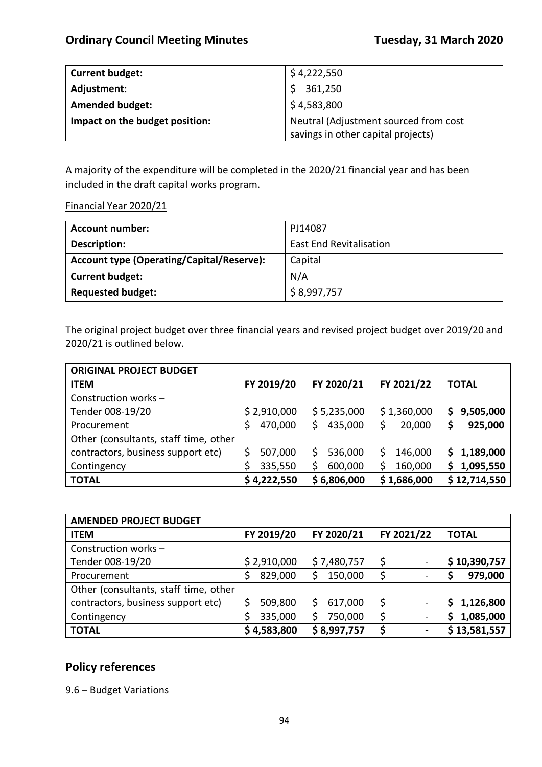| Current budget: | $ 4,222,550 |
|---|---|
| Adjustment: | $ 361,250 |
| Amended budget: | $ 4,583,800 |
| Impact on the budget position: | Neutral (Adjustment sourced from cost savings in other capital projects) |

A majority of the expenditure will be completed in the 2020/21 financial year and has been included in the draft capital works program.

Financial Year 2020/21

| Account number: | PJ14087 |
|---|---|
| Description: | East End Revitalisation |
| Account type (Operating/Capital/Reserve): | Capital |
| Current budget: | N/A |
| Requested budget: | $ 8,997,757 |

The original project budget over three financial years and revised project budget over 2019/20 and 2020/21 is outlined below.

| ORIGINAL PROJECT BUDGET | | | | |
|---|---|---|---|---|
| ITEM | FY 2019/20 | FY 2020/21 | FY 2021/22 | TOTAL |
| Construction works – Tender 008-19/20 | $ 2,910,000 | $ 5,235,000 | $ 1,360,000 | $ 9,505,000 |
| Procurement | $ 470,000 | $ 435,000 | $ 20,000 | $ 925,000 |
| Other (consultants, staff time, other contractors, business support etc) | $ 507,000 | $ 536,000 | $ 146,000 | $ 1,189,000 |
| Contingency | $ 335,550 | $ 600,000 | $ 160,000 | $ 1,095,550 |
| TOTAL | $ 4,222,550 | $ 6,806,000 | $ 1,686,000 | $ 12,714,550 |

| AMENDED PROJECT BUDGET | | | | |
|---|---|---|---|---|
| ITEM | FY 2019/20 | FY 2020/21 | FY 2021/22 | TOTAL |
| Construction works – Tender 008-19/20 | $ 2,910,000 | $ 7,480,757 | $ - | $ 10,390,757 |
| Procurement | $ 829,000 | $ 150,000 | $ - | $ 979,000 |
| Other (consultants, staff time, other contractors, business support etc) | $ 509,800 | $ 617,000 | $ - | $ 1,126,800 |
| Contingency | $ 335,000 | $ 750,000 | $ - | $ 1,085,000 |
| TOTAL | $ 4,583,800 | $ 8,997,757 | $ - | $ 13,581,557 |

## Policy references

9.6 – Budget Variations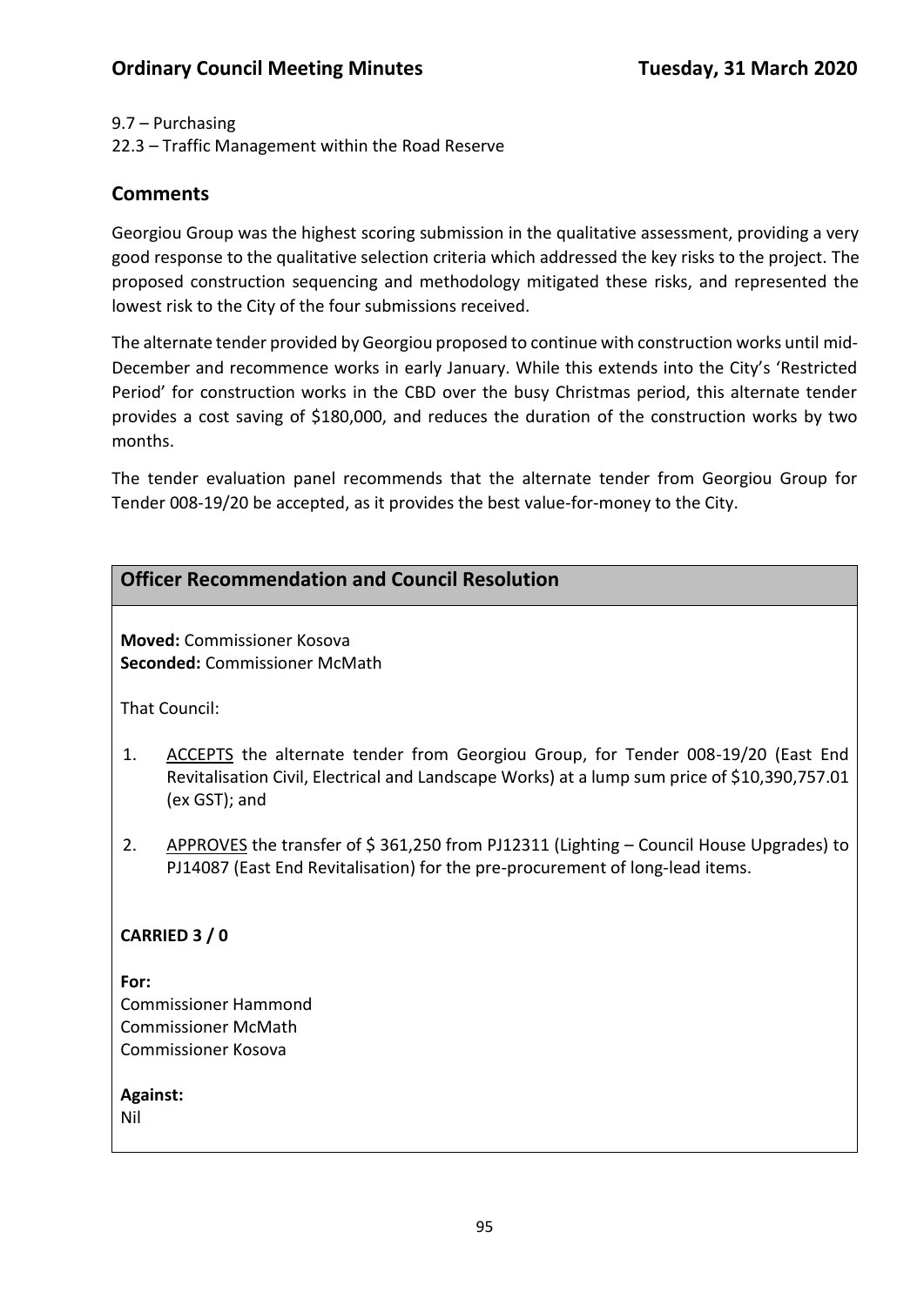9.7 – Purchasing
22.3 – Traffic Management within the Road Reserve

## Comments

Georgiou Group was the highest scoring submission in the qualitative assessment, providing a very good response to the qualitative selection criteria which addressed the key risks to the project. The proposed construction sequencing and methodology mitigated these risks, and represented the lowest risk to the City of the four submissions received.

The alternate tender provided by Georgiou proposed to continue with construction works until mid-December and recommence works in early January. While this extends into the City's 'Restricted Period' for construction works in the CBD over the busy Christmas period, this alternate tender provides a cost saving of $180,000, and reduces the duration of the construction works by two months.

The tender evaluation panel recommends that the alternate tender from Georgiou Group for Tender 008-19/20 be accepted, as it provides the best value-for-money to the City.

## Officer Recommendation and Council Resolution

**Moved:** Commissioner Kosova
**Seconded:** Commissioner McMath

That Council:

1. ACCEPTS the alternate tender from Georgiou Group, for Tender 008-19/20 (East End Revitalisation Civil, Electrical and Landscape Works) at a lump sum price of $10,390,757.01 (ex GST); and

2. APPROVES the transfer of $ 361,250 from PJ12311 (Lighting – Council House Upgrades) to PJ14087 (East End Revitalisation) for the pre-procurement of long-lead items.

**CARRIED 3 / 0**

**For:**
Commissioner Hammond
Commissioner McMath
Commissioner Kosova

**Against:**
Nil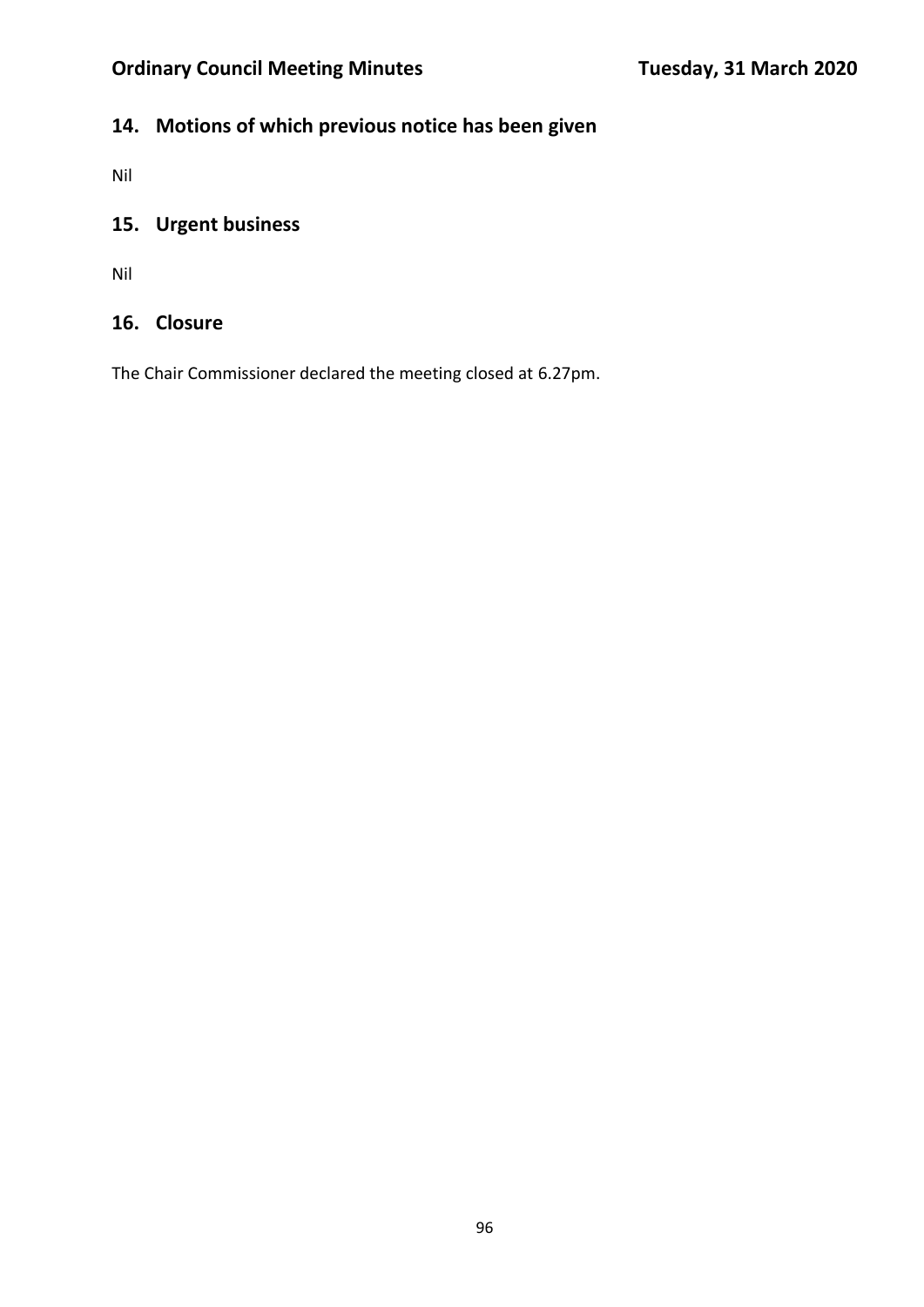## 14. Motions of which previous notice has been given

Nil

## 15. Urgent business

Nil

## 16. Closure

The Chair Commissioner declared the meeting closed at 6.27pm.